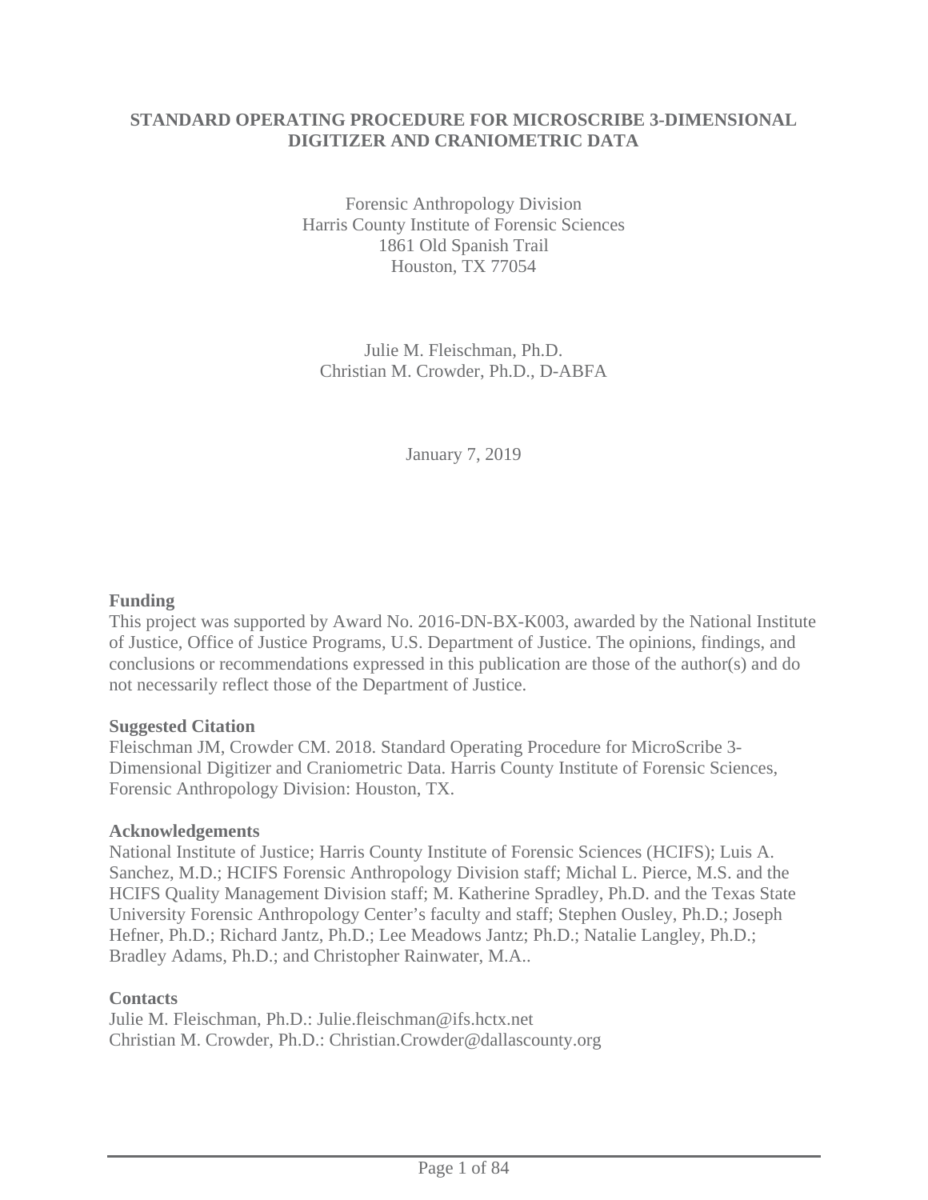# STANDARD OPERATING PROCEDURE FOR MICROSCRIBE 3-DIMENSIONAL DIGITIZER AND CRANIOMETRIC DATA

Forensic Anthropology Division
Harris County Institute of Forensic Sciences
1861 Old Spanish Trail
Houston, TX 77054

Julie M. Fleischman, Ph.D.
Christian M. Crowder, Ph.D., D-ABFA

January 7, 2019

**Funding**

This project was supported by Award No. 2016-DN-BX-K003, awarded by the National Institute of Justice, Office of Justice Programs, U.S. Department of Justice. The opinions, findings, and conclusions or recommendations expressed in this publication are those of the author(s) and do not necessarily reflect those of the Department of Justice.

**Suggested Citation**

Fleischman JM, Crowder CM. 2018. Standard Operating Procedure for MicroScribe 3-Dimensional Digitizer and Craniometric Data. Harris County Institute of Forensic Sciences, Forensic Anthropology Division: Houston, TX.

**Acknowledgements**

National Institute of Justice; Harris County Institute of Forensic Sciences (HCIFS); Luis A. Sanchez, M.D.; HCIFS Forensic Anthropology Division staff; Michal L. Pierce, M.S. and the HCIFS Quality Management Division staff; M. Katherine Spradley, Ph.D. and the Texas State University Forensic Anthropology Center's faculty and staff; Stephen Ousley, Ph.D.; Joseph Hefner, Ph.D.; Richard Jantz, Ph.D.; Lee Meadows Jantz; Ph.D.; Natalie Langley, Ph.D.; Bradley Adams, Ph.D.; and Christopher Rainwater, M.A..

**Contacts**

Julie M. Fleischman, Ph.D.: Julie.fleischman@ifs.hctx.net
Christian M. Crowder, Ph.D.: Christian.Crowder@dallascounty.org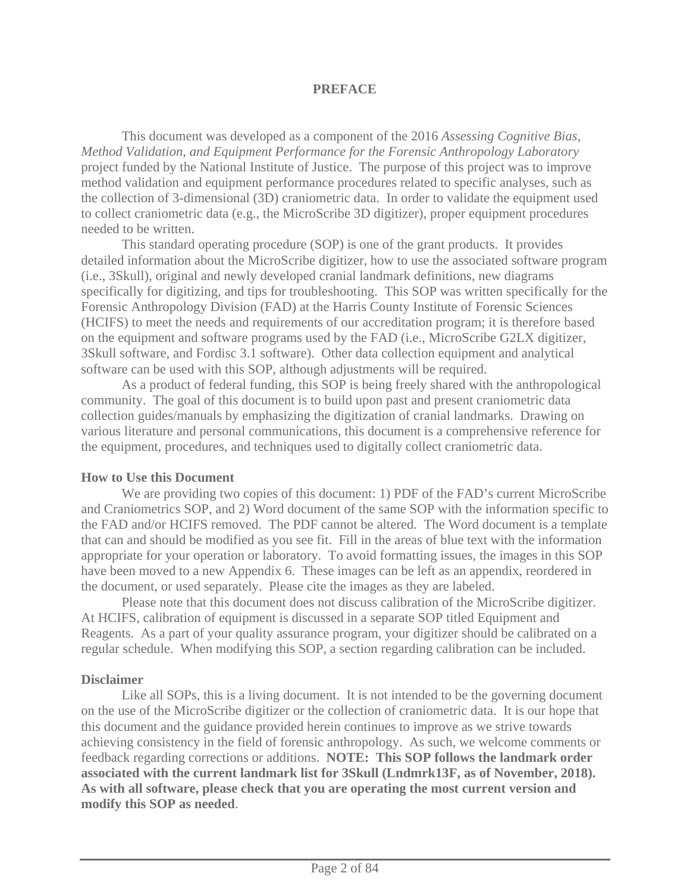# PREFACE

This document was developed as a component of the 2016 *Assessing Cognitive Bias, Method Validation, and Equipment Performance for the Forensic Anthropology Laboratory* project funded by the National Institute of Justice. The purpose of this project was to improve method validation and equipment performance procedures related to specific analyses, such as the collection of 3-dimensional (3D) craniometric data. In order to validate the equipment used to collect craniometric data (e.g., the MicroScribe 3D digitizer), proper equipment procedures needed to be written.

This standard operating procedure (SOP) is one of the grant products. It provides detailed information about the MicroScribe digitizer, how to use the associated software program (i.e., 3Skull), original and newly developed cranial landmark definitions, new diagrams specifically for digitizing, and tips for troubleshooting. This SOP was written specifically for the Forensic Anthropology Division (FAD) at the Harris County Institute of Forensic Sciences (HCIFS) to meet the needs and requirements of our accreditation program; it is therefore based on the equipment and software programs used by the FAD (i.e., MicroScribe G2LX digitizer, 3Skull software, and Fordisc 3.1 software). Other data collection equipment and analytical software can be used with this SOP, although adjustments will be required.

As a product of federal funding, this SOP is being freely shared with the anthropological community. The goal of this document is to build upon past and present craniometric data collection guides/manuals by emphasizing the digitization of cranial landmarks. Drawing on various literature and personal communications, this document is a comprehensive reference for the equipment, procedures, and techniques used to digitally collect craniometric data.

**How to Use this Document**

We are providing two copies of this document: 1) PDF of the FAD's current MicroScribe and Craniometrics SOP, and 2) Word document of the same SOP with the information specific to the FAD and/or HCIFS removed. The PDF cannot be altered. The Word document is a template that can and should be modified as you see fit. Fill in the areas of blue text with the information appropriate for your operation or laboratory. To avoid formatting issues, the images in this SOP have been moved to a new Appendix 6. These images can be left as an appendix, reordered in the document, or used separately. Please cite the images as they are labeled.

Please note that this document does not discuss calibration of the MicroScribe digitizer. At HCIFS, calibration of equipment is discussed in a separate SOP titled Equipment and Reagents. As a part of your quality assurance program, your digitizer should be calibrated on a regular schedule. When modifying this SOP, a section regarding calibration can be included.

**Disclaimer**

Like all SOPs, this is a living document. It is not intended to be the governing document on the use of the MicroScribe digitizer or the collection of craniometric data. It is our hope that this document and the guidance provided herein continues to improve as we strive towards achieving consistency in the field of forensic anthropology. As such, we welcome comments or feedback regarding corrections or additions. **NOTE: This SOP follows the landmark order associated with the current landmark list for 3Skull (Lndmrk13F, as of November, 2018). As with all software, please check that you are operating the most current version and modify this SOP as needed**.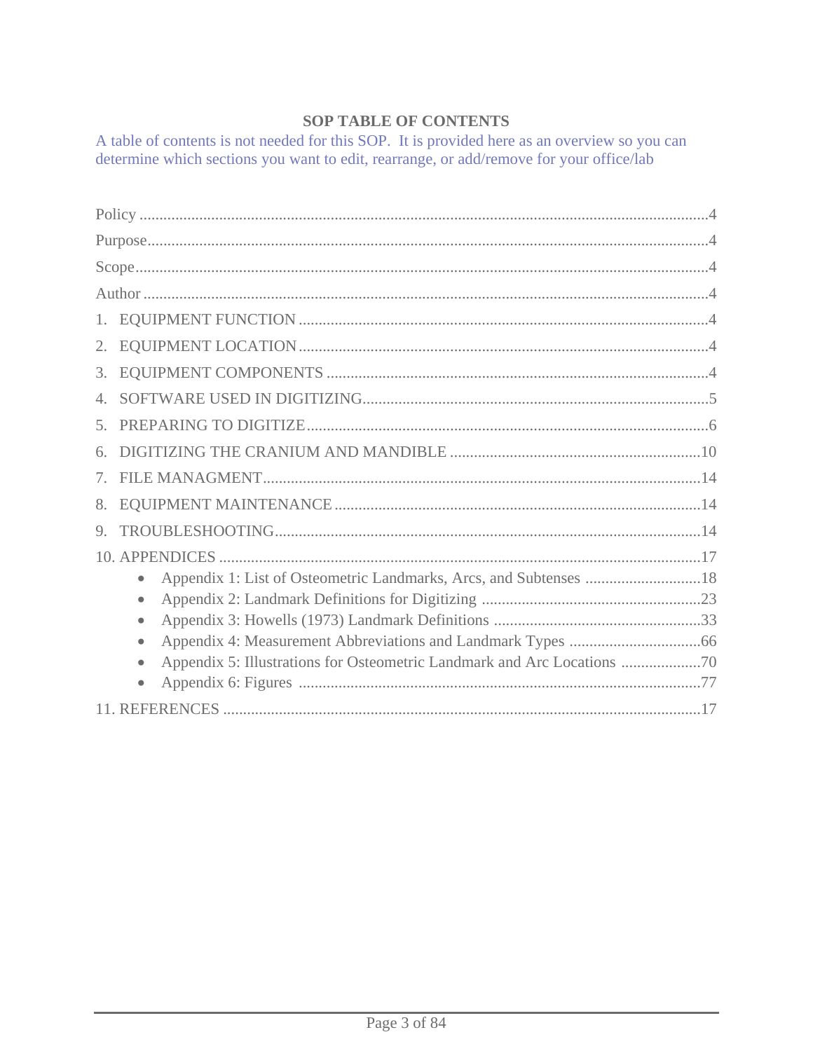# SOP TABLE OF CONTENTS

A table of contents is not needed for this SOP. It is provided here as an overview so you can determine which sections you want to edit, rearrange, or add/remove for your office/lab

Policy ....................................................................................................................................4

Purpose...................................................................................................................................4

Scope......................................................................................................................................4

Author ....................................................................................................................................4

1. EQUIPMENT FUNCTION ...............................................................................................4

2. EQUIPMENT LOCATION................................................................................................4

3. EQUIPMENT COMPONENTS .........................................................................................4

4. SOFTWARE USED IN DIGITIZING................................................................................5

5. PREPARING TO DIGITIZE..............................................................................................6

6. DIGITIZING THE CRANIUM AND MANDIBLE ........................................................10

7. FILE MANAGMENT.......................................................................................................14

8. EQUIPMENT MAINTENANCE .....................................................................................14

9. TROUBLESHOOTING....................................................................................................14

10. APPENDICES ................................................................................................................17

- Appendix 1: List of Osteometric Landmarks, Arcs, and Subtenses ............................18
- Appendix 2: Landmark Definitions for Digitizing .......................................................23
- Appendix 3: Howells (1973) Landmark Definitions ....................................................33
- Appendix 4: Measurement Abbreviations and Landmark Types .................................66
- Appendix 5: Illustrations for Osteometric Landmark and Arc Locations ....................70
- Appendix 6: Figures ....................................................................................................77

11. REFERENCES ...............................................................................................................17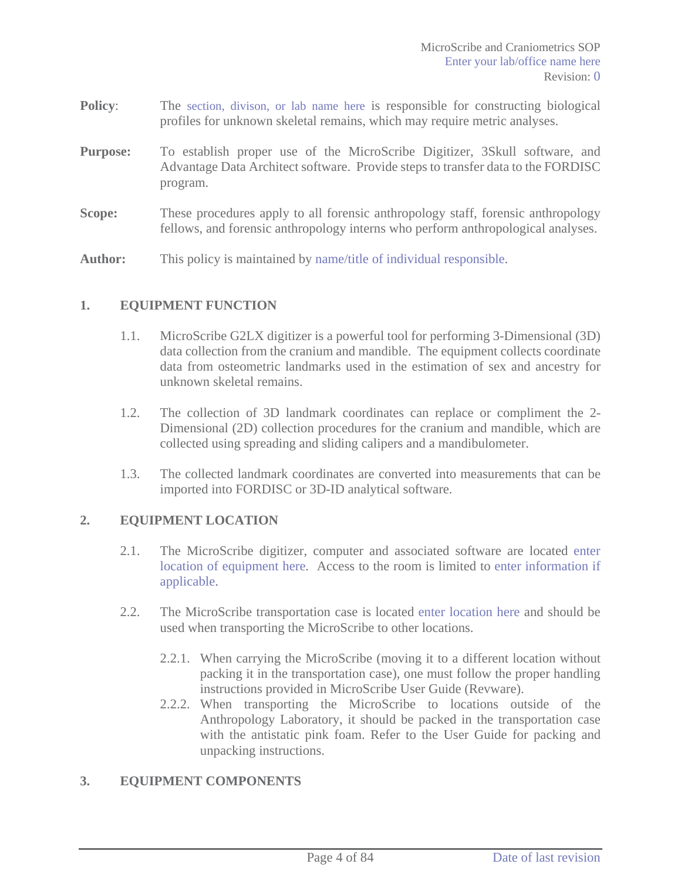**Policy**: The section, divison, or lab name here is responsible for constructing biological profiles for unknown skeletal remains, which may require metric analyses.

**Purpose:** To establish proper use of the MicroScribe Digitizer, 3Skull software, and Advantage Data Architect software. Provide steps to transfer data to the FORDISC program.

**Scope:** These procedures apply to all forensic anthropology staff, forensic anthropology fellows, and forensic anthropology interns who perform anthropological analyses.

**Author:** This policy is maintained by name/title of individual responsible.

## 1. EQUIPMENT FUNCTION

1.1. MicroScribe G2LX digitizer is a powerful tool for performing 3-Dimensional (3D) data collection from the cranium and mandible. The equipment collects coordinate data from osteometric landmarks used in the estimation of sex and ancestry for unknown skeletal remains.

1.2. The collection of 3D landmark coordinates can replace or compliment the 2-Dimensional (2D) collection procedures for the cranium and mandible, which are collected using spreading and sliding calipers and a mandibulometer.

1.3. The collected landmark coordinates are converted into measurements that can be imported into FORDISC or 3D-ID analytical software.

## 2. EQUIPMENT LOCATION

2.1. The MicroScribe digitizer, computer and associated software are located enter location of equipment here. Access to the room is limited to enter information if applicable.

2.2. The MicroScribe transportation case is located enter location here and should be used when transporting the MicroScribe to other locations.

2.2.1. When carrying the MicroScribe (moving it to a different location without packing it in the transportation case), one must follow the proper handling instructions provided in MicroScribe User Guide (Revware).

2.2.2. When transporting the MicroScribe to locations outside of the Anthropology Laboratory, it should be packed in the transportation case with the antistatic pink foam. Refer to the User Guide for packing and unpacking instructions.

## 3. EQUIPMENT COMPONENTS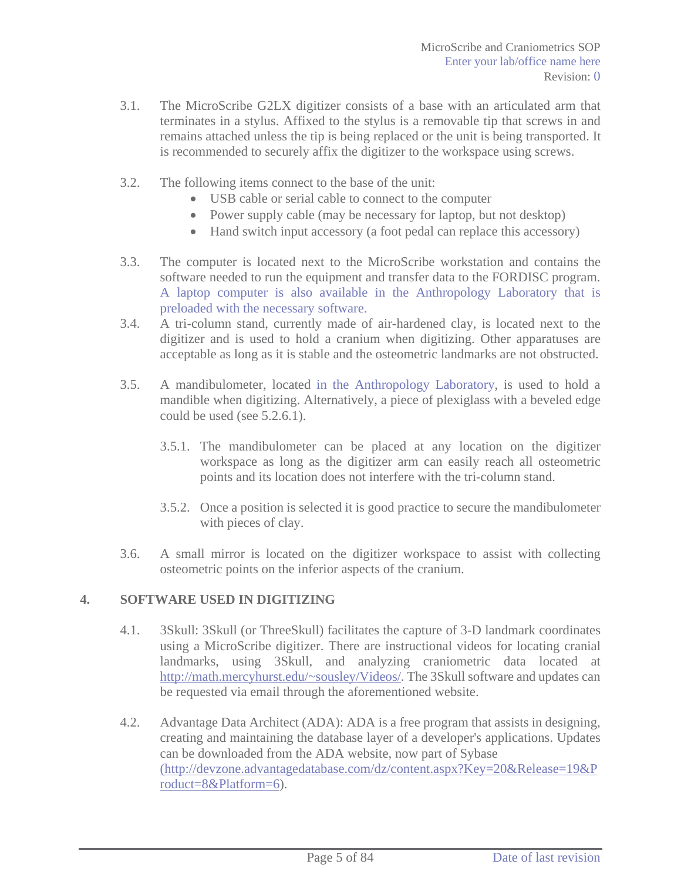3.1. The MicroScribe G2LX digitizer consists of a base with an articulated arm that terminates in a stylus. Affixed to the stylus is a removable tip that screws in and remains attached unless the tip is being replaced or the unit is being transported. It is recommended to securely affix the digitizer to the workspace using screws.

3.2. The following items connect to the base of the unit:

- USB cable or serial cable to connect to the computer
- Power supply cable (may be necessary for laptop, but not desktop)
- Hand switch input accessory (a foot pedal can replace this accessory)

3.3. The computer is located next to the MicroScribe workstation and contains the software needed to run the equipment and transfer data to the FORDISC program. A laptop computer is also available in the Anthropology Laboratory that is preloaded with the necessary software.

3.4. A tri-column stand, currently made of air-hardened clay, is located next to the digitizer and is used to hold a cranium when digitizing. Other apparatuses are acceptable as long as it is stable and the osteometric landmarks are not obstructed.

3.5. A mandibulometer, located in the Anthropology Laboratory, is used to hold a mandible when digitizing. Alternatively, a piece of plexiglass with a beveled edge could be used (see 5.2.6.1).

3.5.1. The mandibulometer can be placed at any location on the digitizer workspace as long as the digitizer arm can easily reach all osteometric points and its location does not interfere with the tri-column stand.

3.5.2. Once a position is selected it is good practice to secure the mandibulometer with pieces of clay.

3.6. A small mirror is located on the digitizer workspace to assist with collecting osteometric points on the inferior aspects of the cranium.

## 4. SOFTWARE USED IN DIGITIZING

4.1. 3Skull: 3Skull (or ThreeSkull) facilitates the capture of 3-D landmark coordinates using a MicroScribe digitizer. There are instructional videos for locating cranial landmarks, using 3Skull, and analyzing craniometric data located at http://math.mercyhurst.edu/~sousley/Videos/. The 3Skull software and updates can be requested via email through the aforementioned website.

4.2. Advantage Data Architect (ADA): ADA is a free program that assists in designing, creating and maintaining the database layer of a developer's applications. Updates can be downloaded from the ADA website, now part of Sybase (http://devzone.advantagedatabase.com/dz/content.aspx?Key=20&Release=19&Product=8&Platform=6).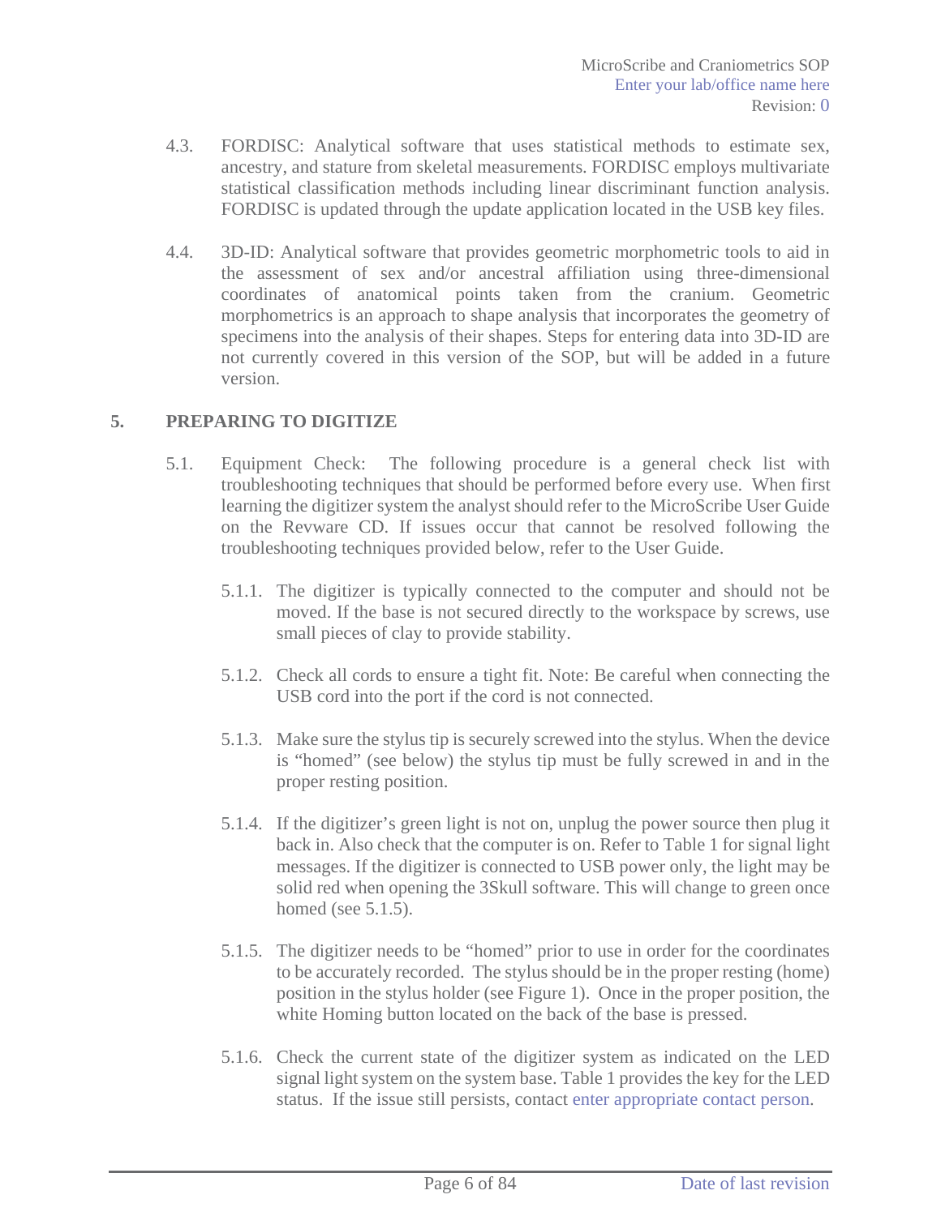4.3. FORDISC: Analytical software that uses statistical methods to estimate sex, ancestry, and stature from skeletal measurements. FORDISC employs multivariate statistical classification methods including linear discriminant function analysis. FORDISC is updated through the update application located in the USB key files.

4.4. 3D-ID: Analytical software that provides geometric morphometric tools to aid in the assessment of sex and/or ancestral affiliation using three-dimensional coordinates of anatomical points taken from the cranium. Geometric morphometrics is an approach to shape analysis that incorporates the geometry of specimens into the analysis of their shapes. Steps for entering data into 3D-ID are not currently covered in this version of the SOP, but will be added in a future version.

## 5. PREPARING TO DIGITIZE

5.1. Equipment Check: The following procedure is a general check list with troubleshooting techniques that should be performed before every use. When first learning the digitizer system the analyst should refer to the MicroScribe User Guide on the Revware CD. If issues occur that cannot be resolved following the troubleshooting techniques provided below, refer to the User Guide.

5.1.1. The digitizer is typically connected to the computer and should not be moved. If the base is not secured directly to the workspace by screws, use small pieces of clay to provide stability.

5.1.2. Check all cords to ensure a tight fit. Note: Be careful when connecting the USB cord into the port if the cord is not connected.

5.1.3. Make sure the stylus tip is securely screwed into the stylus. When the device is "homed" (see below) the stylus tip must be fully screwed in and in the proper resting position.

5.1.4. If the digitizer's green light is not on, unplug the power source then plug it back in. Also check that the computer is on. Refer to Table 1 for signal light messages. If the digitizer is connected to USB power only, the light may be solid red when opening the 3Skull software. This will change to green once homed (see 5.1.5).

5.1.5. The digitizer needs to be "homed" prior to use in order for the coordinates to be accurately recorded. The stylus should be in the proper resting (home) position in the stylus holder (see Figure 1). Once in the proper position, the white Homing button located on the back of the base is pressed.

5.1.6. Check the current state of the digitizer system as indicated on the LED signal light system on the system base. Table 1 provides the key for the LED status. If the issue still persists, contact enter appropriate contact person.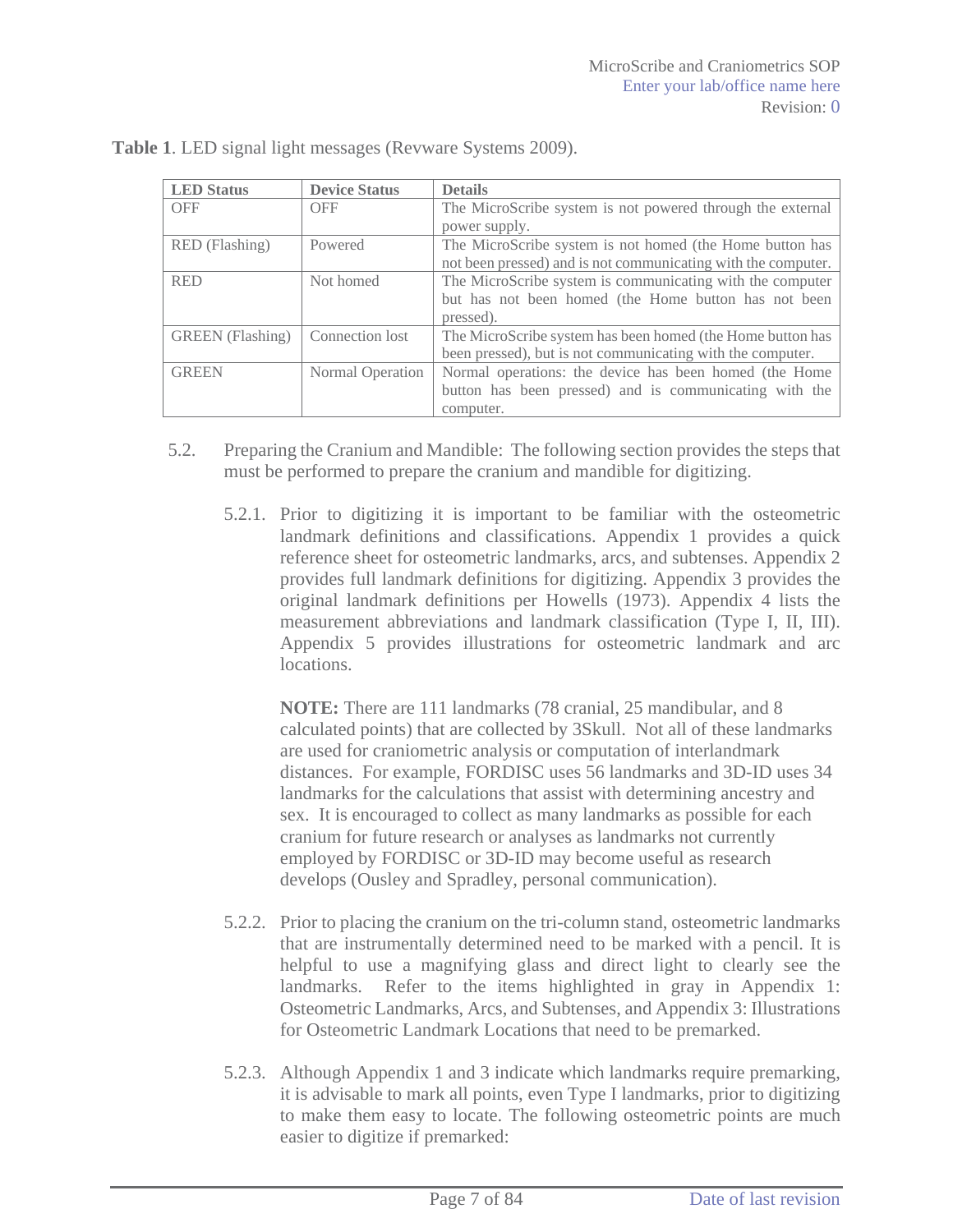**Table 1**. LED signal light messages (Revware Systems 2009).

| LED Status | Device Status | Details |
|---|---|---|
| OFF | OFF | The MicroScribe system is not powered through the external power supply. |
| RED (Flashing) | Powered | The MicroScribe system is not homed (the Home button has not been pressed) and is not communicating with the computer. |
| RED | Not homed | The MicroScribe system is communicating with the computer but has not been homed (the Home button has not been pressed). |
| GREEN (Flashing) | Connection lost | The MicroScribe system has been homed (the Home button has been pressed), but is not communicating with the computer. |
| GREEN | Normal Operation | Normal operations: the device has been homed (the Home button has been pressed) and is communicating with the computer. |

5.2. Preparing the Cranium and Mandible: The following section provides the steps that must be performed to prepare the cranium and mandible for digitizing.

5.2.1. Prior to digitizing it is important to be familiar with the osteometric landmark definitions and classifications. Appendix 1 provides a quick reference sheet for osteometric landmarks, arcs, and subtenses. Appendix 2 provides full landmark definitions for digitizing. Appendix 3 provides the original landmark definitions per Howells (1973). Appendix 4 lists the measurement abbreviations and landmark classification (Type I, II, III). Appendix 5 provides illustrations for osteometric landmark and arc locations.

**NOTE:** There are 111 landmarks (78 cranial, 25 mandibular, and 8 calculated points) that are collected by 3Skull. Not all of these landmarks are used for craniometric analysis or computation of interlandmark distances. For example, FORDISC uses 56 landmarks and 3D-ID uses 34 landmarks for the calculations that assist with determining ancestry and sex. It is encouraged to collect as many landmarks as possible for each cranium for future research or analyses as landmarks not currently employed by FORDISC or 3D-ID may become useful as research develops (Ousley and Spradley, personal communication).

5.2.2. Prior to placing the cranium on the tri-column stand, osteometric landmarks that are instrumentally determined need to be marked with a pencil. It is helpful to use a magnifying glass and direct light to clearly see the landmarks. Refer to the items highlighted in gray in Appendix 1: Osteometric Landmarks, Arcs, and Subtenses, and Appendix 3: Illustrations for Osteometric Landmark Locations that need to be premarked.

5.2.3. Although Appendix 1 and 3 indicate which landmarks require premarking, it is advisable to mark all points, even Type I landmarks, prior to digitizing to make them easy to locate. The following osteometric points are much easier to digitize if premarked: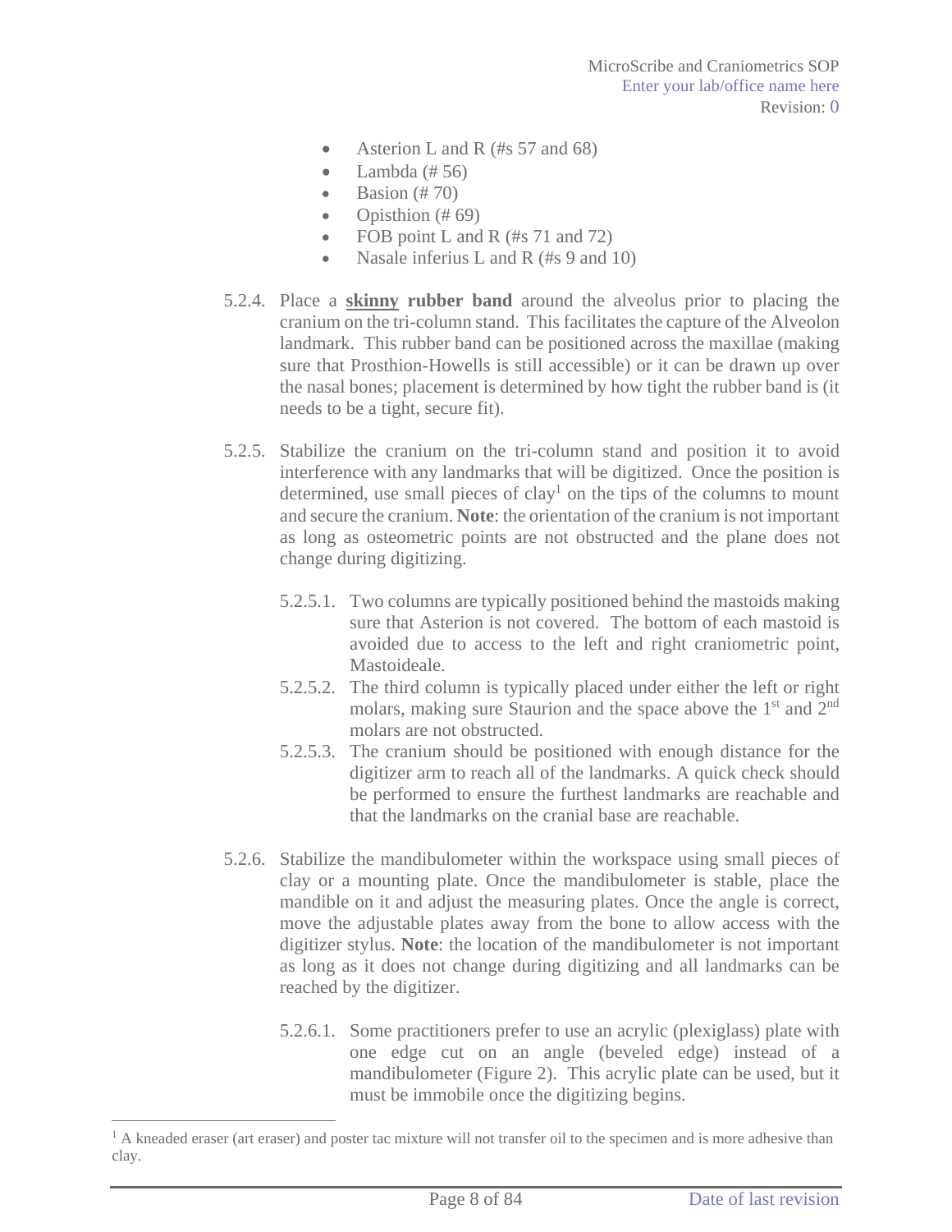- Asterion L and R (#s 57 and 68)
- Lambda (# 56)
- Basion (# 70)
- Opisthion (# 69)
- FOB point L and R (#s 71 and 72)
- Nasale inferius L and R (#s 9 and 10)

5.2.4. Place a **<u>skinny</u> rubber band** around the alveolus prior to placing the cranium on the tri-column stand. This facilitates the capture of the Alveolon landmark. This rubber band can be positioned across the maxillae (making sure that Prosthion-Howells is still accessible) or it can be drawn up over the nasal bones; placement is determined by how tight the rubber band is (it needs to be a tight, secure fit).

5.2.5. Stabilize the cranium on the tri-column stand and position it to avoid interference with any landmarks that will be digitized. Once the position is determined, use small pieces of clay[1] on the tips of the columns to mount and secure the cranium. **Note**: the orientation of the cranium is not important as long as osteometric points are not obstructed and the plane does not change during digitizing.

5.2.5.1. Two columns are typically positioned behind the mastoids making sure that Asterion is not covered. The bottom of each mastoid is avoided due to access to the left and right craniometric point, Mastoideale.

5.2.5.2. The third column is typically placed under either the left or right molars, making sure Staurion and the space above the 1st and 2nd molars are not obstructed.

5.2.5.3. The cranium should be positioned with enough distance for the digitizer arm to reach all of the landmarks. A quick check should be performed to ensure the furthest landmarks are reachable and that the landmarks on the cranial base are reachable.

5.2.6. Stabilize the mandibulometer within the workspace using small pieces of clay or a mounting plate. Once the mandibulometer is stable, place the mandible on it and adjust the measuring plates. Once the angle is correct, move the adjustable plates away from the bone to allow access with the digitizer stylus. **Note**: the location of the mandibulometer is not important as long as it does not change during digitizing and all landmarks can be reached by the digitizer.

5.2.6.1. Some practitioners prefer to use an acrylic (plexiglass) plate with one edge cut on an angle (beveled edge) instead of a mandibulometer (Figure 2). This acrylic plate can be used, but it must be immobile once the digitizing begins.

---

[1] A kneaded eraser (art eraser) and poster tac mixture will not transfer oil to the specimen and is more adhesive than clay.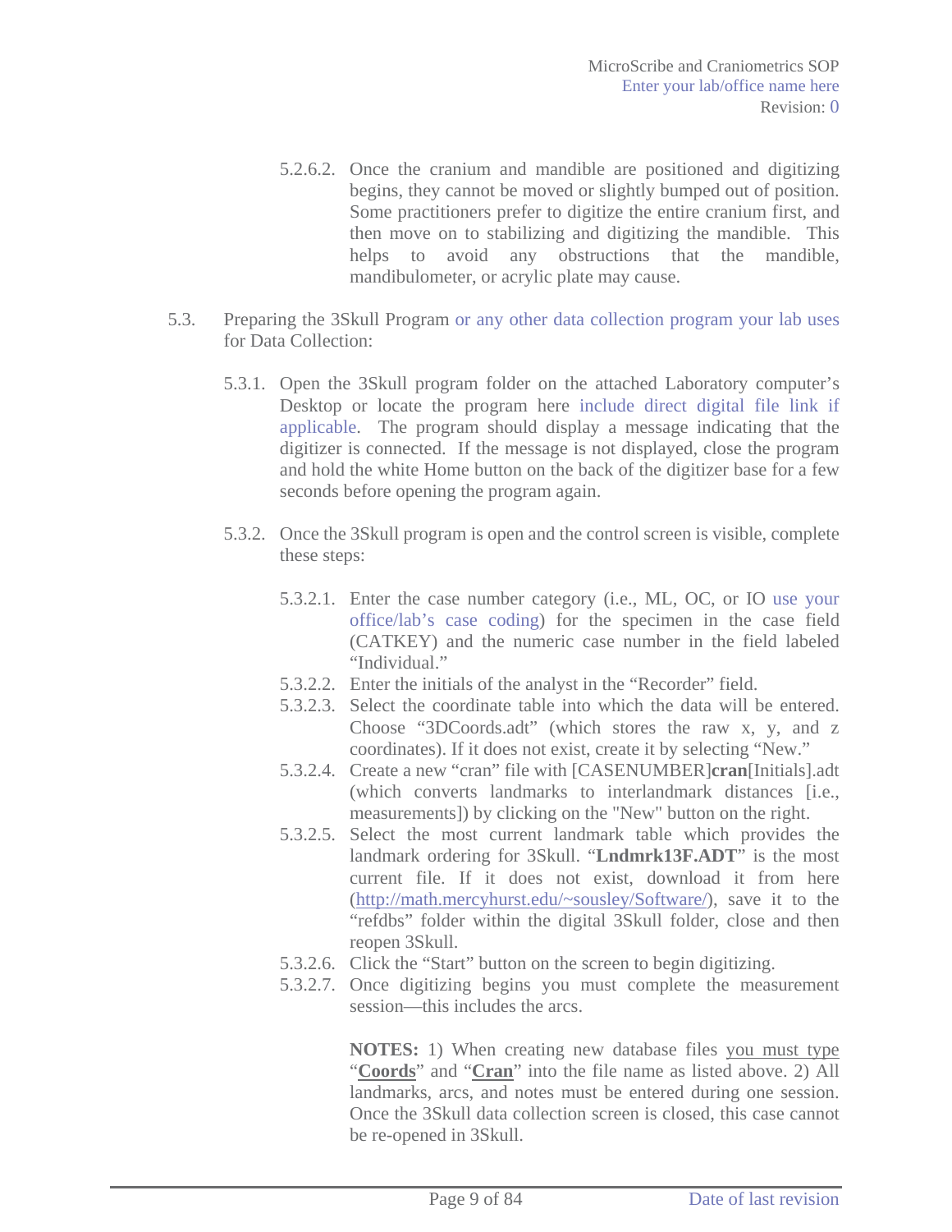5.2.6.2. Once the cranium and mandible are positioned and digitizing begins, they cannot be moved or slightly bumped out of position. Some practitioners prefer to digitize the entire cranium first, and then move on to stabilizing and digitizing the mandible. This helps to avoid any obstructions that the mandible, mandibulometer, or acrylic plate may cause.

5.3. Preparing the 3Skull Program or any other data collection program your lab uses for Data Collection:

5.3.1. Open the 3Skull program folder on the attached Laboratory computer's Desktop or locate the program here include direct digital file link if applicable. The program should display a message indicating that the digitizer is connected. If the message is not displayed, close the program and hold the white Home button on the back of the digitizer base for a few seconds before opening the program again.

5.3.2. Once the 3Skull program is open and the control screen is visible, complete these steps:

5.3.2.1. Enter the case number category (i.e., ML, OC, or IO use your office/lab's case coding) for the specimen in the case field (CATKEY) and the numeric case number in the field labeled "Individual."

5.3.2.2. Enter the initials of the analyst in the "Recorder" field.

5.3.2.3. Select the coordinate table into which the data will be entered. Choose "3DCoords.adt" (which stores the raw x, y, and z coordinates). If it does not exist, create it by selecting "New."

5.3.2.4. Create a new "cran" file with [CASENUMBER]**cran**[Initials].adt (which converts landmarks to interlandmark distances [i.e., measurements]) by clicking on the "New" button on the right.

5.3.2.5. Select the most current landmark table which provides the landmark ordering for 3Skull. "**Lndmrk13F.ADT**" is the most current file. If it does not exist, download it from here (http://math.mercyhurst.edu/~sousley/Software/), save it to the "refdbs" folder within the digital 3Skull folder, close and then reopen 3Skull.

5.3.2.6. Click the "Start" button on the screen to begin digitizing.

5.3.2.7. Once digitizing begins you must complete the measurement session—this includes the arcs.

**NOTES:** 1) When creating new database files you must type "**Coords**" and "**Cran**" into the file name as listed above. 2) All landmarks, arcs, and notes must be entered during one session. Once the 3Skull data collection screen is closed, this case cannot be re-opened in 3Skull.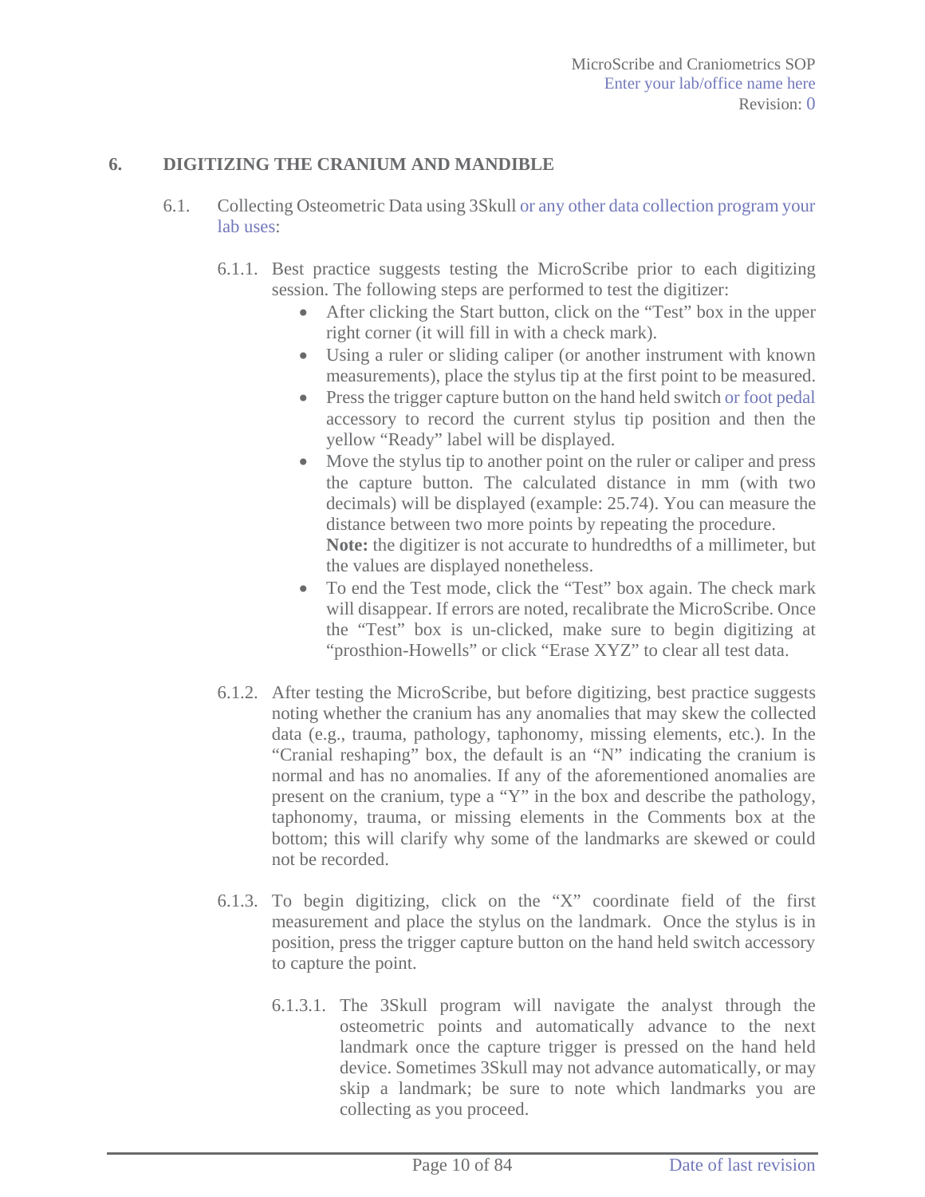## 6. DIGITIZING THE CRANIUM AND MANDIBLE

6.1. Collecting Osteometric Data using 3Skull or any other data collection program your lab uses:

6.1.1. Best practice suggests testing the MicroScribe prior to each digitizing session. The following steps are performed to test the digitizer:

- After clicking the Start button, click on the "Test" box in the upper right corner (it will fill in with a check mark).
- Using a ruler or sliding caliper (or another instrument with known measurements), place the stylus tip at the first point to be measured.
- Press the trigger capture button on the hand held switch or foot pedal accessory to record the current stylus tip position and then the yellow "Ready" label will be displayed.
- Move the stylus tip to another point on the ruler or caliper and press the capture button. The calculated distance in mm (with two decimals) will be displayed (example: 25.74). You can measure the distance between two more points by repeating the procedure.
  **Note:** the digitizer is not accurate to hundredths of a millimeter, but the values are displayed nonetheless.
- To end the Test mode, click the "Test" box again. The check mark will disappear. If errors are noted, recalibrate the MicroScribe. Once the "Test" box is un-clicked, make sure to begin digitizing at "prosthion-Howells" or click "Erase XYZ" to clear all test data.

6.1.2. After testing the MicroScribe, but before digitizing, best practice suggests noting whether the cranium has any anomalies that may skew the collected data (e.g., trauma, pathology, taphonomy, missing elements, etc.). In the "Cranial reshaping" box, the default is an "N" indicating the cranium is normal and has no anomalies. If any of the aforementioned anomalies are present on the cranium, type a "Y" in the box and describe the pathology, taphonomy, trauma, or missing elements in the Comments box at the bottom; this will clarify why some of the landmarks are skewed or could not be recorded.

6.1.3. To begin digitizing, click on the "X" coordinate field of the first measurement and place the stylus on the landmark. Once the stylus is in position, press the trigger capture button on the hand held switch accessory to capture the point.

6.1.3.1. The 3Skull program will navigate the analyst through the osteometric points and automatically advance to the next landmark once the capture trigger is pressed on the hand held device. Sometimes 3Skull may not advance automatically, or may skip a landmark; be sure to note which landmarks you are collecting as you proceed.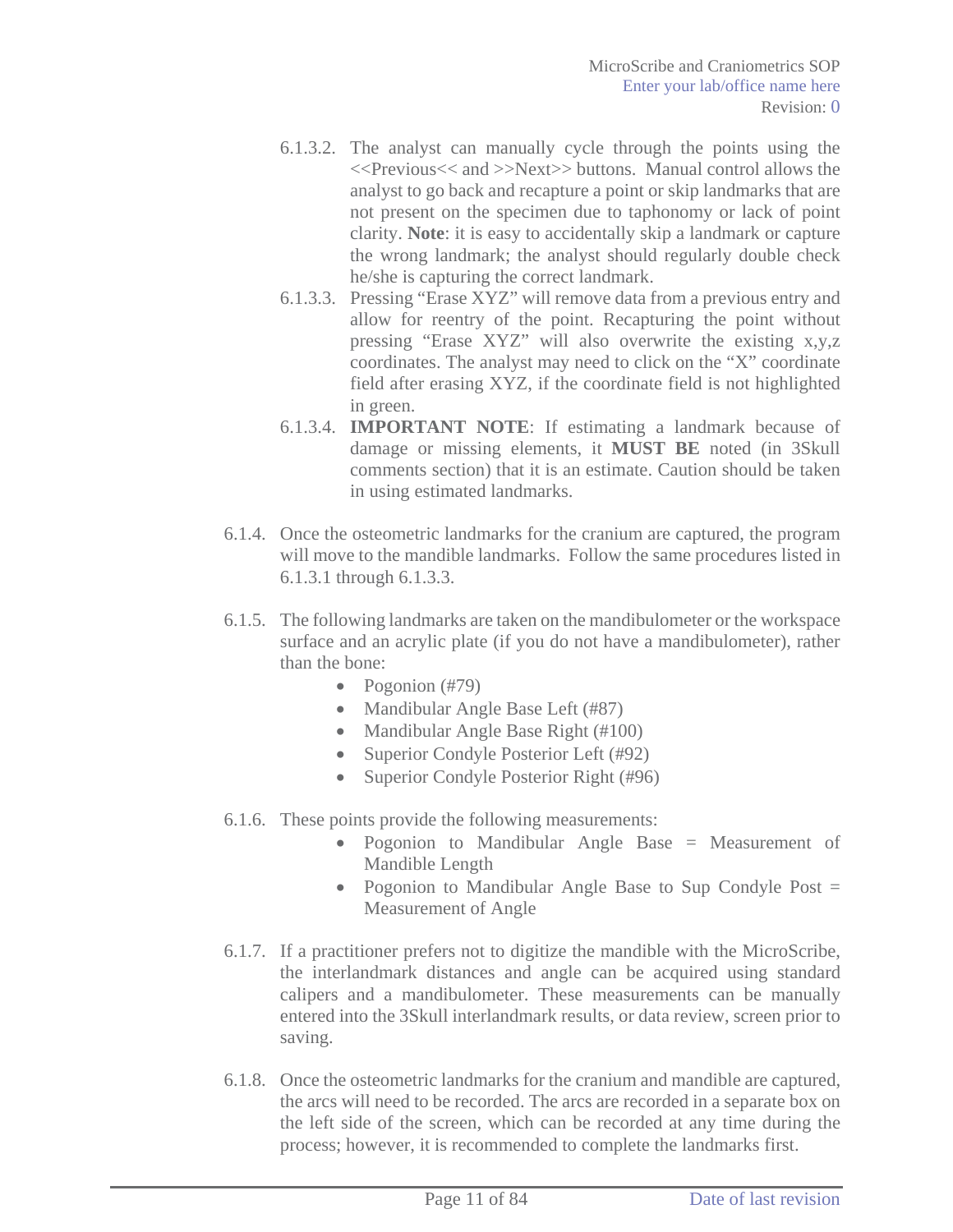6.1.3.2. The analyst can manually cycle through the points using the <<Previous<< and >>Next>> buttons. Manual control allows the analyst to go back and recapture a point or skip landmarks that are not present on the specimen due to taphonomy or lack of point clarity. **Note**: it is easy to accidentally skip a landmark or capture the wrong landmark; the analyst should regularly double check he/she is capturing the correct landmark.

6.1.3.3. Pressing "Erase XYZ" will remove data from a previous entry and allow for reentry of the point. Recapturing the point without pressing "Erase XYZ" will also overwrite the existing x,y,z coordinates. The analyst may need to click on the "X" coordinate field after erasing XYZ, if the coordinate field is not highlighted in green.

6.1.3.4. **IMPORTANT NOTE**: If estimating a landmark because of damage or missing elements, it **MUST BE** noted (in 3Skull comments section) that it is an estimate. Caution should be taken in using estimated landmarks.

6.1.4. Once the osteometric landmarks for the cranium are captured, the program will move to the mandible landmarks. Follow the same procedures listed in 6.1.3.1 through 6.1.3.3.

6.1.5. The following landmarks are taken on the mandibulometer or the workspace surface and an acrylic plate (if you do not have a mandibulometer), rather than the bone:

- Pogonion (#79)
- Mandibular Angle Base Left (#87)
- Mandibular Angle Base Right (#100)
- Superior Condyle Posterior Left (#92)
- Superior Condyle Posterior Right (#96)

6.1.6. These points provide the following measurements:

- Pogonion to Mandibular Angle Base = Measurement of Mandible Length
- Pogonion to Mandibular Angle Base to Sup Condyle Post = Measurement of Angle

6.1.7. If a practitioner prefers not to digitize the mandible with the MicroScribe, the interlandmark distances and angle can be acquired using standard calipers and a mandibulometer. These measurements can be manually entered into the 3Skull interlandmark results, or data review, screen prior to saving.

6.1.8. Once the osteometric landmarks for the cranium and mandible are captured, the arcs will need to be recorded. The arcs are recorded in a separate box on the left side of the screen, which can be recorded at any time during the process; however, it is recommended to complete the landmarks first.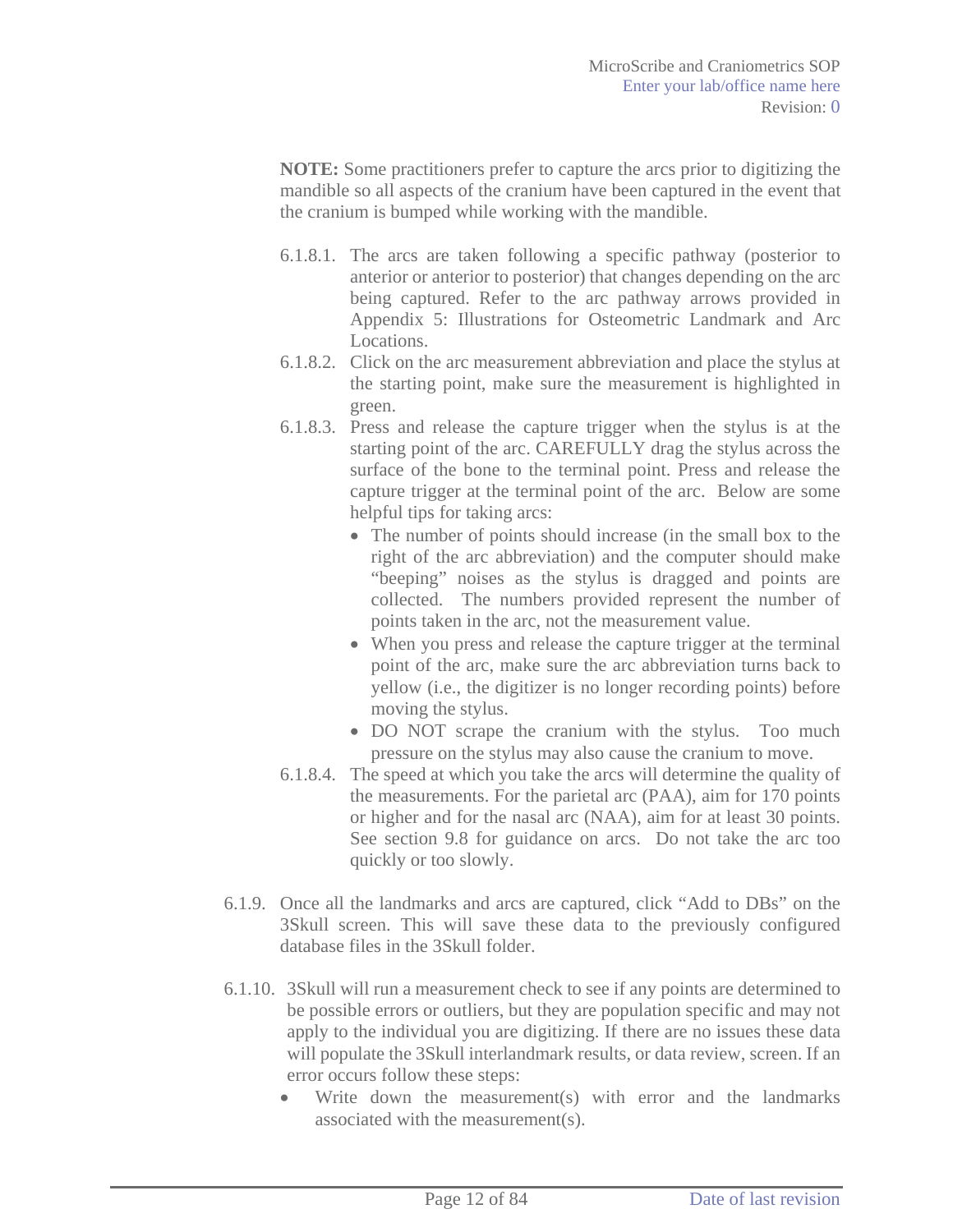**NOTE:** Some practitioners prefer to capture the arcs prior to digitizing the mandible so all aspects of the cranium have been captured in the event that the cranium is bumped while working with the mandible.

- 6.1.8.1. The arcs are taken following a specific pathway (posterior to anterior or anterior to posterior) that changes depending on the arc being captured. Refer to the arc pathway arrows provided in Appendix 5: Illustrations for Osteometric Landmark and Arc Locations.
- 6.1.8.2. Click on the arc measurement abbreviation and place the stylus at the starting point, make sure the measurement is highlighted in green.
- 6.1.8.3. Press and release the capture trigger when the stylus is at the starting point of the arc. CAREFULLY drag the stylus across the surface of the bone to the terminal point. Press and release the capture trigger at the terminal point of the arc. Below are some helpful tips for taking arcs:
  - The number of points should increase (in the small box to the right of the arc abbreviation) and the computer should make "beeping" noises as the stylus is dragged and points are collected. The numbers provided represent the number of points taken in the arc, not the measurement value.
  - When you press and release the capture trigger at the terminal point of the arc, make sure the arc abbreviation turns back to yellow (i.e., the digitizer is no longer recording points) before moving the stylus.
  - DO NOT scrape the cranium with the stylus. Too much pressure on the stylus may also cause the cranium to move.
- 6.1.8.4. The speed at which you take the arcs will determine the quality of the measurements. For the parietal arc (PAA), aim for 170 points or higher and for the nasal arc (NAA), aim for at least 30 points. See section 9.8 for guidance on arcs. Do not take the arc too quickly or too slowly.

6.1.9. Once all the landmarks and arcs are captured, click "Add to DBs" on the 3Skull screen. This will save these data to the previously configured database files in the 3Skull folder.

6.1.10. 3Skull will run a measurement check to see if any points are determined to be possible errors or outliers, but they are population specific and may not apply to the individual you are digitizing. If there are no issues these data will populate the 3Skull interlandmark results, or data review, screen. If an error occurs follow these steps:

- Write down the measurement(s) with error and the landmarks associated with the measurement(s).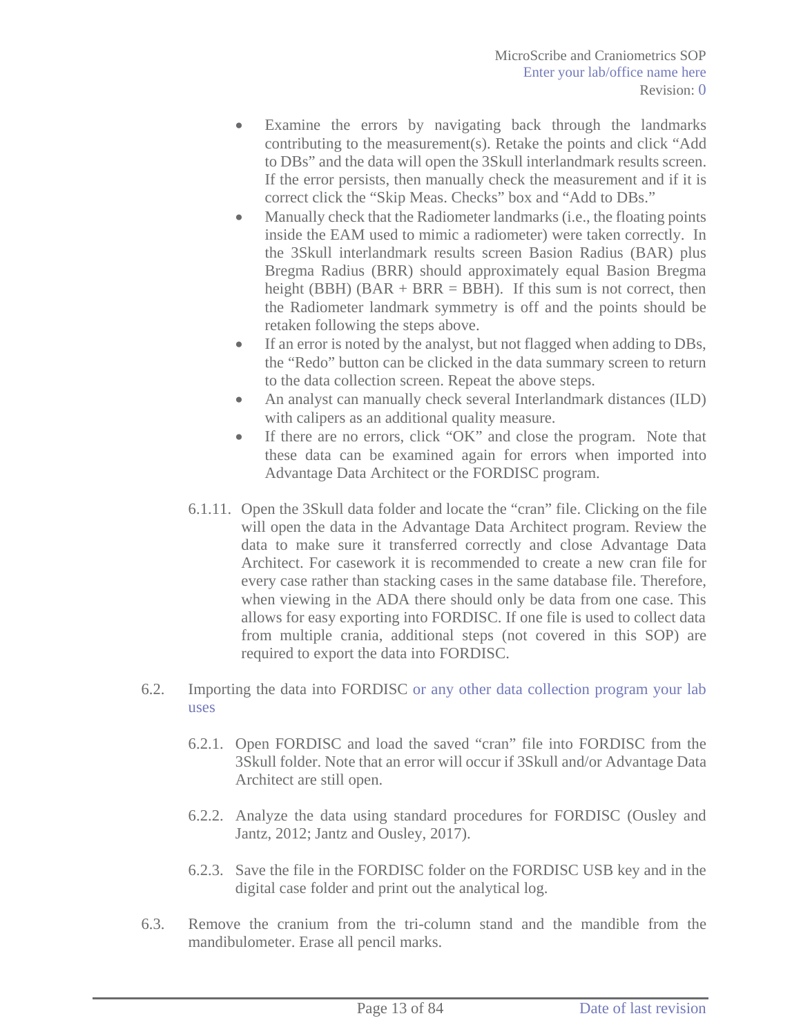- Examine the errors by navigating back through the landmarks contributing to the measurement(s). Retake the points and click "Add to DBs" and the data will open the 3Skull interlandmark results screen. If the error persists, then manually check the measurement and if it is correct click the "Skip Meas. Checks" box and "Add to DBs."
- Manually check that the Radiometer landmarks (i.e., the floating points inside the EAM used to mimic a radiometer) were taken correctly. In the 3Skull interlandmark results screen Basion Radius (BAR) plus Bregma Radius (BRR) should approximately equal Basion Bregma height (BBH) (BAR + BRR = BBH). If this sum is not correct, then the Radiometer landmark symmetry is off and the points should be retaken following the steps above.
- If an error is noted by the analyst, but not flagged when adding to DBs, the "Redo" button can be clicked in the data summary screen to return to the data collection screen. Repeat the above steps.
- An analyst can manually check several Interlandmark distances (ILD) with calipers as an additional quality measure.
- If there are no errors, click "OK" and close the program. Note that these data can be examined again for errors when imported into Advantage Data Architect or the FORDISC program.

6.1.11. Open the 3Skull data folder and locate the "cran" file. Clicking on the file will open the data in the Advantage Data Architect program. Review the data to make sure it transferred correctly and close Advantage Data Architect. For casework it is recommended to create a new cran file for every case rather than stacking cases in the same database file. Therefore, when viewing in the ADA there should only be data from one case. This allows for easy exporting into FORDISC. If one file is used to collect data from multiple crania, additional steps (not covered in this SOP) are required to export the data into FORDISC.

6.2. Importing the data into FORDISC or any other data collection program your lab uses

6.2.1. Open FORDISC and load the saved "cran" file into FORDISC from the 3Skull folder. Note that an error will occur if 3Skull and/or Advantage Data Architect are still open.

6.2.2. Analyze the data using standard procedures for FORDISC (Ousley and Jantz, 2012; Jantz and Ousley, 2017).

6.2.3. Save the file in the FORDISC folder on the FORDISC USB key and in the digital case folder and print out the analytical log.

6.3. Remove the cranium from the tri-column stand and the mandible from the mandibulometer. Erase all pencil marks.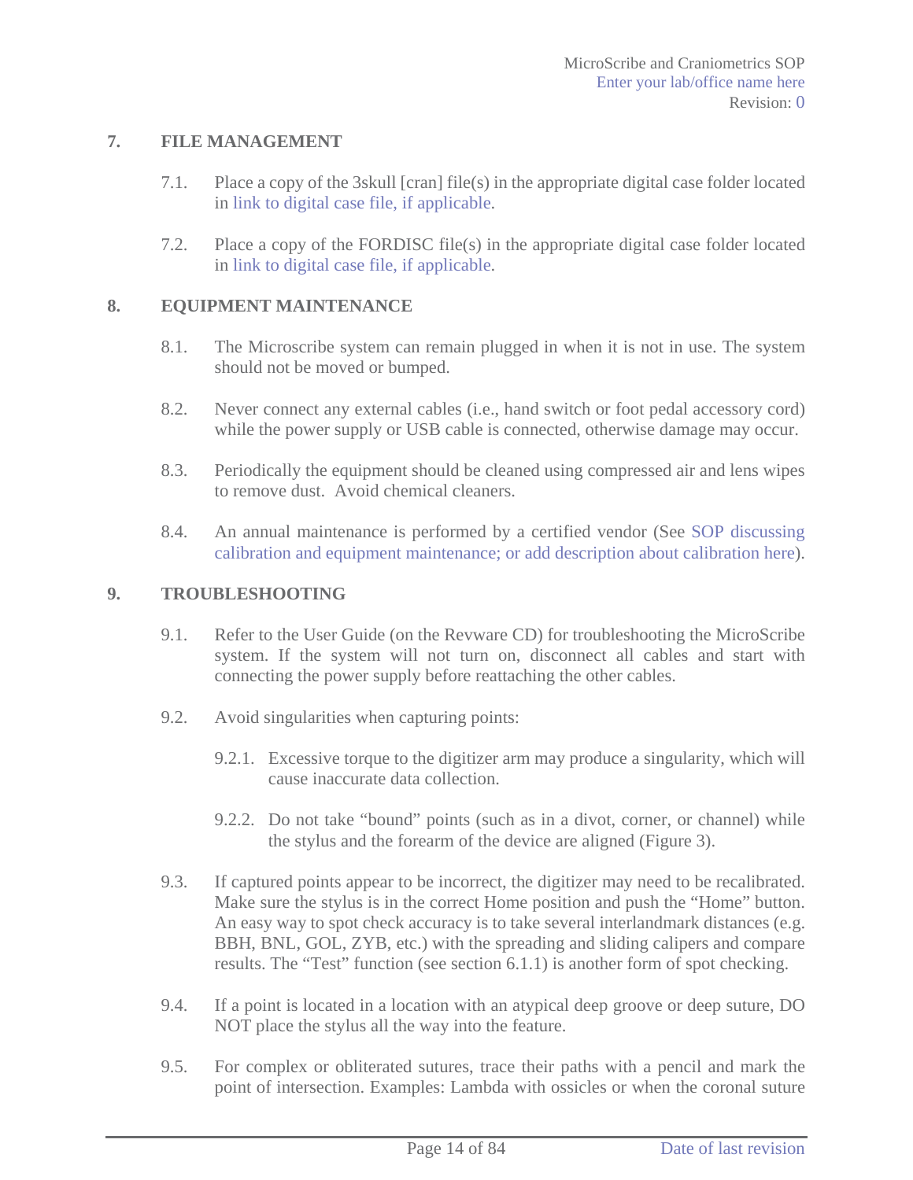## 7. FILE MANAGEMENT

7.1. Place a copy of the 3skull [cran] file(s) in the appropriate digital case folder located in link to digital case file, if applicable.

7.2. Place a copy of the FORDISC file(s) in the appropriate digital case folder located in link to digital case file, if applicable.

## 8. EQUIPMENT MAINTENANCE

8.1. The Microscribe system can remain plugged in when it is not in use. The system should not be moved or bumped.

8.2. Never connect any external cables (i.e., hand switch or foot pedal accessory cord) while the power supply or USB cable is connected, otherwise damage may occur.

8.3. Periodically the equipment should be cleaned using compressed air and lens wipes to remove dust. Avoid chemical cleaners.

8.4. An annual maintenance is performed by a certified vendor (See SOP discussing calibration and equipment maintenance; or add description about calibration here).

## 9. TROUBLESHOOTING

9.1. Refer to the User Guide (on the Revware CD) for troubleshooting the MicroScribe system. If the system will not turn on, disconnect all cables and start with connecting the power supply before reattaching the other cables.

9.2. Avoid singularities when capturing points:

9.2.1. Excessive torque to the digitizer arm may produce a singularity, which will cause inaccurate data collection.

9.2.2. Do not take "bound" points (such as in a divot, corner, or channel) while the stylus and the forearm of the device are aligned (Figure 3).

9.3. If captured points appear to be incorrect, the digitizer may need to be recalibrated. Make sure the stylus is in the correct Home position and push the "Home" button. An easy way to spot check accuracy is to take several interlandmark distances (e.g. BBH, BNL, GOL, ZYB, etc.) with the spreading and sliding calipers and compare results. The "Test" function (see section 6.1.1) is another form of spot checking.

9.4. If a point is located in a location with an atypical deep groove or deep suture, DO NOT place the stylus all the way into the feature.

9.5. For complex or obliterated sutures, trace their paths with a pencil and mark the point of intersection. Examples: Lambda with ossicles or when the coronal suture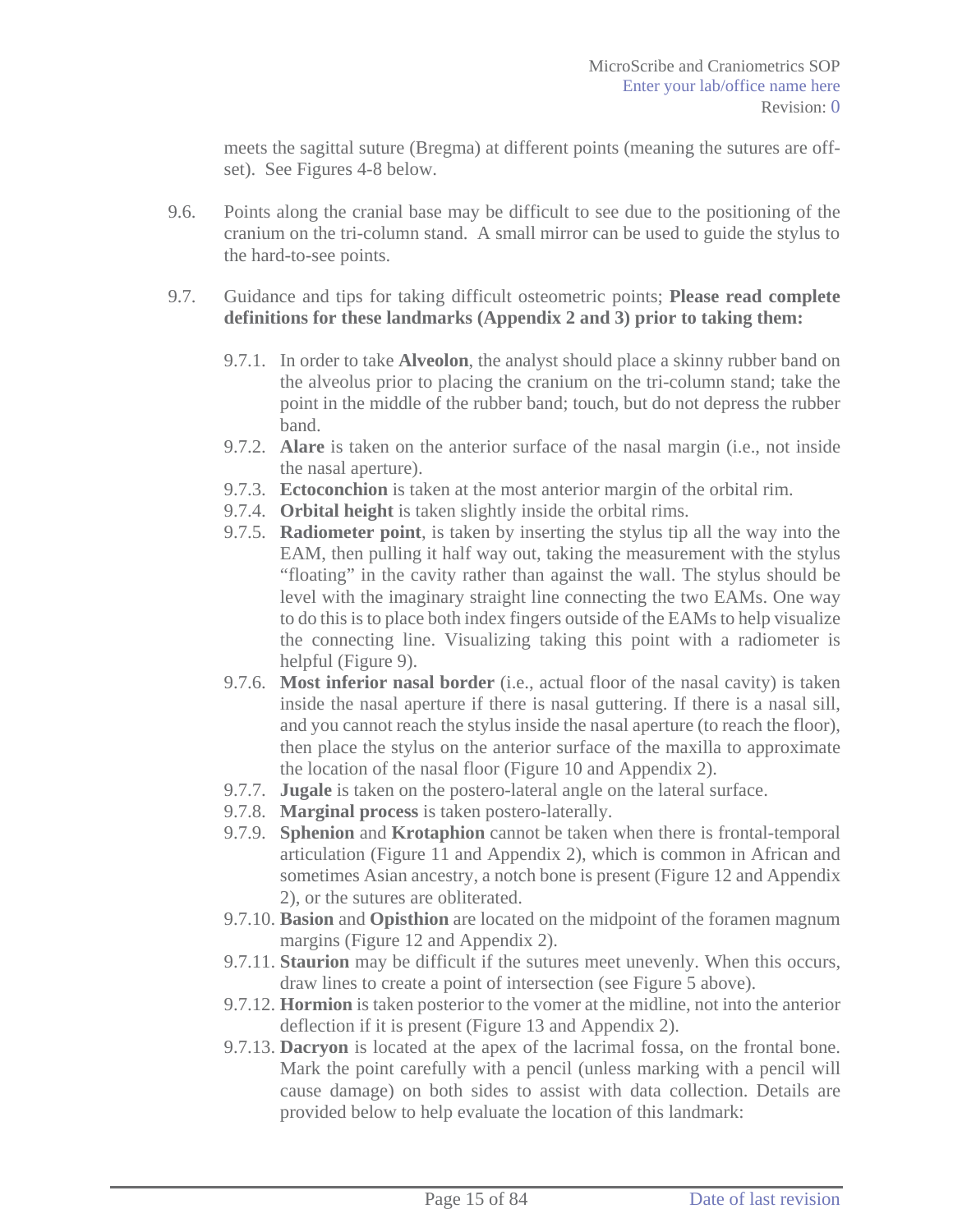meets the sagittal suture (Bregma) at different points (meaning the sutures are off-set). See Figures 4-8 below.

9.6. Points along the cranial base may be difficult to see due to the positioning of the cranium on the tri-column stand. A small mirror can be used to guide the stylus to the hard-to-see points.

9.7. Guidance and tips for taking difficult osteometric points; **Please read complete definitions for these landmarks (Appendix 2 and 3) prior to taking them:**

9.7.1. In order to take **Alveolon**, the analyst should place a skinny rubber band on the alveolus prior to placing the cranium on the tri-column stand; take the point in the middle of the rubber band; touch, but do not depress the rubber band.

9.7.2. **Alare** is taken on the anterior surface of the nasal margin (i.e., not inside the nasal aperture).

9.7.3. **Ectoconchion** is taken at the most anterior margin of the orbital rim.

9.7.4. **Orbital height** is taken slightly inside the orbital rims.

9.7.5. **Radiometer point**, is taken by inserting the stylus tip all the way into the EAM, then pulling it half way out, taking the measurement with the stylus "floating" in the cavity rather than against the wall. The stylus should be level with the imaginary straight line connecting the two EAMs. One way to do this is to place both index fingers outside of the EAMs to help visualize the connecting line. Visualizing taking this point with a radiometer is helpful (Figure 9).

9.7.6. **Most inferior nasal border** (i.e., actual floor of the nasal cavity) is taken inside the nasal aperture if there is nasal guttering. If there is a nasal sill, and you cannot reach the stylus inside the nasal aperture (to reach the floor), then place the stylus on the anterior surface of the maxilla to approximate the location of the nasal floor (Figure 10 and Appendix 2).

9.7.7. **Jugale** is taken on the postero-lateral angle on the lateral surface.

9.7.8. **Marginal process** is taken postero-laterally.

9.7.9. **Sphenion** and **Krotaphion** cannot be taken when there is frontal-temporal articulation (Figure 11 and Appendix 2), which is common in African and sometimes Asian ancestry, a notch bone is present (Figure 12 and Appendix 2), or the sutures are obliterated.

9.7.10. **Basion** and **Opisthion** are located on the midpoint of the foramen magnum margins (Figure 12 and Appendix 2).

9.7.11. **Staurion** may be difficult if the sutures meet unevenly. When this occurs, draw lines to create a point of intersection (see Figure 5 above).

9.7.12. **Hormion** is taken posterior to the vomer at the midline, not into the anterior deflection if it is present (Figure 13 and Appendix 2).

9.7.13. **Dacryon** is located at the apex of the lacrimal fossa, on the frontal bone. Mark the point carefully with a pencil (unless marking with a pencil will cause damage) on both sides to assist with data collection. Details are provided below to help evaluate the location of this landmark: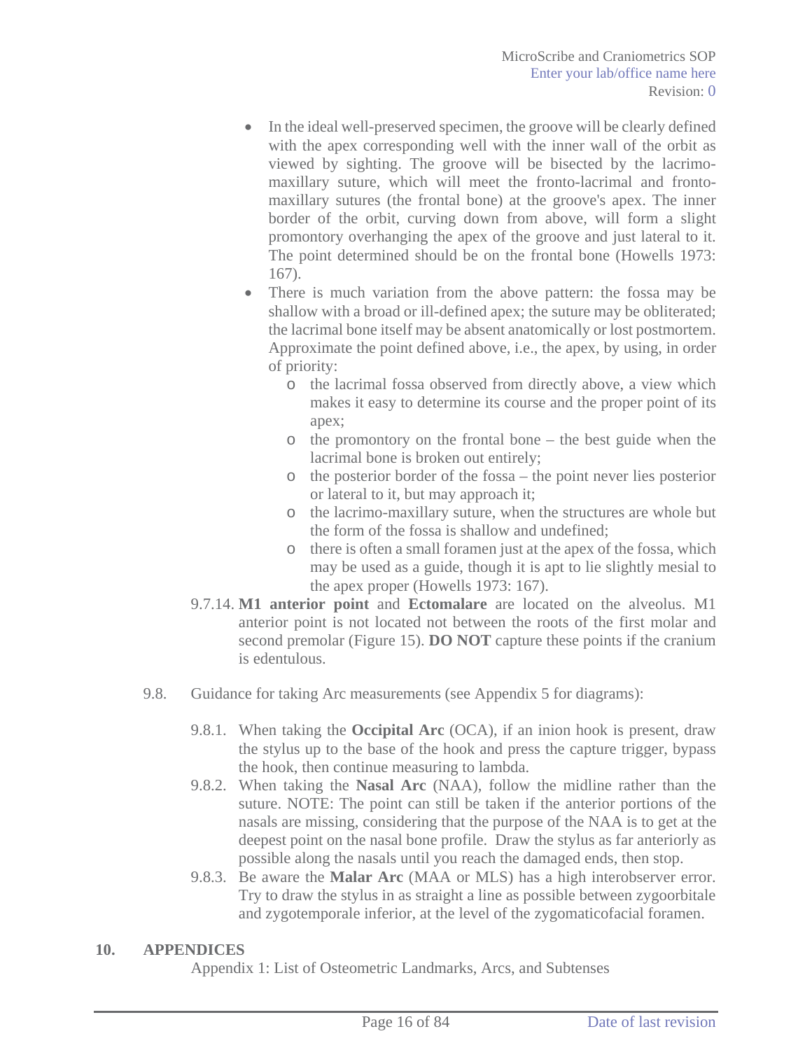- In the ideal well-preserved specimen, the groove will be clearly defined with the apex corresponding well with the inner wall of the orbit as viewed by sighting. The groove will be bisected by the lacrimo-maxillary suture, which will meet the fronto-lacrimal and fronto-maxillary sutures (the frontal bone) at the groove's apex. The inner border of the orbit, curving down from above, will form a slight promontory overhanging the apex of the groove and just lateral to it. The point determined should be on the frontal bone (Howells 1973: 167).
- There is much variation from the above pattern: the fossa may be shallow with a broad or ill-defined apex; the suture may be obliterated; the lacrimal bone itself may be absent anatomically or lost postmortem. Approximate the point defined above, i.e., the apex, by using, in order of priority:
  - the lacrimal fossa observed from directly above, a view which makes it easy to determine its course and the proper point of its apex;
  - the promontory on the frontal bone – the best guide when the lacrimal bone is broken out entirely;
  - the posterior border of the fossa – the point never lies posterior or lateral to it, but may approach it;
  - the lacrimo-maxillary suture, when the structures are whole but the form of the fossa is shallow and undefined;
  - there is often a small foramen just at the apex of the fossa, which may be used as a guide, though it is apt to lie slightly mesial to the apex proper (Howells 1973: 167).

9.7.14. **M1 anterior point** and **Ectomalare** are located on the alveolus. M1 anterior point is not located not between the roots of the first molar and second premolar (Figure 15). **DO NOT** capture these points if the cranium is edentulous.

9.8. Guidance for taking Arc measurements (see Appendix 5 for diagrams):

9.8.1. When taking the **Occipital Arc** (OCA), if an inion hook is present, draw the stylus up to the base of the hook and press the capture trigger, bypass the hook, then continue measuring to lambda.

9.8.2. When taking the **Nasal Arc** (NAA), follow the midline rather than the suture. NOTE: The point can still be taken if the anterior portions of the nasals are missing, considering that the purpose of the NAA is to get at the deepest point on the nasal bone profile. Draw the stylus as far anteriorly as possible along the nasals until you reach the damaged ends, then stop.

9.8.3. Be aware the **Malar Arc** (MAA or MLS) has a high interobserver error. Try to draw the stylus in as straight a line as possible between zygoorbitale and zygotemporale inferior, at the level of the zygomaticofacial foramen.

## 10. APPENDICES

Appendix 1: List of Osteometric Landmarks, Arcs, and Subtenses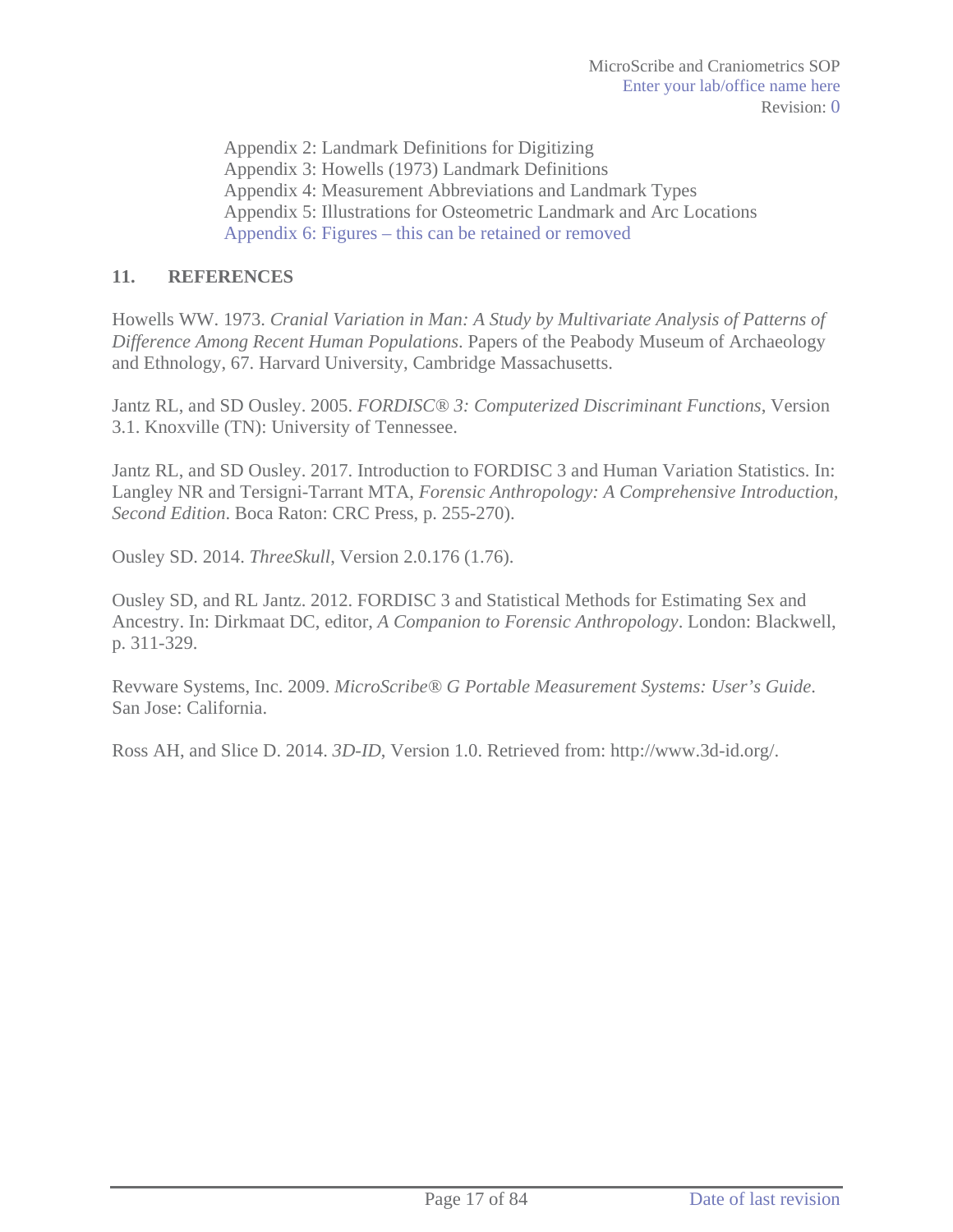Appendix 2: Landmark Definitions for Digitizing
Appendix 3: Howells (1973) Landmark Definitions
Appendix 4: Measurement Abbreviations and Landmark Types
Appendix 5: Illustrations for Osteometric Landmark and Arc Locations
Appendix 6: Figures – this can be retained or removed

## 11. REFERENCES

Howells WW. 1973. *Cranial Variation in Man: A Study by Multivariate Analysis of Patterns of Difference Among Recent Human Populations*. Papers of the Peabody Museum of Archaeology and Ethnology, 67. Harvard University, Cambridge Massachusetts.

Jantz RL, and SD Ousley. 2005. *FORDISC® 3: Computerized Discriminant Functions*, Version 3.1. Knoxville (TN): University of Tennessee.

Jantz RL, and SD Ousley. 2017. Introduction to FORDISC 3 and Human Variation Statistics. In: Langley NR and Tersigni-Tarrant MTA, *Forensic Anthropology: A Comprehensive Introduction, Second Edition*. Boca Raton: CRC Press, p. 255-270).

Ousley SD. 2014. *ThreeSkull*, Version 2.0.176 (1.76).

Ousley SD, and RL Jantz. 2012. FORDISC 3 and Statistical Methods for Estimating Sex and Ancestry. In: Dirkmaat DC, editor, *A Companion to Forensic Anthropology*. London: Blackwell, p. 311-329.

Revware Systems, Inc. 2009. *MicroScribe® G Portable Measurement Systems: User's Guide*. San Jose: California.

Ross AH, and Slice D. 2014. *3D-ID*, Version 1.0. Retrieved from: http://www.3d-id.org/.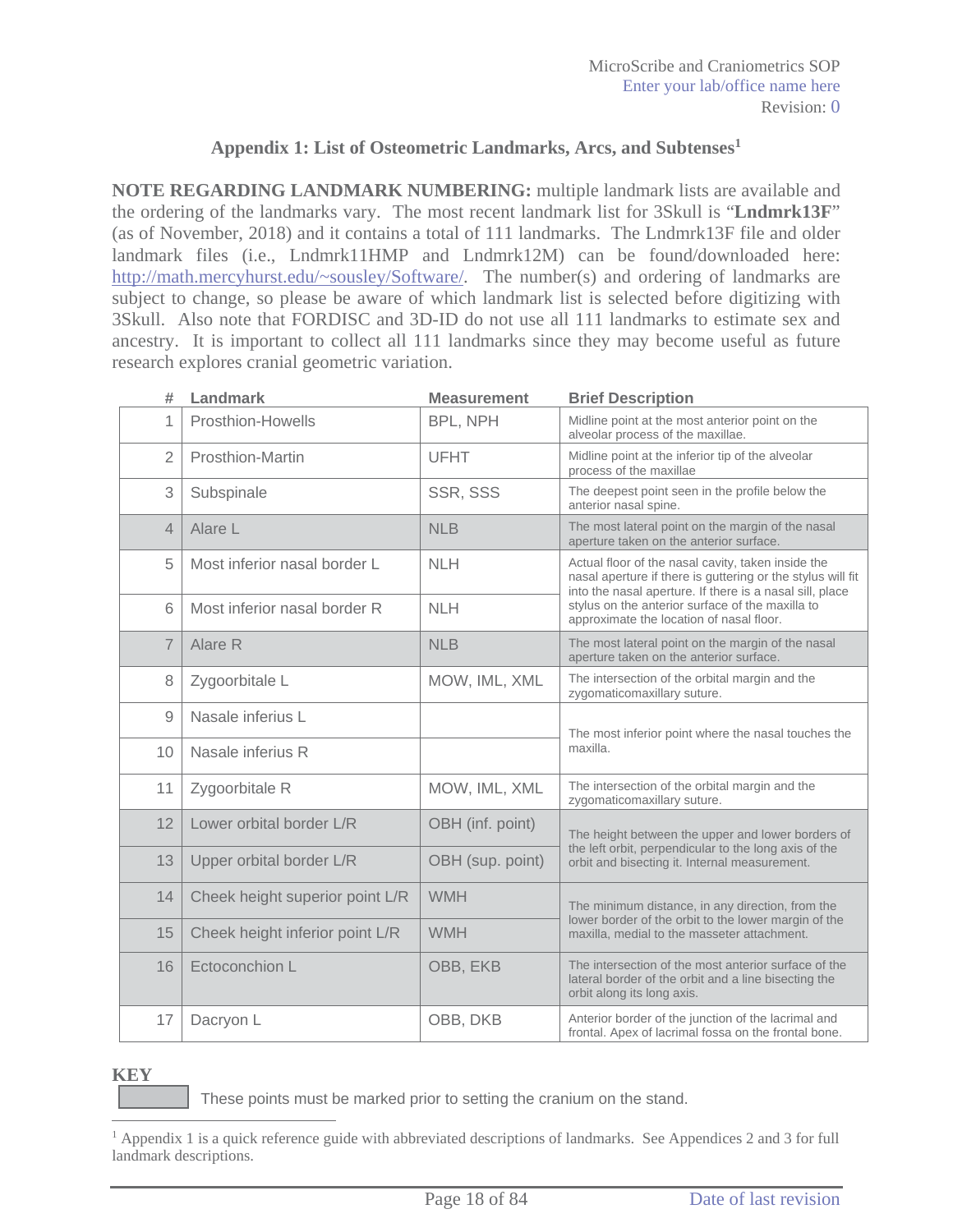## Appendix 1: List of Osteometric Landmarks, Arcs, and Subtenses[1]

**NOTE REGARDING LANDMARK NUMBERING:** multiple landmark lists are available and the ordering of the landmarks vary. The most recent landmark list for 3Skull is "**Lndmrk13F**" (as of November, 2018) and it contains a total of 111 landmarks. The Lndmrk13F file and older landmark files (i.e., Lndmrk11HMP and Lndmrk12M) can be found/downloaded here: http://math.mercyhurst.edu/~sousley/Software/. The number(s) and ordering of landmarks are subject to change, so please be aware of which landmark list is selected before digitizing with 3Skull. Also note that FORDISC and 3D-ID do not use all 111 landmarks to estimate sex and ancestry. It is important to collect all 111 landmarks since they may become useful as future research explores cranial geometric variation.

| # | Landmark | Measurement | Brief Description |
|---|---|---|---|
| 1 | Prosthion-Howells | BPL, NPH | Midline point at the most anterior point on the alveolar process of the maxillae. |
| 2 | Prosthion-Martin | UFHT | Midline point at the inferior tip of the alveolar process of the maxillae |
| 3 | Subspinale | SSR, SSS | The deepest point seen in the profile below the anterior nasal spine. |
| 4 | Alare L | NLB | The most lateral point on the margin of the nasal aperture taken on the anterior surface. |
| 5 | Most inferior nasal border L | NLH | Actual floor of the nasal cavity, taken inside the nasal aperture if there is guttering or the stylus will fit into the nasal aperture. If there is a nasal sill, place stylus on the anterior surface of the maxilla to approximate the location of nasal floor. |
| 6 | Most inferior nasal border R | NLH | |
| 7 | Alare R | NLB | The most lateral point on the margin of the nasal aperture taken on the anterior surface. |
| 8 | Zygoorbitale L | MOW, IML, XML | The intersection of the orbital margin and the zygomaticomaxillary suture. |
| 9 | Nasale inferius L | | The most inferior point where the nasal touches the maxilla. |
| 10 | Nasale inferius R | | |
| 11 | Zygoorbitale R | MOW, IML, XML | The intersection of the orbital margin and the zygomaticomaxillary suture. |
| 12 | Lower orbital border L/R | OBH (inf. point) | The height between the upper and lower borders of the left orbit, perpendicular to the long axis of the orbit and bisecting it. Internal measurement. |
| 13 | Upper orbital border L/R | OBH (sup. point) | |
| 14 | Cheek height superior point L/R | WMH | The minimum distance, in any direction, from the lower border of the orbit to the lower margin of the maxilla, medial to the masseter attachment. |
| 15 | Cheek height inferior point L/R | WMH | |
| 16 | Ectoconchion L | OBB, EKB | The intersection of the most anterior surface of the lateral border of the orbit and a line bisecting the orbit along its long axis. |
| 17 | Dacryon L | OBB, DKB | Anterior border of the junction of the lacrimal and frontal. Apex of lacrimal fossa on the frontal bone. |

**KEY**

(shaded) These points must be marked prior to setting the cranium on the stand.

[1] Appendix 1 is a quick reference guide with abbreviated descriptions of landmarks. See Appendices 2 and 3 for full landmark descriptions.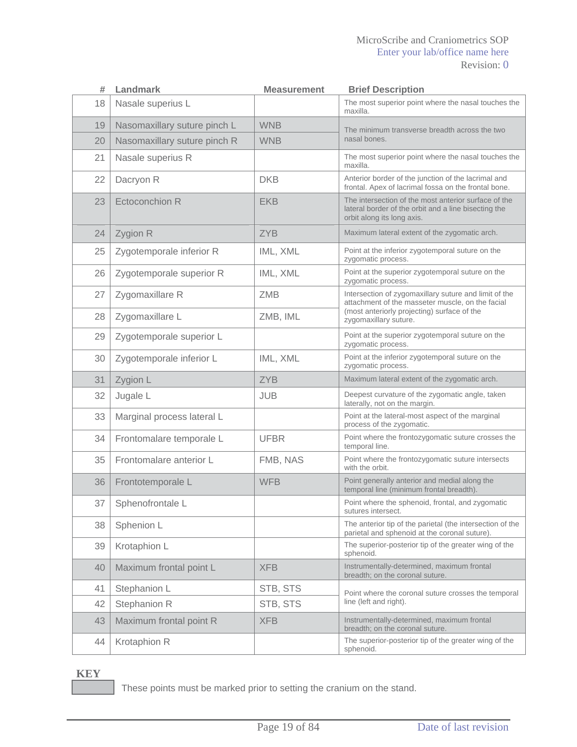| # | Landmark | Measurement | Brief Description |
|---|---|---|---|
| 18 | Nasale superius L | | The most superior point where the nasal touches the maxilla. |
| 19 | Nasomaxillary suture pinch L | WNB | The minimum transverse breadth across the two nasal bones. |
| 20 | Nasomaxillary suture pinch R | WNB | |
| 21 | Nasale superius R | | The most superior point where the nasal touches the maxilla. |
| 22 | Dacryon R | DKB | Anterior border of the junction of the lacrimal and frontal. Apex of lacrimal fossa on the frontal bone. |
| 23 | Ectoconchion R | EKB | The intersection of the most anterior surface of the lateral border of the orbit and a line bisecting the orbit along its long axis. |
| 24 | Zygion R | ZYB | Maximum lateral extent of the zygomatic arch. |
| 25 | Zygotemporale inferior R | IML, XML | Point at the inferior zygotemporal suture on the zygomatic process. |
| 26 | Zygotemporale superior R | IML, XML | Point at the superior zygotemporal suture on the zygomatic process. |
| 27 | Zygomaxillare R | ZMB | Intersection of zygomaxillary suture and limit of the attachment of the masseter muscle, on the facial (most anteriorly projecting) surface of the zygomaxillary suture. |
| 28 | Zygomaxillare L | ZMB, IML | |
| 29 | Zygotemporale superior L | | Point at the superior zygotemporal suture on the zygomatic process. |
| 30 | Zygotemporale inferior L | IML, XML | Point at the inferior zygotemporal suture on the zygomatic process. |
| 31 | Zygion L | ZYB | Maximum lateral extent of the zygomatic arch. |
| 32 | Jugale L | JUB | Deepest curvature of the zygomatic angle, taken laterally, not on the margin. |
| 33 | Marginal process lateral L | | Point at the lateral-most aspect of the marginal process of the zygomatic. |
| 34 | Frontomalare temporale L | UFBR | Point where the frontozygomatic suture crosses the temporal line. |
| 35 | Frontomalare anterior L | FMB, NAS | Point where the frontozygomatic suture intersects with the orbit. |
| 36 | Frontotemporale L | WFB | Point generally anterior and medial along the temporal line (minimum frontal breadth). |
| 37 | Sphenofrontale L | | Point where the sphenoid, frontal, and zygomatic sutures intersect. |
| 38 | Sphenion L | | The anterior tip of the parietal (the intersection of the parietal and sphenoid at the coronal suture). |
| 39 | Krotaphion L | | The superior-posterior tip of the greater wing of the sphenoid. |
| 40 | Maximum frontal point L | XFB | Instrumentally-determined, maximum frontal breadth; on the coronal suture. |
| 41 | Stephanion L | STB, STS | Point where the coronal suture crosses the temporal line (left and right). |
| 42 | Stephanion R | STB, STS | |
| 43 | Maximum frontal point R | XFB | Instrumentally-determined, maximum frontal breadth; on the coronal suture. |
| 44 | Krotaphion R | | The superior-posterior tip of the greater wing of the sphenoid. |

**KEY**

(shaded) These points must be marked prior to setting the cranium on the stand.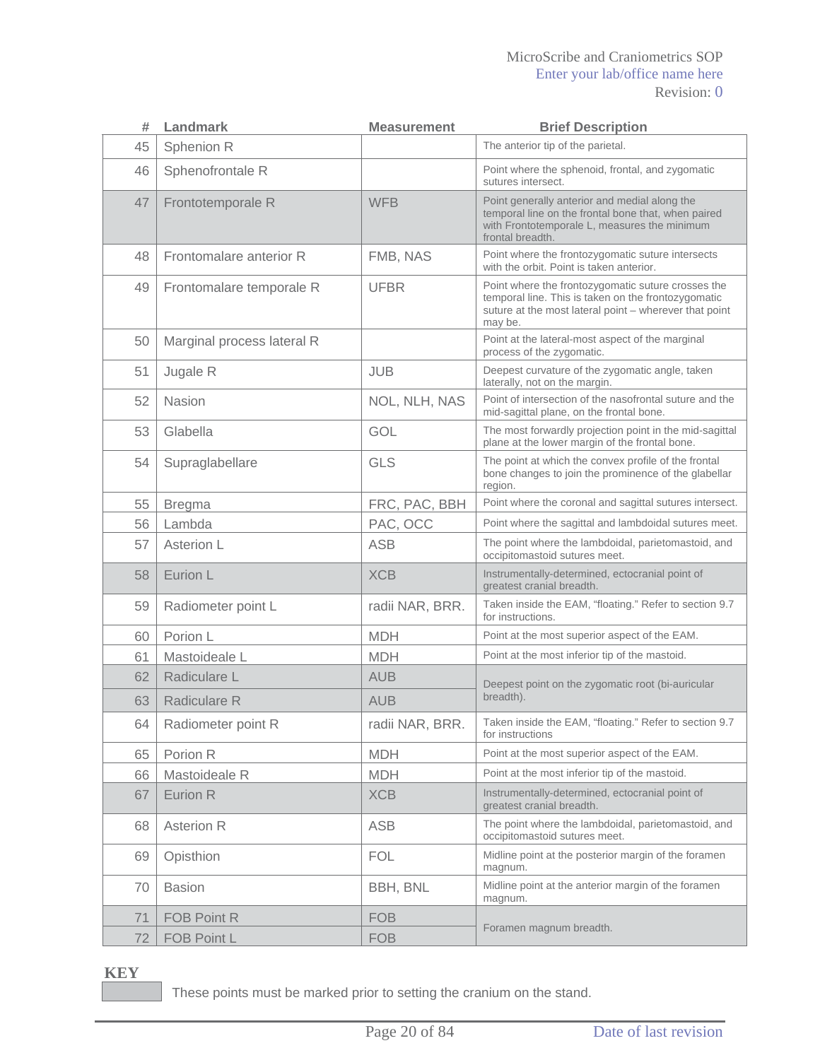| # | Landmark | Measurement | Brief Description |
|---|---|---|---|
| 45 | Sphenion R | | The anterior tip of the parietal. |
| 46 | Sphenofrontale R | | Point where the sphenoid, frontal, and zygomatic sutures intersect. |
| 47 | Frontotemporale R | WFB | Point generally anterior and medial along the temporal line on the frontal bone that, when paired with Frontotemporale L, measures the minimum frontal breadth. |
| 48 | Frontomalare anterior R | FMB, NAS | Point where the frontozygomatic suture intersects with the orbit. Point is taken anterior. |
| 49 | Frontomalare temporale R | UFBR | Point where the frontozygomatic suture crosses the temporal line. This is taken on the frontozygomatic suture at the most lateral point – wherever that point may be. |
| 50 | Marginal process lateral R | | Point at the lateral-most aspect of the marginal process of the zygomatic. |
| 51 | Jugale R | JUB | Deepest curvature of the zygomatic angle, taken laterally, not on the margin. |
| 52 | Nasion | NOL, NLH, NAS | Point of intersection of the nasofrontal suture and the mid-sagittal plane, on the frontal bone. |
| 53 | Glabella | GOL | The most forwardly projection point in the mid-sagittal plane at the lower margin of the frontal bone. |
| 54 | Supraglabellare | GLS | The point at which the convex profile of the frontal bone changes to join the prominence of the glabellar region. |
| 55 | Bregma | FRC, PAC, BBH | Point where the coronal and sagittal sutures intersect. |
| 56 | Lambda | PAC, OCC | Point where the sagittal and lambdoidal sutures meet. |
| 57 | Asterion L | ASB | The point where the lambdoidal, parietomastoid, and occipitomastoid sutures meet. |
| 58 | Eurion L | XCB | Instrumentally-determined, ectocranial point of greatest cranial breadth. |
| 59 | Radiometer point L | radii NAR, BRR. | Taken inside the EAM, "floating." Refer to section 9.7 for instructions. |
| 60 | Porion L | MDH | Point at the most superior aspect of the EAM. |
| 61 | Mastoideale L | MDH | Point at the most inferior tip of the mastoid. |
| 62 | Radiculare L | AUB | Deepest point on the zygomatic root (bi-auricular breadth). |
| 63 | Radiculare R | AUB | |
| 64 | Radiometer point R | radii NAR, BRR. | Taken inside the EAM, "floating." Refer to section 9.7 for instructions |
| 65 | Porion R | MDH | Point at the most superior aspect of the EAM. |
| 66 | Mastoideale R | MDH | Point at the most inferior tip of the mastoid. |
| 67 | Eurion R | XCB | Instrumentally-determined, ectocranial point of greatest cranial breadth. |
| 68 | Asterion R | ASB | The point where the lambdoidal, parietomastoid, and occipitomastoid sutures meet. |
| 69 | Opisthion | FOL | Midline point at the posterior margin of the foramen magnum. |
| 70 | Basion | BBH, BNL | Midline point at the anterior margin of the foramen magnum. |
| 71 | FOB Point R | FOB | Foramen magnum breadth. |
| 72 | FOB Point L | FOB | |

**KEY**

(Shaded) These points must be marked prior to setting the cranium on the stand.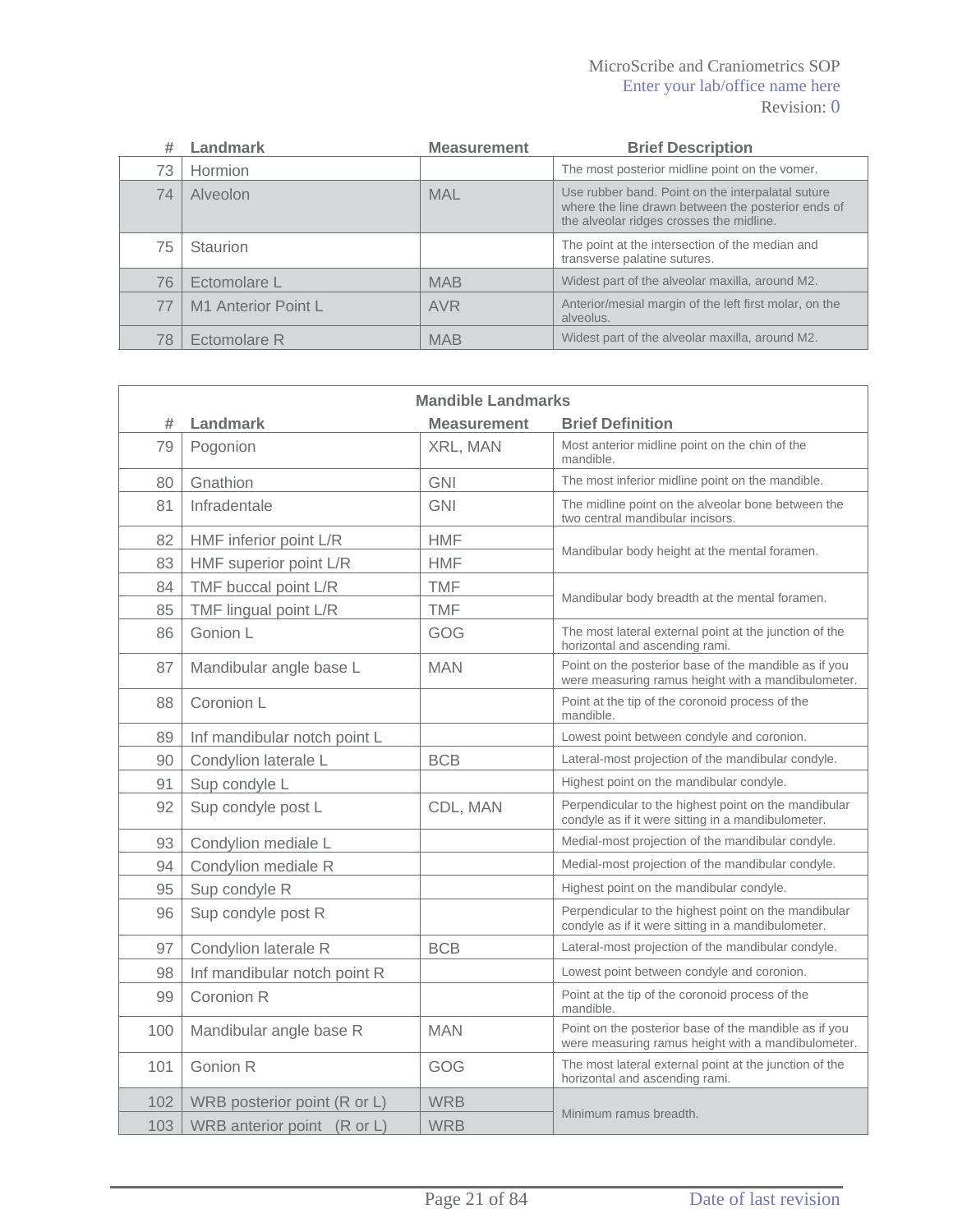| # | Landmark | Measurement | Brief Description |
|---|---|---|---|
| 73 | Hormion | | The most posterior midline point on the vomer. |
| 74 | Alveolon | MAL | Use rubber band. Point on the interpalatal suture where the line drawn between the posterior ends of the alveolar ridges crosses the midline. |
| 75 | Staurion | | The point at the intersection of the median and transverse palatine sutures. |
| 76 | Ectomolare L | MAB | Widest part of the alveolar maxilla, around M2. |
| 77 | M1 Anterior Point L | AVR | Anterior/mesial margin of the left first molar, on the alveolus. |
| 78 | Ectomolare R | MAB | Widest part of the alveolar maxilla, around M2. |

| Mandible Landmarks | | | |
|---|---|---|---|
| # | Landmark | Measurement | Brief Definition |
| 79 | Pogonion | XRL, MAN | Most anterior midline point on the chin of the mandible. |
| 80 | Gnathion | GNI | The most inferior midline point on the mandible. |
| 81 | Infradentale | GNI | The midline point on the alveolar bone between the two central mandibular incisors. |
| 82 | HMF inferior point L/R | HMF | Mandibular body height at the mental foramen. |
| 83 | HMF superior point L/R | HMF | |
| 84 | TMF buccal point L/R | TMF | Mandibular body breadth at the mental foramen. |
| 85 | TMF lingual point L/R | TMF | |
| 86 | Gonion L | GOG | The most lateral external point at the junction of the horizontal and ascending rami. |
| 87 | Mandibular angle base L | MAN | Point on the posterior base of the mandible as if you were measuring ramus height with a mandibulometer. |
| 88 | Coronion L | | Point at the tip of the coronoid process of the mandible. |
| 89 | Inf mandibular notch point L | | Lowest point between condyle and coronion. |
| 90 | Condylion laterale L | BCB | Lateral-most projection of the mandibular condyle. |
| 91 | Sup condyle L | | Highest point on the mandibular condyle. |
| 92 | Sup condyle post L | CDL, MAN | Perpendicular to the highest point on the mandibular condyle as if it were sitting in a mandibulometer. |
| 93 | Condylion mediale L | | Medial-most projection of the mandibular condyle. |
| 94 | Condylion mediale R | | Medial-most projection of the mandibular condyle. |
| 95 | Sup condyle R | | Highest point on the mandibular condyle. |
| 96 | Sup condyle post R | | Perpendicular to the highest point on the mandibular condyle as if it were sitting in a mandibulometer. |
| 97 | Condylion laterale R | BCB | Lateral-most projection of the mandibular condyle. |
| 98 | Inf mandibular notch point R | | Lowest point between condyle and coronion. |
| 99 | Coronion R | | Point at the tip of the coronoid process of the mandible. |
| 100 | Mandibular angle base R | MAN | Point on the posterior base of the mandible as if you were measuring ramus height with a mandibulometer. |
| 101 | Gonion R | GOG | The most lateral external point at the junction of the horizontal and ascending rami. |
| 102 | WRB posterior point (R or L) | WRB | Minimum ramus breadth. |
| 103 | WRB anterior point (R or L) | WRB | |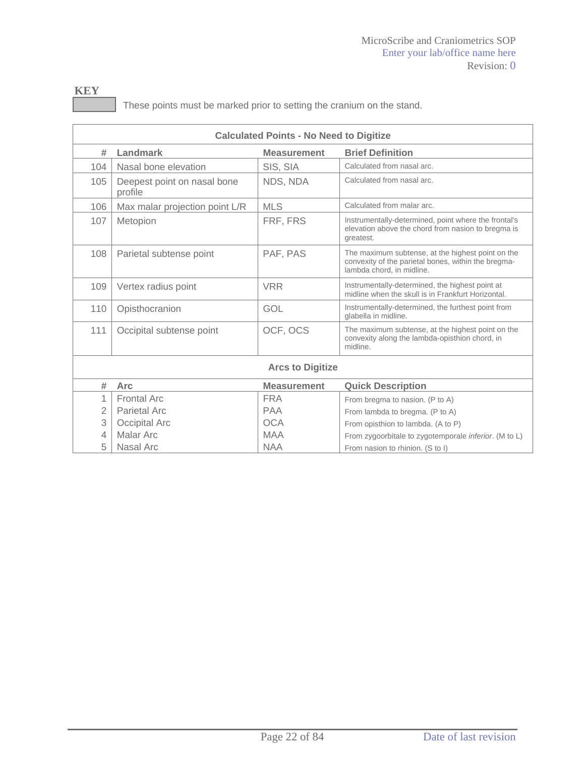**KEY**

These points must be marked prior to setting the cranium on the stand.

| Calculated Points - No Need to Digitize | | | |
|---|---|---|---|
| # | Landmark | Measurement | Brief Definition |
| 104 | Nasal bone elevation | SIS, SIA | Calculated from nasal arc. |
| 105 | Deepest point on nasal bone profile | NDS, NDA | Calculated from nasal arc. |
| 106 | Max malar projection point L/R | MLS | Calculated from malar arc. |
| 107 | Metopion | FRF, FRS | Instrumentally-determined, point where the frontal's elevation above the chord from nasion to bregma is greatest. |
| 108 | Parietal subtense point | PAF, PAS | The maximum subtense, at the highest point on the convexity of the parietal bones, within the bregma-lambda chord, in midline. |
| 109 | Vertex radius point | VRR | Instrumentally-determined, the highest point at midline when the skull is in Frankfurt Horizontal. |
| 110 | Opisthocranion | GOL | Instrumentally-determined, the furthest point from glabella in midline. |
| 111 | Occipital subtense point | OCF, OCS | The maximum subtense, at the highest point on the convexity along the lambda-opisthion chord, in midline. |

| Arcs to Digitize | | | |
|---|---|---|---|
| # | Arc | Measurement | Quick Description |
| 1 | Frontal Arc | FRA | From bregma to nasion. (P to A) |
| 2 | Parietal Arc | PAA | From lambda to bregma. (P to A) |
| 3 | Occipital Arc | OCA | From opisthion to lambda. (A to P) |
| 4 | Malar Arc | MAA | From zygoorbitale to zygotemporale *inferior*. (M to L) |
| 5 | Nasal Arc | NAA | From nasion to rhinion. (S to I) |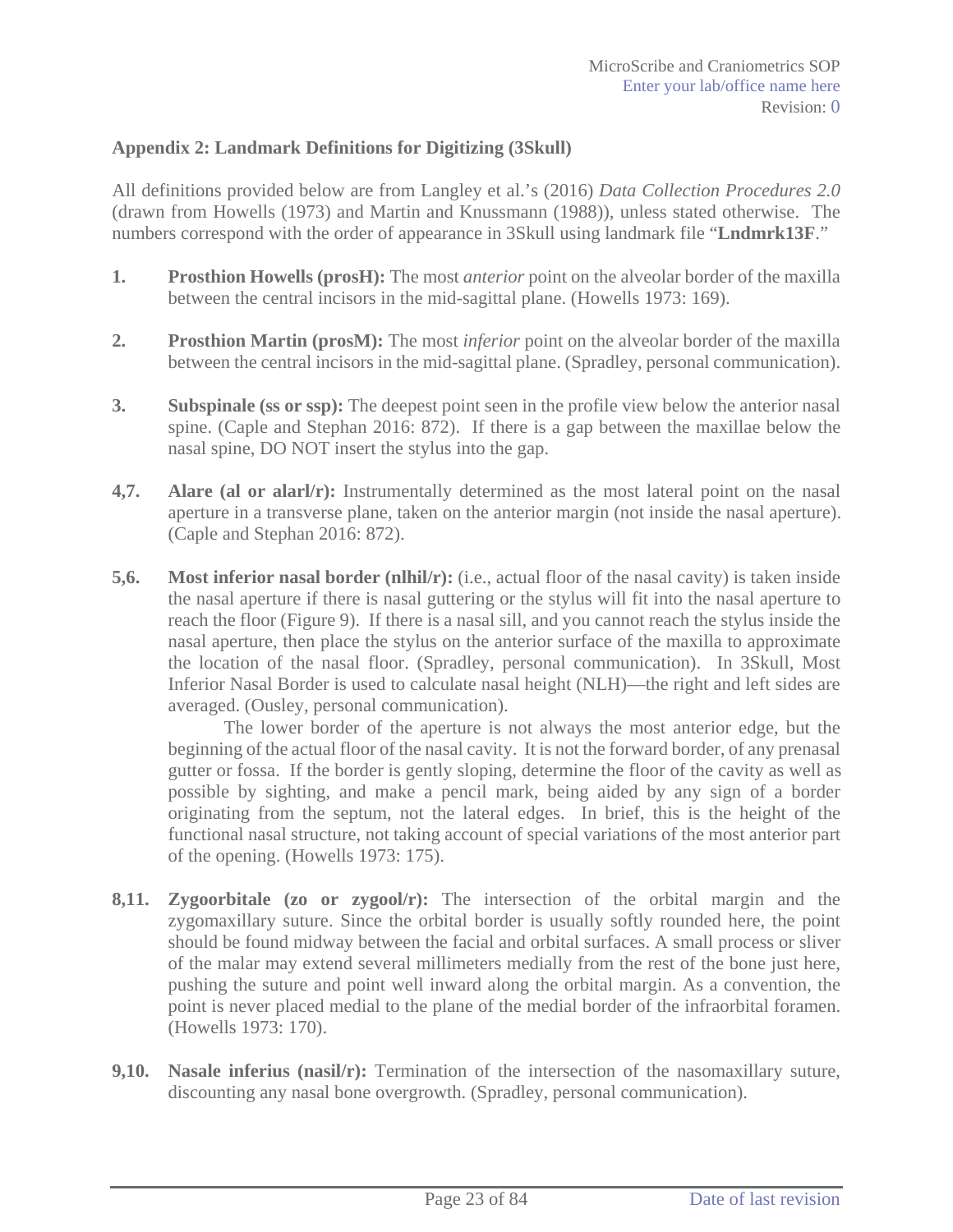**Appendix 2: Landmark Definitions for Digitizing (3Skull)**

All definitions provided below are from Langley et al.'s (2016) *Data Collection Procedures 2.0* (drawn from Howells (1973) and Martin and Knussmann (1988)), unless stated otherwise. The numbers correspond with the order of appearance in 3Skull using landmark file "**Lndmrk13F**."

**1.** **Prosthion Howells (prosH):** The most *anterior* point on the alveolar border of the maxilla between the central incisors in the mid-sagittal plane. (Howells 1973: 169).

**2.** **Prosthion Martin (prosM):** The most *inferior* point on the alveolar border of the maxilla between the central incisors in the mid-sagittal plane. (Spradley, personal communication).

**3.** **Subspinale (ss or ssp):** The deepest point seen in the profile view below the anterior nasal spine. (Caple and Stephan 2016: 872). If there is a gap between the maxillae below the nasal spine, DO NOT insert the stylus into the gap.

**4,7.** **Alare (al or alarl/r):** Instrumentally determined as the most lateral point on the nasal aperture in a transverse plane, taken on the anterior margin (not inside the nasal aperture). (Caple and Stephan 2016: 872).

**5,6.** **Most inferior nasal border (nlhil/r):** (i.e., actual floor of the nasal cavity) is taken inside the nasal aperture if there is nasal guttering or the stylus will fit into the nasal aperture to reach the floor (Figure 9). If there is a nasal sill, and you cannot reach the stylus inside the nasal aperture, then place the stylus on the anterior surface of the maxilla to approximate the location of the nasal floor. (Spradley, personal communication). In 3Skull, Most Inferior Nasal Border is used to calculate nasal height (NLH)—the right and left sides are averaged. (Ousley, personal communication).

The lower border of the aperture is not always the most anterior edge, but the beginning of the actual floor of the nasal cavity. It is not the forward border, of any prenasal gutter or fossa. If the border is gently sloping, determine the floor of the cavity as well as possible by sighting, and make a pencil mark, being aided by any sign of a border originating from the septum, not the lateral edges. In brief, this is the height of the functional nasal structure, not taking account of special variations of the most anterior part of the opening. (Howells 1973: 175).

**8,11.** **Zygoorbitale (zo or zygool/r):** The intersection of the orbital margin and the zygomaxillary suture. Since the orbital border is usually softly rounded here, the point should be found midway between the facial and orbital surfaces. A small process or sliver of the malar may extend several millimeters medially from the rest of the bone just here, pushing the suture and point well inward along the orbital margin. As a convention, the point is never placed medial to the plane of the medial border of the infraorbital foramen. (Howells 1973: 170).

**9,10.** **Nasale inferius (nasil/r):** Termination of the intersection of the nasomaxillary suture, discounting any nasal bone overgrowth. (Spradley, personal communication).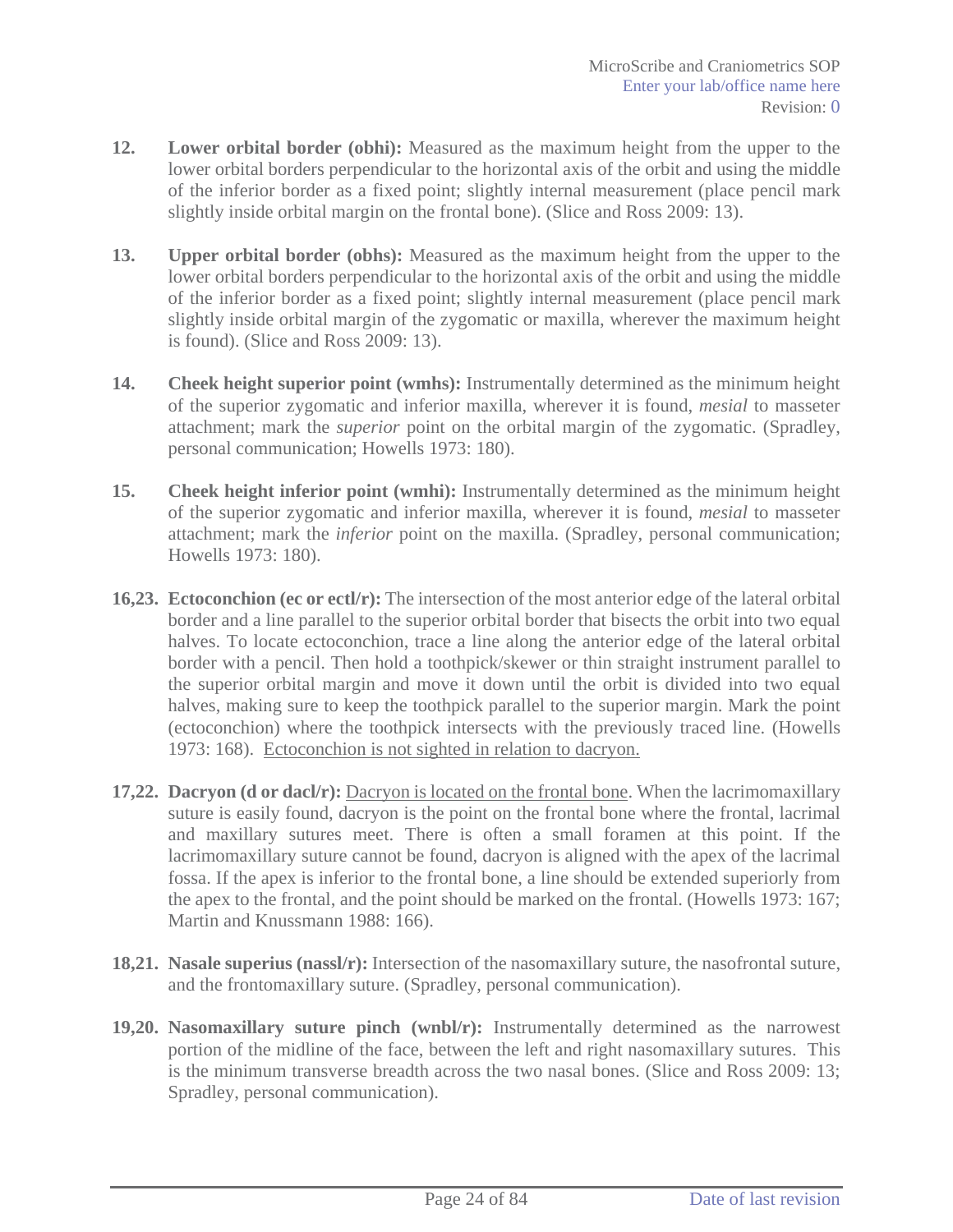12. **Lower orbital border (obhi):** Measured as the maximum height from the upper to the lower orbital borders perpendicular to the horizontal axis of the orbit and using the middle of the inferior border as a fixed point; slightly internal measurement (place pencil mark slightly inside orbital margin on the frontal bone). (Slice and Ross 2009: 13).

13. **Upper orbital border (obhs):** Measured as the maximum height from the upper to the lower orbital borders perpendicular to the horizontal axis of the orbit and using the middle of the inferior border as a fixed point; slightly internal measurement (place pencil mark slightly inside orbital margin of the zygomatic or maxilla, wherever the maximum height is found). (Slice and Ross 2009: 13).

14. **Cheek height superior point (wmhs):** Instrumentally determined as the minimum height of the superior zygomatic and inferior maxilla, wherever it is found, *mesial* to masseter attachment; mark the *superior* point on the orbital margin of the zygomatic. (Spradley, personal communication; Howells 1973: 180).

15. **Cheek height inferior point (wmhi):** Instrumentally determined as the minimum height of the superior zygomatic and inferior maxilla, wherever it is found, *mesial* to masseter attachment; mark the *inferior* point on the maxilla. (Spradley, personal communication; Howells 1973: 180).

**16,23. Ectoconchion (ec or ectl/r):** The intersection of the most anterior edge of the lateral orbital border and a line parallel to the superior orbital border that bisects the orbit into two equal halves. To locate ectoconchion, trace a line along the anterior edge of the lateral orbital border with a pencil. Then hold a toothpick/skewer or thin straight instrument parallel to the superior orbital margin and move it down until the orbit is divided into two equal halves, making sure to keep the toothpick parallel to the superior margin. Mark the point (ectoconchion) where the toothpick intersects with the previously traced line. (Howells 1973: 168). <u>Ectoconchion is not sighted in relation to dacryon.</u>

**17,22. Dacryon (d or dacl/r):** <u>Dacryon is located on the frontal bone</u>. When the lacrimomaxillary suture is easily found, dacryon is the point on the frontal bone where the frontal, lacrimal and maxillary sutures meet. There is often a small foramen at this point. If the lacrimomaxillary suture cannot be found, dacryon is aligned with the apex of the lacrimal fossa. If the apex is inferior to the frontal bone, a line should be extended superiorly from the apex to the frontal, and the point should be marked on the frontal. (Howells 1973: 167; Martin and Knussmann 1988: 166).

**18,21. Nasale superius (nassl/r):** Intersection of the nasomaxillary suture, the nasofrontal suture, and the frontomaxillary suture. (Spradley, personal communication).

**19,20. Nasomaxillary suture pinch (wnbl/r):** Instrumentally determined as the narrowest portion of the midline of the face, between the left and right nasomaxillary sutures. This is the minimum transverse breadth across the two nasal bones. (Slice and Ross 2009: 13; Spradley, personal communication).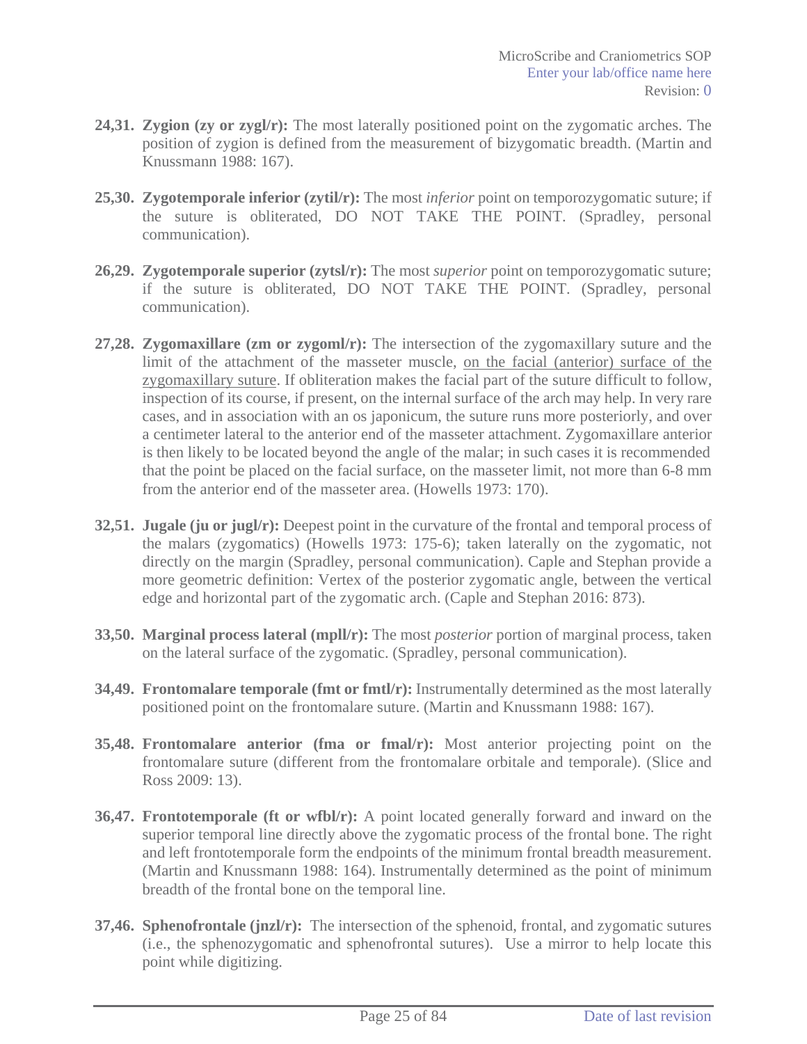**24,31. Zygion (zy or zygl/r):** The most laterally positioned point on the zygomatic arches. The position of zygion is defined from the measurement of bizygomatic breadth. (Martin and Knussmann 1988: 167).

**25,30. Zygotemporale inferior (zytil/r):** The most *inferior* point on temporozygomatic suture; if the suture is obliterated, DO NOT TAKE THE POINT. (Spradley, personal communication).

**26,29. Zygotemporale superior (zytsl/r):** The most *superior* point on temporozygomatic suture; if the suture is obliterated, DO NOT TAKE THE POINT. (Spradley, personal communication).

**27,28. Zygomaxillare (zm or zygoml/r):** The intersection of the zygomaxillary suture and the limit of the attachment of the masseter muscle, <u>on the facial (anterior) surface of the zygomaxillary suture</u>. If obliteration makes the facial part of the suture difficult to follow, inspection of its course, if present, on the internal surface of the arch may help. In very rare cases, and in association with an os japonicum, the suture runs more posteriorly, and over a centimeter lateral to the anterior end of the masseter attachment. Zygomaxillare anterior is then likely to be located beyond the angle of the malar; in such cases it is recommended that the point be placed on the facial surface, on the masseter limit, not more than 6-8 mm from the anterior end of the masseter area. (Howells 1973: 170).

**32,51. Jugale (ju or jugl/r):** Deepest point in the curvature of the frontal and temporal process of the malars (zygomatics) (Howells 1973: 175-6); taken laterally on the zygomatic, not directly on the margin (Spradley, personal communication). Caple and Stephan provide a more geometric definition: Vertex of the posterior zygomatic angle, between the vertical edge and horizontal part of the zygomatic arch. (Caple and Stephan 2016: 873).

**33,50. Marginal process lateral (mpll/r):** The most *posterior* portion of marginal process, taken on the lateral surface of the zygomatic. (Spradley, personal communication).

**34,49. Frontomalare temporale (fmt or fmtl/r):** Instrumentally determined as the most laterally positioned point on the frontomalare suture. (Martin and Knussmann 1988: 167).

**35,48. Frontomalare anterior (fma or fmal/r):** Most anterior projecting point on the frontomalare suture (different from the frontomalare orbitale and temporale). (Slice and Ross 2009: 13).

**36,47. Frontotemporale (ft or wfbl/r):** A point located generally forward and inward on the superior temporal line directly above the zygomatic process of the frontal bone. The right and left frontotemporale form the endpoints of the minimum frontal breadth measurement. (Martin and Knussmann 1988: 164). Instrumentally determined as the point of minimum breadth of the frontal bone on the temporal line.

**37,46. Sphenofrontale (jnzl/r):** The intersection of the sphenoid, frontal, and zygomatic sutures (i.e., the sphenozygomatic and sphenofrontal sutures). Use a mirror to help locate this point while digitizing.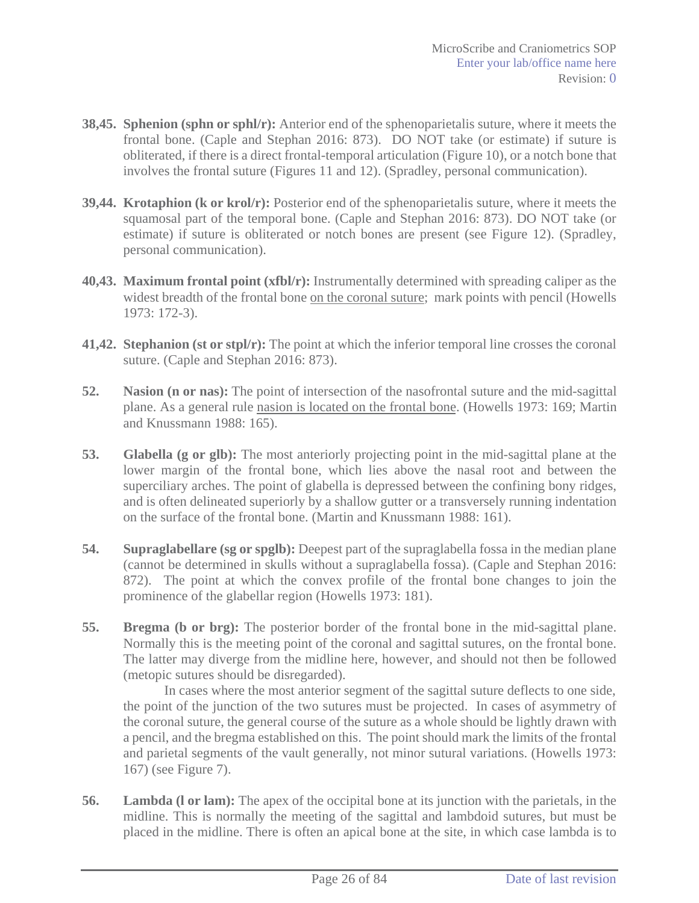**38,45. Sphenion (sphn or sphl/r):** Anterior end of the sphenoparietalis suture, where it meets the frontal bone. (Caple and Stephan 2016: 873). DO NOT take (or estimate) if suture is obliterated, if there is a direct frontal-temporal articulation (Figure 10), or a notch bone that involves the frontal suture (Figures 11 and 12). (Spradley, personal communication).

**39,44. Krotaphion (k or krol/r):** Posterior end of the sphenoparietalis suture, where it meets the squamosal part of the temporal bone. (Caple and Stephan 2016: 873). DO NOT take (or estimate) if suture is obliterated or notch bones are present (see Figure 12). (Spradley, personal communication).

**40,43. Maximum frontal point (xfbl/r):** Instrumentally determined with spreading caliper as the widest breadth of the frontal bone on the coronal suture; mark points with pencil (Howells 1973: 172-3).

**41,42. Stephanion (st or stpl/r):** The point at which the inferior temporal line crosses the coronal suture. (Caple and Stephan 2016: 873).

**52. Nasion (n or nas):** The point of intersection of the nasofrontal suture and the mid-sagittal plane. As a general rule nasion is located on the frontal bone. (Howells 1973: 169; Martin and Knussmann 1988: 165).

**53. Glabella (g or glb):** The most anteriorly projecting point in the mid-sagittal plane at the lower margin of the frontal bone, which lies above the nasal root and between the superciliary arches. The point of glabella is depressed between the confining bony ridges, and is often delineated superiorly by a shallow gutter or a transversely running indentation on the surface of the frontal bone. (Martin and Knussmann 1988: 161).

**54. Supraglabellare (sg or spglb):** Deepest part of the supraglabella fossa in the median plane (cannot be determined in skulls without a supraglabella fossa). (Caple and Stephan 2016: 872). The point at which the convex profile of the frontal bone changes to join the prominence of the glabellar region (Howells 1973: 181).

**55. Bregma (b or brg):** The posterior border of the frontal bone in the mid-sagittal plane. Normally this is the meeting point of the coronal and sagittal sutures, on the frontal bone. The latter may diverge from the midline here, however, and should not then be followed (metopic sutures should be disregarded).

In cases where the most anterior segment of the sagittal suture deflects to one side, the point of the junction of the two sutures must be projected. In cases of asymmetry of the coronal suture, the general course of the suture as a whole should be lightly drawn with a pencil, and the bregma established on this. The point should mark the limits of the frontal and parietal segments of the vault generally, not minor sutural variations. (Howells 1973: 167) (see Figure 7).

**56. Lambda (l or lam):** The apex of the occipital bone at its junction with the parietals, in the midline. This is normally the meeting of the sagittal and lambdoid sutures, but must be placed in the midline. There is often an apical bone at the site, in which case lambda is to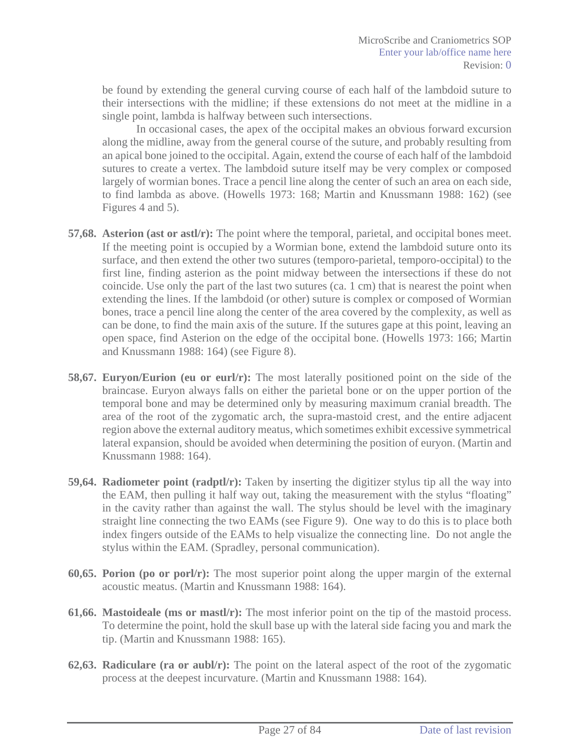be found by extending the general curving course of each half of the lambdoid suture to their intersections with the midline; if these extensions do not meet at the midline in a single point, lambda is halfway between such intersections.

In occasional cases, the apex of the occipital makes an obvious forward excursion along the midline, away from the general course of the suture, and probably resulting from an apical bone joined to the occipital. Again, extend the course of each half of the lambdoid sutures to create a vertex. The lambdoid suture itself may be very complex or composed largely of wormian bones. Trace a pencil line along the center of such an area on each side, to find lambda as above. (Howells 1973: 168; Martin and Knussmann 1988: 162) (see Figures 4 and 5).

**57,68. Asterion (ast or astl/r):** The point where the temporal, parietal, and occipital bones meet. If the meeting point is occupied by a Wormian bone, extend the lambdoid suture onto its surface, and then extend the other two sutures (temporo-parietal, temporo-occipital) to the first line, finding asterion as the point midway between the intersections if these do not coincide. Use only the part of the last two sutures (ca. 1 cm) that is nearest the point when extending the lines. If the lambdoid (or other) suture is complex or composed of Wormian bones, trace a pencil line along the center of the area covered by the complexity, as well as can be done, to find the main axis of the suture. If the sutures gape at this point, leaving an open space, find Asterion on the edge of the occipital bone. (Howells 1973: 166; Martin and Knussmann 1988: 164) (see Figure 8).

**58,67. Euryon/Eurion (eu or eurl/r):** The most laterally positioned point on the side of the braincase. Euryon always falls on either the parietal bone or on the upper portion of the temporal bone and may be determined only by measuring maximum cranial breadth. The area of the root of the zygomatic arch, the supra-mastoid crest, and the entire adjacent region above the external auditory meatus, which sometimes exhibit excessive symmetrical lateral expansion, should be avoided when determining the position of euryon. (Martin and Knussmann 1988: 164).

**59,64. Radiometer point (radptl/r):** Taken by inserting the digitizer stylus tip all the way into the EAM, then pulling it half way out, taking the measurement with the stylus "floating" in the cavity rather than against the wall. The stylus should be level with the imaginary straight line connecting the two EAMs (see Figure 9). One way to do this is to place both index fingers outside of the EAMs to help visualize the connecting line. Do not angle the stylus within the EAM. (Spradley, personal communication).

**60,65. Porion (po or porl/r):** The most superior point along the upper margin of the external acoustic meatus. (Martin and Knussmann 1988: 164).

**61,66. Mastoideale (ms or mastl/r):** The most inferior point on the tip of the mastoid process. To determine the point, hold the skull base up with the lateral side facing you and mark the tip. (Martin and Knussmann 1988: 165).

**62,63. Radiculare (ra or aubl/r):** The point on the lateral aspect of the root of the zygomatic process at the deepest incurvature. (Martin and Knussmann 1988: 164).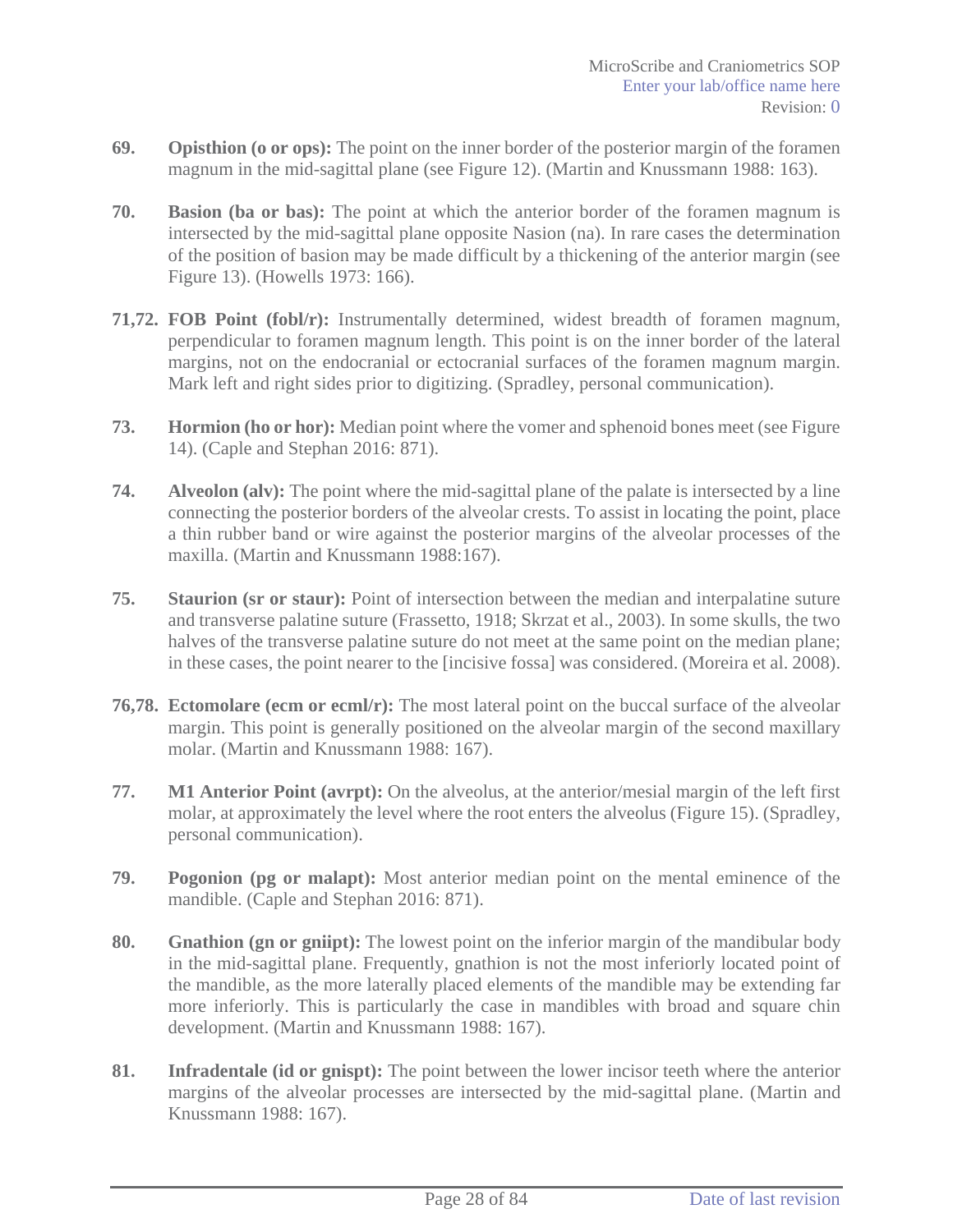**69. Opisthion (o or ops):** The point on the inner border of the posterior margin of the foramen magnum in the mid-sagittal plane (see Figure 12). (Martin and Knussmann 1988: 163).

**70. Basion (ba or bas):** The point at which the anterior border of the foramen magnum is intersected by the mid-sagittal plane opposite Nasion (na). In rare cases the determination of the position of basion may be made difficult by a thickening of the anterior margin (see Figure 13). (Howells 1973: 166).

**71,72. FOB Point (fobl/r):** Instrumentally determined, widest breadth of foramen magnum, perpendicular to foramen magnum length. This point is on the inner border of the lateral margins, not on the endocranial or ectocranial surfaces of the foramen magnum margin. Mark left and right sides prior to digitizing. (Spradley, personal communication).

**73. Hormion (ho or hor):** Median point where the vomer and sphenoid bones meet (see Figure 14). (Caple and Stephan 2016: 871).

**74. Alveolon (alv):** The point where the mid-sagittal plane of the palate is intersected by a line connecting the posterior borders of the alveolar crests. To assist in locating the point, place a thin rubber band or wire against the posterior margins of the alveolar processes of the maxilla. (Martin and Knussmann 1988:167).

**75. Staurion (sr or staur):** Point of intersection between the median and interpalatine suture and transverse palatine suture (Frassetto, 1918; Skrzat et al., 2003). In some skulls, the two halves of the transverse palatine suture do not meet at the same point on the median plane; in these cases, the point nearer to the [incisive fossa] was considered. (Moreira et al. 2008).

**76,78. Ectomolare (ecm or ecml/r):** The most lateral point on the buccal surface of the alveolar margin. This point is generally positioned on the alveolar margin of the second maxillary molar. (Martin and Knussmann 1988: 167).

**77. M1 Anterior Point (avrpt):** On the alveolus, at the anterior/mesial margin of the left first molar, at approximately the level where the root enters the alveolus (Figure 15). (Spradley, personal communication).

**79. Pogonion (pg or malapt):** Most anterior median point on the mental eminence of the mandible. (Caple and Stephan 2016: 871).

**80. Gnathion (gn or gniipt):** The lowest point on the inferior margin of the mandibular body in the mid-sagittal plane. Frequently, gnathion is not the most inferiorly located point of the mandible, as the more laterally placed elements of the mandible may be extending far more inferiorly. This is particularly the case in mandibles with broad and square chin development. (Martin and Knussmann 1988: 167).

**81. Infradentale (id or gnispt):** The point between the lower incisor teeth where the anterior margins of the alveolar processes are intersected by the mid-sagittal plane. (Martin and Knussmann 1988: 167).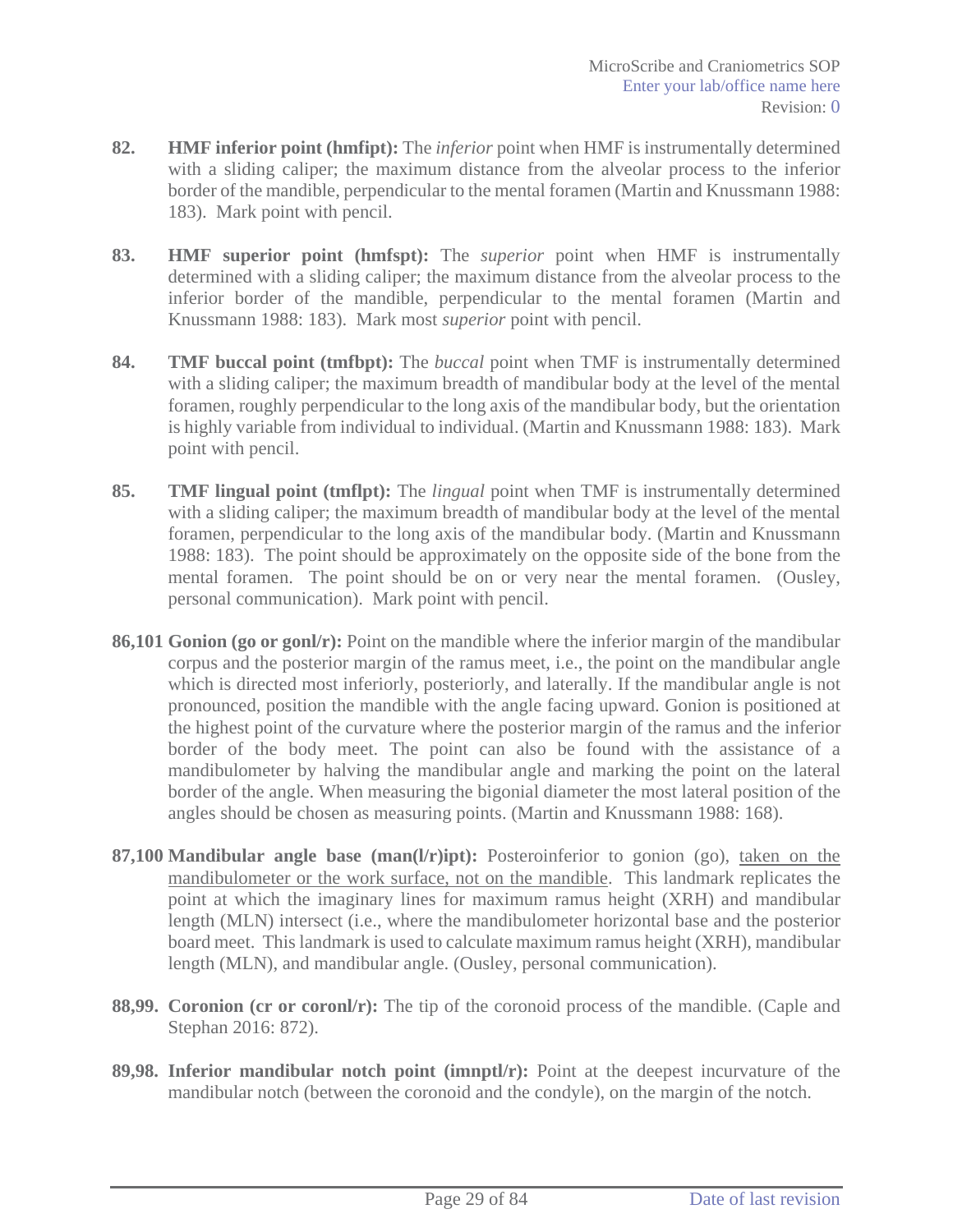**82. HMF inferior point (hmfipt):** The *inferior* point when HMF is instrumentally determined with a sliding caliper; the maximum distance from the alveolar process to the inferior border of the mandible, perpendicular to the mental foramen (Martin and Knussmann 1988: 183). Mark point with pencil.

**83. HMF superior point (hmfspt):** The *superior* point when HMF is instrumentally determined with a sliding caliper; the maximum distance from the alveolar process to the inferior border of the mandible, perpendicular to the mental foramen (Martin and Knussmann 1988: 183). Mark most *superior* point with pencil.

**84. TMF buccal point (tmfbpt):** The *buccal* point when TMF is instrumentally determined with a sliding caliper; the maximum breadth of mandibular body at the level of the mental foramen, roughly perpendicular to the long axis of the mandibular body, but the orientation is highly variable from individual to individual. (Martin and Knussmann 1988: 183). Mark point with pencil.

**85. TMF lingual point (tmflpt):** The *lingual* point when TMF is instrumentally determined with a sliding caliper; the maximum breadth of mandibular body at the level of the mental foramen, perpendicular to the long axis of the mandibular body. (Martin and Knussmann 1988: 183). The point should be approximately on the opposite side of the bone from the mental foramen. The point should be on or very near the mental foramen. (Ousley, personal communication). Mark point with pencil.

**86,101 Gonion (go or gonl/r):** Point on the mandible where the inferior margin of the mandibular corpus and the posterior margin of the ramus meet, i.e., the point on the mandibular angle which is directed most inferiorly, posteriorly, and laterally. If the mandibular angle is not pronounced, position the mandible with the angle facing upward. Gonion is positioned at the highest point of the curvature where the posterior margin of the ramus and the inferior border of the body meet. The point can also be found with the assistance of a mandibulometer by halving the mandibular angle and marking the point on the lateral border of the angle. When measuring the bigonial diameter the most lateral position of the angles should be chosen as measuring points. (Martin and Knussmann 1988: 168).

**87,100 Mandibular angle base (man(l/r)ipt):** Posteroinferior to gonion (go), <u>taken on the mandibulometer or the work surface, not on the mandible</u>. This landmark replicates the point at which the imaginary lines for maximum ramus height (XRH) and mandibular length (MLN) intersect (i.e., where the mandibulometer horizontal base and the posterior board meet. This landmark is used to calculate maximum ramus height (XRH), mandibular length (MLN), and mandibular angle. (Ousley, personal communication).

**88,99. Coronion (cr or coronl/r):** The tip of the coronoid process of the mandible. (Caple and Stephan 2016: 872).

**89,98. Inferior mandibular notch point (imnptl/r):** Point at the deepest incurvature of the mandibular notch (between the coronoid and the condyle), on the margin of the notch.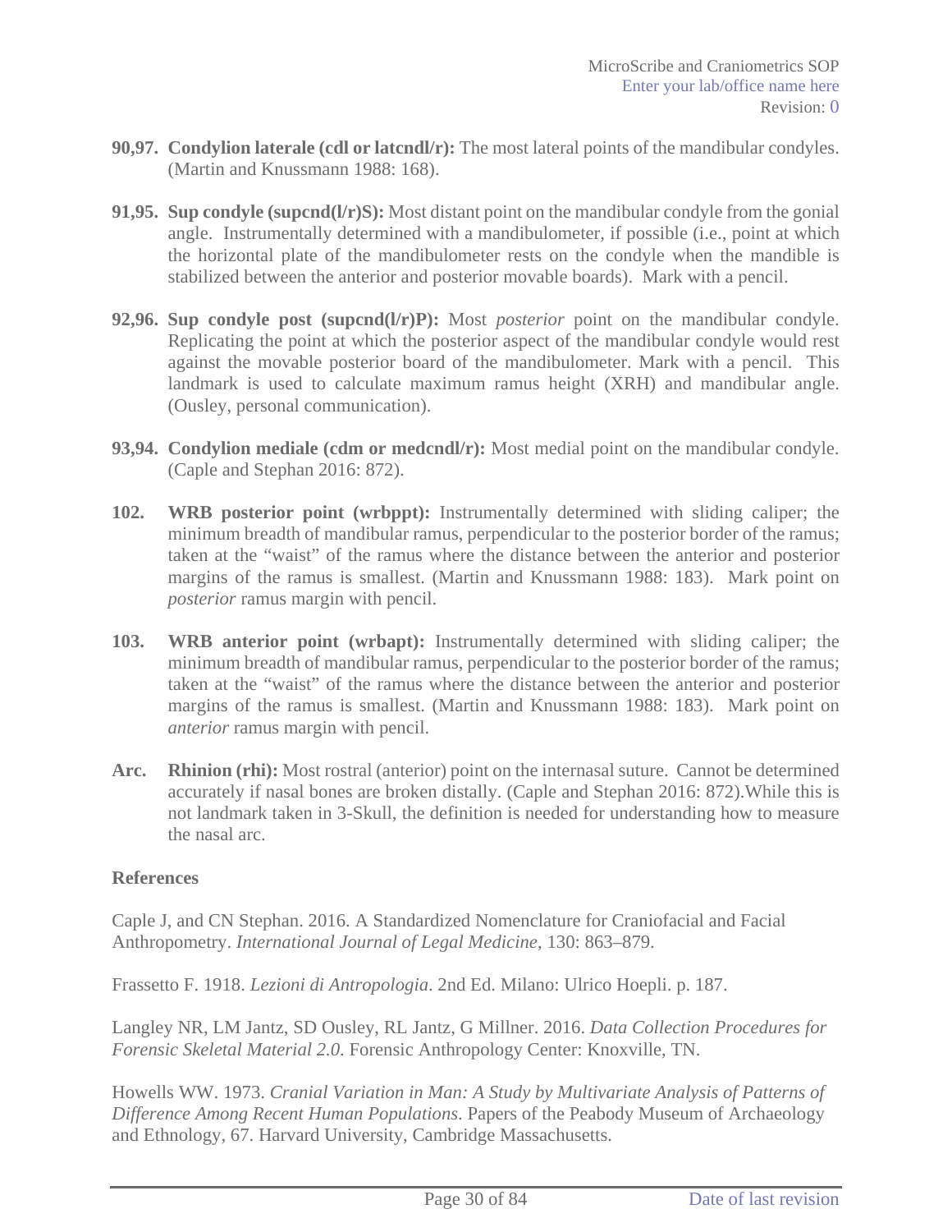**90,97. Condylion laterale (cdl or latcndl/r):** The most lateral points of the mandibular condyles. (Martin and Knussmann 1988: 168).

**91,95. Sup condyle (supcnd(l/r)S):** Most distant point on the mandibular condyle from the gonial angle. Instrumentally determined with a mandibulometer, if possible (i.e., point at which the horizontal plate of the mandibulometer rests on the condyle when the mandible is stabilized between the anterior and posterior movable boards). Mark with a pencil.

**92,96. Sup condyle post (supcnd(l/r)P):** Most *posterior* point on the mandibular condyle. Replicating the point at which the posterior aspect of the mandibular condyle would rest against the movable posterior board of the mandibulometer. Mark with a pencil. This landmark is used to calculate maximum ramus height (XRH) and mandibular angle. (Ousley, personal communication).

**93,94. Condylion mediale (cdm or medcndl/r):** Most medial point on the mandibular condyle. (Caple and Stephan 2016: 872).

**102. WRB posterior point (wrbppt):** Instrumentally determined with sliding caliper; the minimum breadth of mandibular ramus, perpendicular to the posterior border of the ramus; taken at the "waist" of the ramus where the distance between the anterior and posterior margins of the ramus is smallest. (Martin and Knussmann 1988: 183). Mark point on *posterior* ramus margin with pencil.

**103. WRB anterior point (wrbapt):** Instrumentally determined with sliding caliper; the minimum breadth of mandibular ramus, perpendicular to the posterior border of the ramus; taken at the "waist" of the ramus where the distance between the anterior and posterior margins of the ramus is smallest. (Martin and Knussmann 1988: 183). Mark point on *anterior* ramus margin with pencil.

**Arc. Rhinion (rhi):** Most rostral (anterior) point on the internasal suture. Cannot be determined accurately if nasal bones are broken distally. (Caple and Stephan 2016: 872).While this is not landmark taken in 3-Skull, the definition is needed for understanding how to measure the nasal arc.

**References**

Caple J, and CN Stephan. 2016. A Standardized Nomenclature for Craniofacial and Facial Anthropometry. *International Journal of Legal Medicine*, 130: 863–879.

Frassetto F. 1918. *Lezioni di Antropologia*. 2nd Ed. Milano: Ulrico Hoepli. p. 187.

Langley NR, LM Jantz, SD Ousley, RL Jantz, G Millner. 2016. *Data Collection Procedures for Forensic Skeletal Material 2.0*. Forensic Anthropology Center: Knoxville, TN.

Howells WW. 1973. *Cranial Variation in Man: A Study by Multivariate Analysis of Patterns of Difference Among Recent Human Populations*. Papers of the Peabody Museum of Archaeology and Ethnology, 67. Harvard University, Cambridge Massachusetts.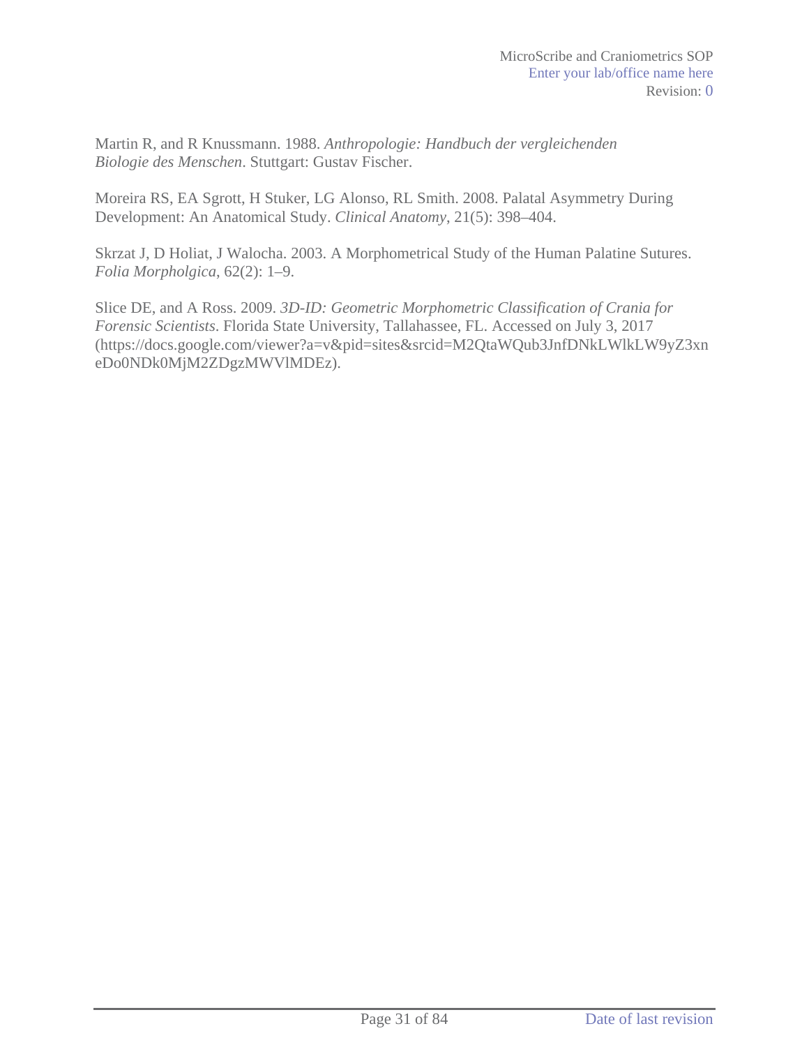Martin R, and R Knussmann. 1988. *Anthropologie: Handbuch der vergleichenden Biologie des Menschen*. Stuttgart: Gustav Fischer.

Moreira RS, EA Sgrott, H Stuker, LG Alonso, RL Smith. 2008. Palatal Asymmetry During Development: An Anatomical Study. *Clinical Anatomy*, 21(5): 398–404.

Skrzat J, D Holiat, J Walocha. 2003. A Morphometrical Study of the Human Palatine Sutures. *Folia Morpholgica*, 62(2): 1–9.

Slice DE, and A Ross. 2009. *3D-ID: Geometric Morphometric Classification of Crania for Forensic Scientists*. Florida State University, Tallahassee, FL. Accessed on July 3, 2017 (https://docs.google.com/viewer?a=v&pid=sites&srcid=M2QtaWQub3JnfDNkLWlkLW9yZ3xneDo0NDk0MjM2ZDgzMWVlMDEz).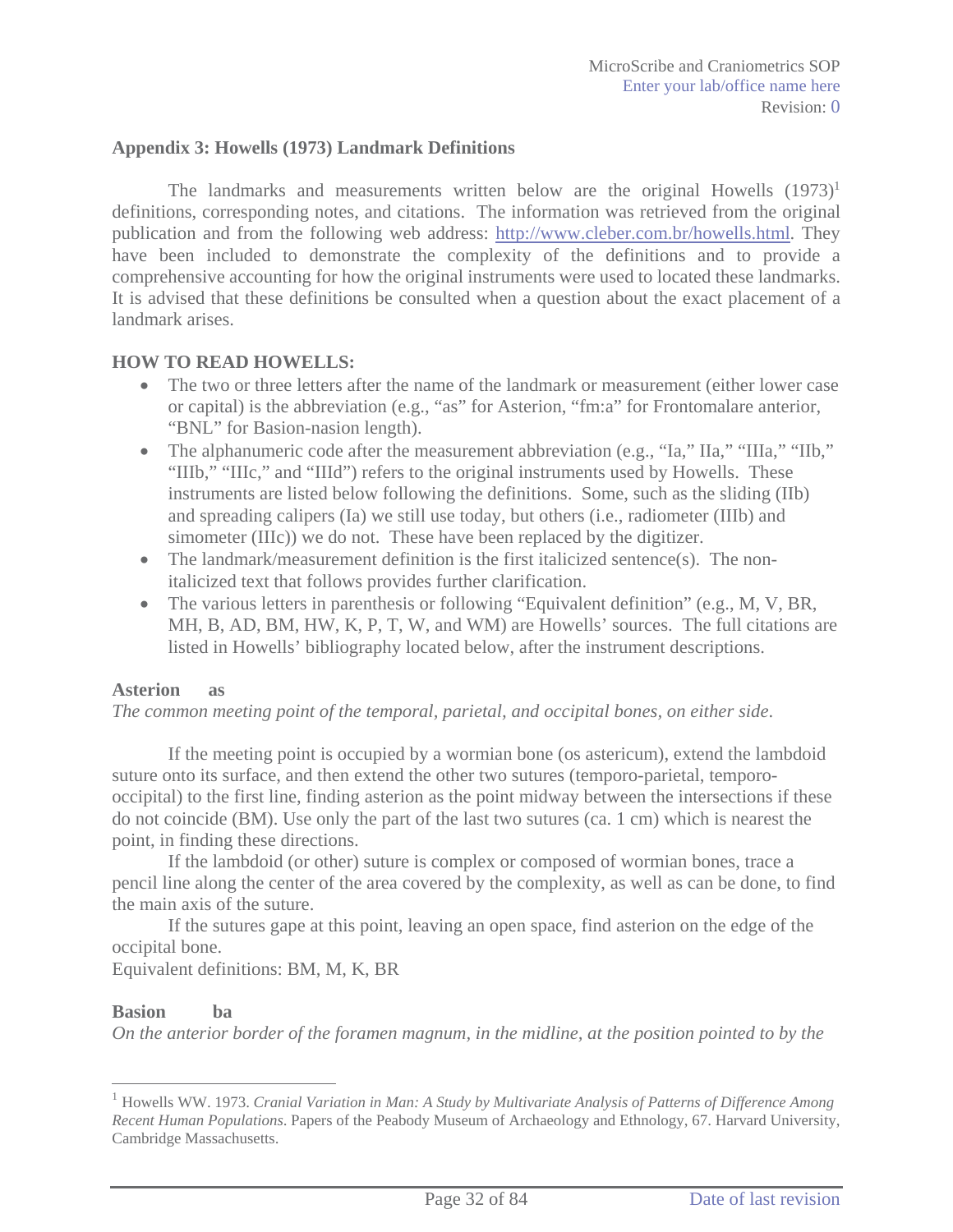## Appendix 3: Howells (1973) Landmark Definitions

The landmarks and measurements written below are the original Howells (1973)[1] definitions, corresponding notes, and citations. The information was retrieved from the original publication and from the following web address: http://www.cleber.com.br/howells.html. They have been included to demonstrate the complexity of the definitions and to provide a comprehensive accounting for how the original instruments were used to located these landmarks. It is advised that these definitions be consulted when a question about the exact placement of a landmark arises.

### HOW TO READ HOWELLS:

- The two or three letters after the name of the landmark or measurement (either lower case or capital) is the abbreviation (e.g., "as" for Asterion, "fm:a" for Frontomalare anterior, "BNL" for Basion-nasion length).
- The alphanumeric code after the measurement abbreviation (e.g., "Ia," IIa," "IIIa," "IIb," "IIIb," "IIIc," and "IIId") refers to the original instruments used by Howells. These instruments are listed below following the definitions. Some, such as the sliding (IIb) and spreading calipers (Ia) we still use today, but others (i.e., radiometer (IIIb) and simometer (IIIc)) we do not. These have been replaced by the digitizer.
- The landmark/measurement definition is the first italicized sentence(s). The non-italicized text that follows provides further clarification.
- The various letters in parenthesis or following "Equivalent definition" (e.g., M, V, BR, MH, B, AD, BM, HW, K, P, T, W, and WM) are Howells' sources. The full citations are listed in Howells' bibliography located below, after the instrument descriptions.

**Asterion as**

*The common meeting point of the temporal, parietal, and occipital bones, on either side.*

If the meeting point is occupied by a wormian bone (os astericum), extend the lambdoid suture onto its surface, and then extend the other two sutures (temporo-parietal, temporo-occipital) to the first line, finding asterion as the point midway between the intersections if these do not coincide (BM). Use only the part of the last two sutures (ca. 1 cm) which is nearest the point, in finding these directions.

If the lambdoid (or other) suture is complex or composed of wormian bones, trace a pencil line along the center of the area covered by the complexity, as well as can be done, to find the main axis of the suture.

If the sutures gape at this point, leaving an open space, find asterion on the edge of the occipital bone.

Equivalent definitions: BM, M, K, BR

**Basion ba**

*On the anterior border of the foramen magnum, in the midline, at the position pointed to by the*

[1] Howells WW. 1973. *Cranial Variation in Man: A Study by Multivariate Analysis of Patterns of Difference Among Recent Human Populations*. Papers of the Peabody Museum of Archaeology and Ethnology, 67. Harvard University, Cambridge Massachusetts.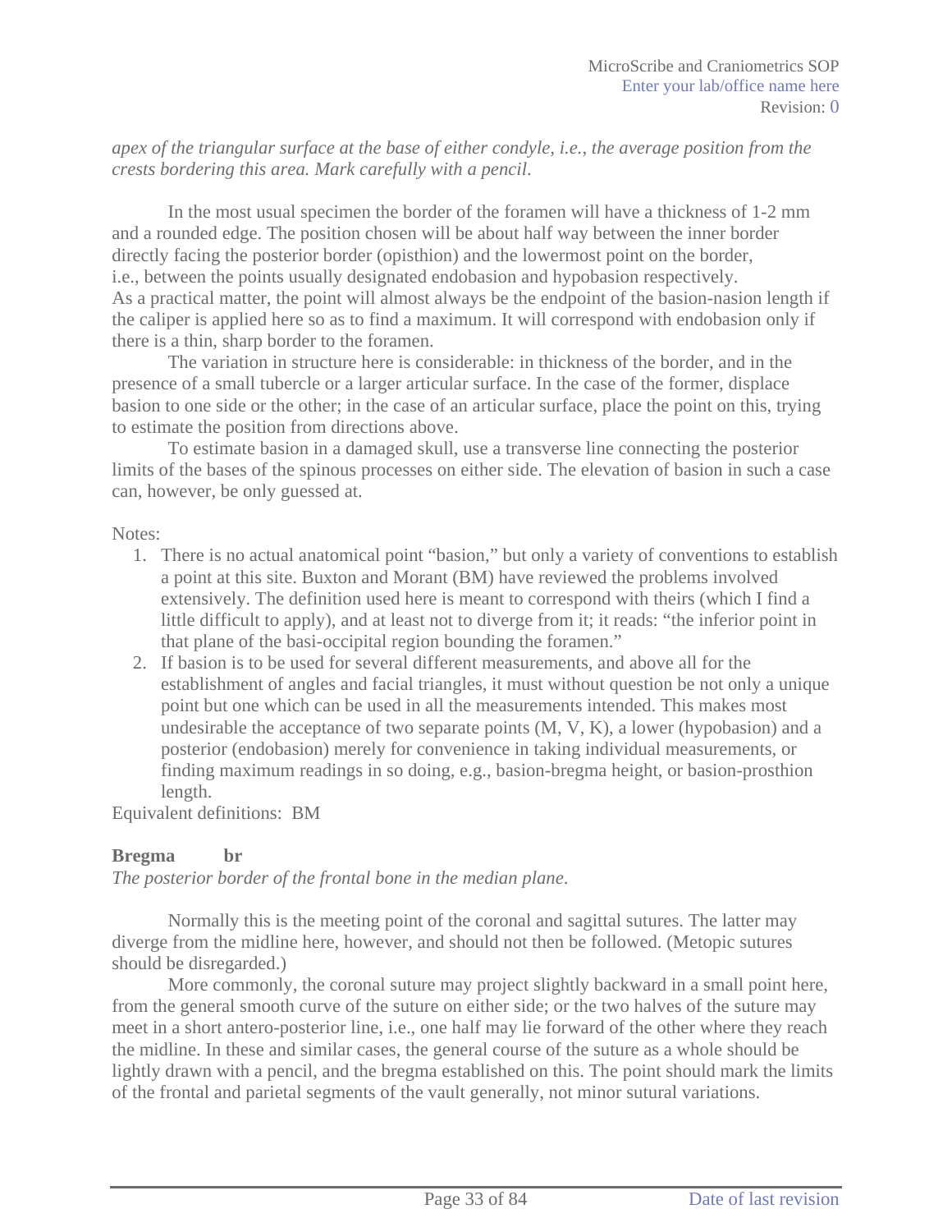*apex of the triangular surface at the base of either condyle, i.e., the average position from the crests bordering this area. Mark carefully with a pencil.*

In the most usual specimen the border of the foramen will have a thickness of 1-2 mm and a rounded edge. The position chosen will be about half way between the inner border directly facing the posterior border (opisthion) and the lowermost point on the border, i.e., between the points usually designated endobasion and hypobasion respectively. As a practical matter, the point will almost always be the endpoint of the basion-nasion length if the caliper is applied here so as to find a maximum. It will correspond with endobasion only if there is a thin, sharp border to the foramen.

The variation in structure here is considerable: in thickness of the border, and in the presence of a small tubercle or a larger articular surface. In the case of the former, displace basion to one side or the other; in the case of an articular surface, place the point on this, trying to estimate the position from directions above.

To estimate basion in a damaged skull, use a transverse line connecting the posterior limits of the bases of the spinous processes on either side. The elevation of basion in such a case can, however, be only guessed at.

Notes:

1. There is no actual anatomical point "basion," but only a variety of conventions to establish a point at this site. Buxton and Morant (BM) have reviewed the problems involved extensively. The definition used here is meant to correspond with theirs (which I find a little difficult to apply), and at least not to diverge from it; it reads: "the inferior point in that plane of the basi-occipital region bounding the foramen."
2. If basion is to be used for several different measurements, and above all for the establishment of angles and facial triangles, it must without question be not only a unique point but one which can be used in all the measurements intended. This makes most undesirable the acceptance of two separate points (M, V, K), a lower (hypobasion) and a posterior (endobasion) merely for convenience in taking individual measurements, or finding maximum readings in so doing, e.g., basion-bregma height, or basion-prosthion length.

Equivalent definitions: BM

**Bregma** **br**

*The posterior border of the frontal bone in the median plane.*

Normally this is the meeting point of the coronal and sagittal sutures. The latter may diverge from the midline here, however, and should not then be followed. (Metopic sutures should be disregarded.)

More commonly, the coronal suture may project slightly backward in a small point here, from the general smooth curve of the suture on either side; or the two halves of the suture may meet in a short antero-posterior line, i.e., one half may lie forward of the other where they reach the midline. In these and similar cases, the general course of the suture as a whole should be lightly drawn with a pencil, and the bregma established on this. The point should mark the limits of the frontal and parietal segments of the vault generally, not minor sutural variations.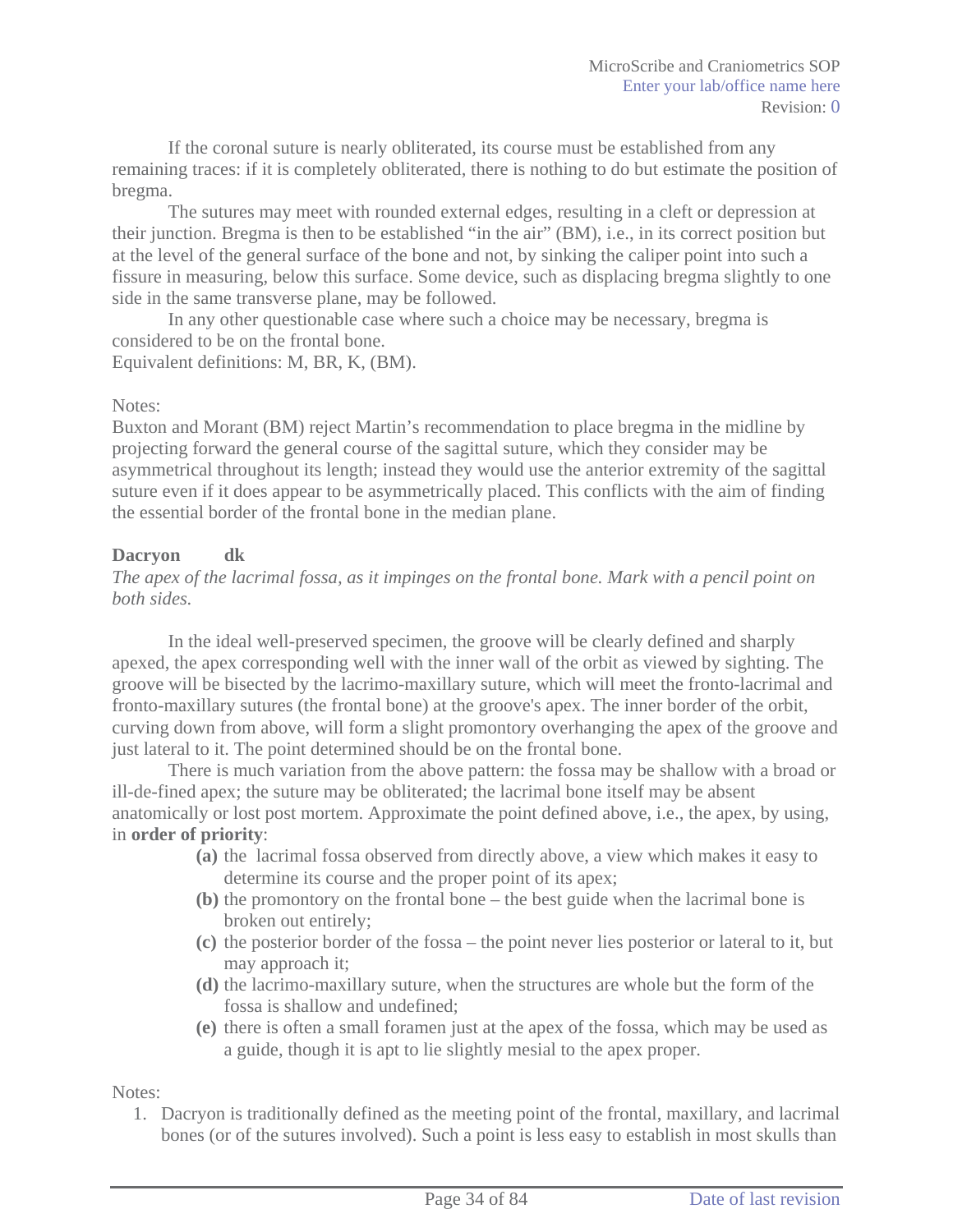If the coronal suture is nearly obliterated, its course must be established from any remaining traces: if it is completely obliterated, there is nothing to do but estimate the position of bregma.

The sutures may meet with rounded external edges, resulting in a cleft or depression at their junction. Bregma is then to be established "in the air" (BM), i.e., in its correct position but at the level of the general surface of the bone and not, by sinking the caliper point into such a fissure in measuring, below this surface. Some device, such as displacing bregma slightly to one side in the same transverse plane, may be followed.

In any other questionable case where such a choice may be necessary, bregma is considered to be on the frontal bone.

Equivalent definitions: M, BR, K, (BM).

Notes:

Buxton and Morant (BM) reject Martin's recommendation to place bregma in the midline by projecting forward the general course of the sagittal suture, which they consider may be asymmetrical throughout its length; instead they would use the anterior extremity of the sagittal suture even if it does appear to be asymmetrically placed. This conflicts with the aim of finding the essential border of the frontal bone in the median plane.

**Dacryon dk**

*The apex of the lacrimal fossa, as it impinges on the frontal bone. Mark with a pencil point on both sides.*

In the ideal well-preserved specimen, the groove will be clearly defined and sharply apexed, the apex corresponding well with the inner wall of the orbit as viewed by sighting. The groove will be bisected by the lacrimo-maxillary suture, which will meet the fronto-lacrimal and fronto-maxillary sutures (the frontal bone) at the groove's apex. The inner border of the orbit, curving down from above, will form a slight promontory overhanging the apex of the groove and just lateral to it. The point determined should be on the frontal bone.

There is much variation from the above pattern: the fossa may be shallow with a broad or ill-de-fined apex; the suture may be obliterated; the lacrimal bone itself may be absent anatomically or lost post mortem. Approximate the point defined above, i.e., the apex, by using, in **order of priority**:

- **(a)** the lacrimal fossa observed from directly above, a view which makes it easy to determine its course and the proper point of its apex;
- **(b)** the promontory on the frontal bone – the best guide when the lacrimal bone is broken out entirely;
- **(c)** the posterior border of the fossa – the point never lies posterior or lateral to it, but may approach it;
- **(d)** the lacrimo-maxillary suture, when the structures are whole but the form of the fossa is shallow and undefined;
- **(e)** there is often a small foramen just at the apex of the fossa, which may be used as a guide, though it is apt to lie slightly mesial to the apex proper.

Notes:

1. Dacryon is traditionally defined as the meeting point of the frontal, maxillary, and lacrimal bones (or of the sutures involved). Such a point is less easy to establish in most skulls than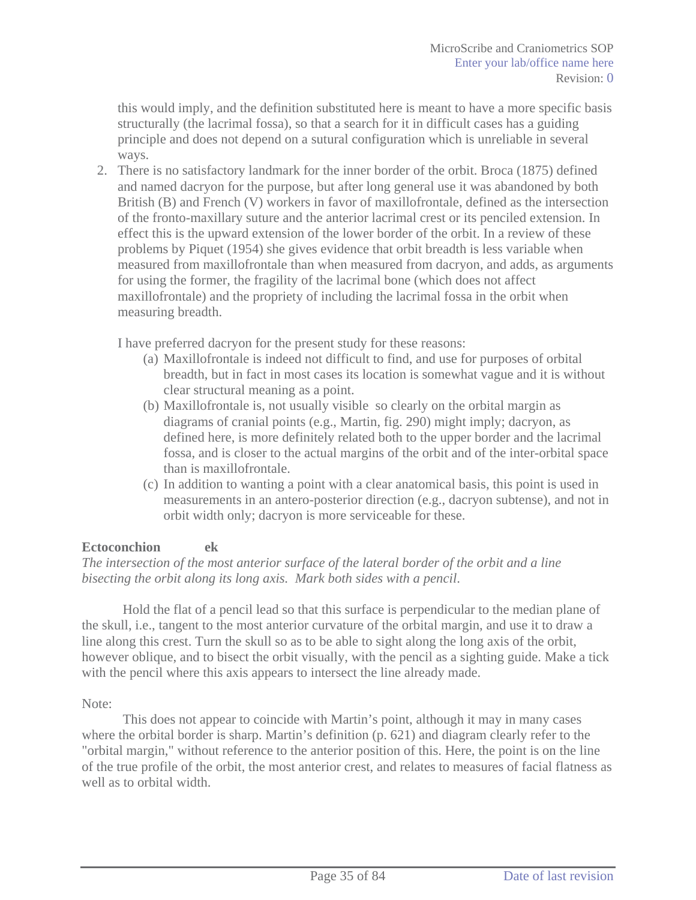this would imply, and the definition substituted here is meant to have a more specific basis structurally (the lacrimal fossa), so that a search for it in difficult cases has a guiding principle and does not depend on a sutural configuration which is unreliable in several ways.

2. There is no satisfactory landmark for the inner border of the orbit. Broca (1875) defined and named dacryon for the purpose, but after long general use it was abandoned by both British (B) and French (V) workers in favor of maxillofrontale, defined as the intersection of the fronto-maxillary suture and the anterior lacrimal crest or its penciled extension. In effect this is the upward extension of the lower border of the orbit. In a review of these problems by Piquet (1954) she gives evidence that orbit breadth is less variable when measured from maxillofrontale than when measured from dacryon, and adds, as arguments for using the former, the fragility of the lacrimal bone (which does not affect maxillofrontale) and the propriety of including the lacrimal fossa in the orbit when measuring breadth.

   I have preferred dacryon for the present study for these reasons:

   (a) Maxillofrontale is indeed not difficult to find, and use for purposes of orbital breadth, but in fact in most cases its location is somewhat vague and it is without clear structural meaning as a point.
   (b) Maxillofrontale is, not usually visible so clearly on the orbital margin as diagrams of cranial points (e.g., Martin, fig. 290) might imply; dacryon, as defined here, is more definitely related both to the upper border and the lacrimal fossa, and is closer to the actual margins of the orbit and of the inter-orbital space than is maxillofrontale.
   (c) In addition to wanting a point with a clear anatomical basis, this point is used in measurements in an antero-posterior direction (e.g., dacryon subtense), and not in orbit width only; dacryon is more serviceable for these.

**Ectoconchion** **ek**

*The intersection of the most anterior surface of the lateral border of the orbit and a line bisecting the orbit along its long axis. Mark both sides with a pencil.*

Hold the flat of a pencil lead so that this surface is perpendicular to the median plane of the skull, i.e., tangent to the most anterior curvature of the orbital margin, and use it to draw a line along this crest. Turn the skull so as to be able to sight along the long axis of the orbit, however oblique, and to bisect the orbit visually, with the pencil as a sighting guide. Make a tick with the pencil where this axis appears to intersect the line already made.

Note:

This does not appear to coincide with Martin's point, although it may in many cases where the orbital border is sharp. Martin's definition (p. 621) and diagram clearly refer to the "orbital margin," without reference to the anterior position of this. Here, the point is on the line of the true profile of the orbit, the most anterior crest, and relates to measures of facial flatness as well as to orbital width.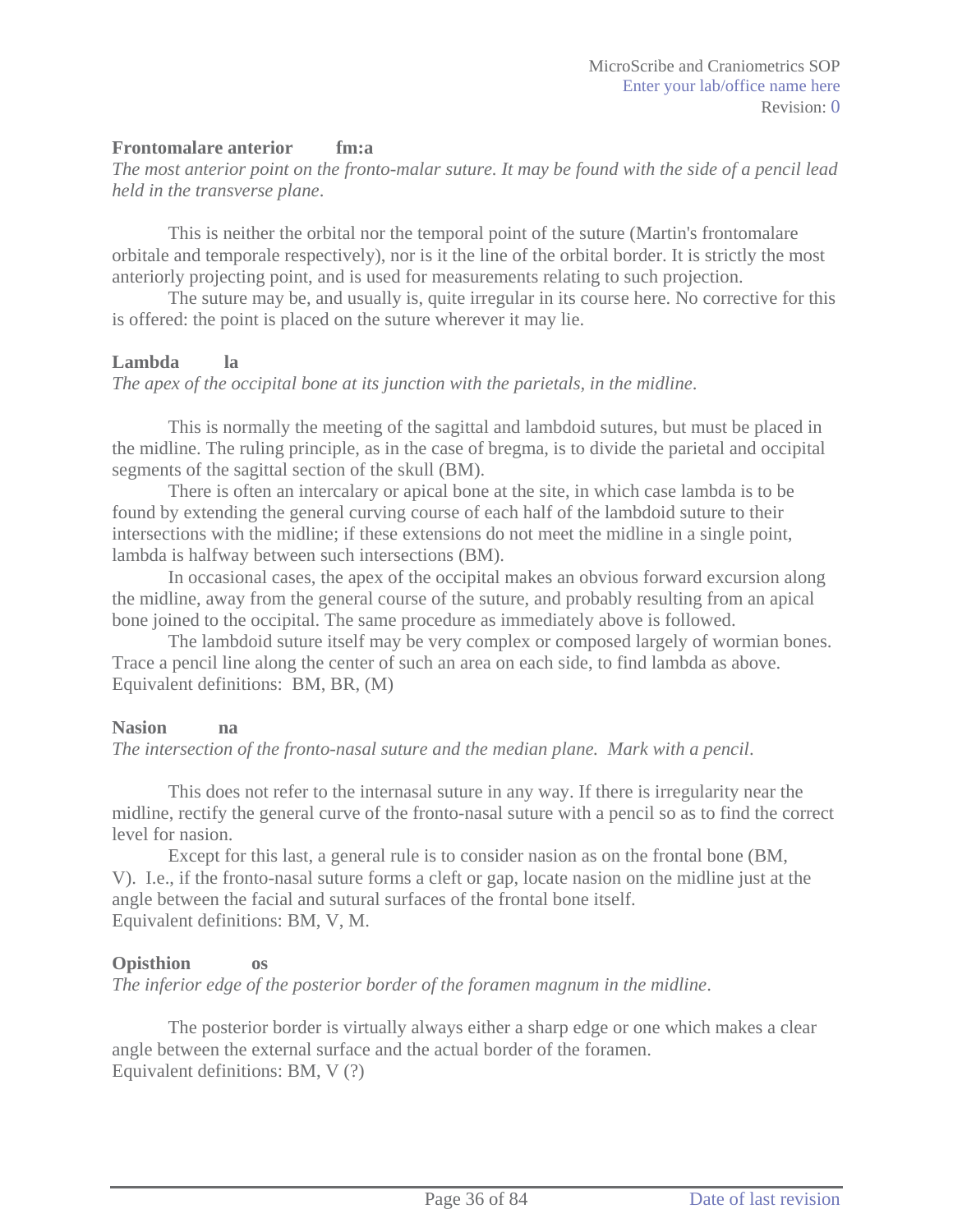**Frontomalare anterior fm:a**

*The most anterior point on the fronto-malar suture. It may be found with the side of a pencil lead held in the transverse plane*.

This is neither the orbital nor the temporal point of the suture (Martin's frontomalare orbitale and temporale respectively), nor is it the line of the orbital border. It is strictly the most anteriorly projecting point, and is used for measurements relating to such projection.

The suture may be, and usually is, quite irregular in its course here. No corrective for this is offered: the point is placed on the suture wherever it may lie.

**Lambda la**

*The apex of the occipital bone at its junction with the parietals, in the midline*.

This is normally the meeting of the sagittal and lambdoid sutures, but must be placed in the midline. The ruling principle, as in the case of bregma, is to divide the parietal and occipital segments of the sagittal section of the skull (BM).

There is often an intercalary or apical bone at the site, in which case lambda is to be found by extending the general curving course of each half of the lambdoid suture to their intersections with the midline; if these extensions do not meet the midline in a single point, lambda is halfway between such intersections (BM).

In occasional cases, the apex of the occipital makes an obvious forward excursion along the midline, away from the general course of the suture, and probably resulting from an apical bone joined to the occipital. The same procedure as immediately above is followed.

The lambdoid suture itself may be very complex or composed largely of wormian bones. Trace a pencil line along the center of such an area on each side, to find lambda as above.
Equivalent definitions: BM, BR, (M)

**Nasion na**

*The intersection of the fronto-nasal suture and the median plane. Mark with a pencil*.

This does not refer to the internasal suture in any way. If there is irregularity near the midline, rectify the general curve of the fronto-nasal suture with a pencil so as to find the correct level for nasion.

Except for this last, a general rule is to consider nasion as on the frontal bone (BM, V). I.e., if the fronto-nasal suture forms a cleft or gap, locate nasion on the midline just at the angle between the facial and sutural surfaces of the frontal bone itself.
Equivalent definitions: BM, V, M.

**Opisthion os**

*The inferior edge of the posterior border of the foramen magnum in the midline*.

The posterior border is virtually always either a sharp edge or one which makes a clear angle between the external surface and the actual border of the foramen.
Equivalent definitions: BM, V (?)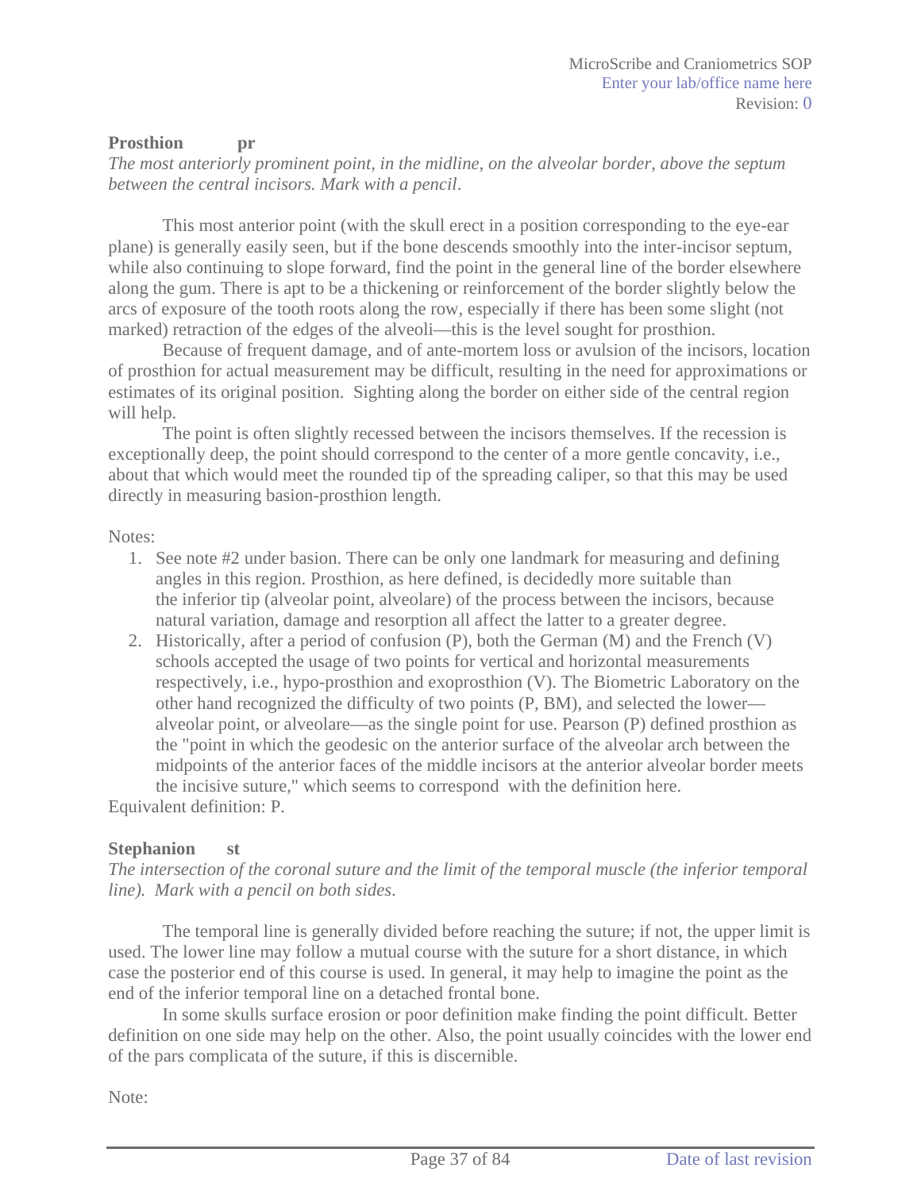**Prosthion pr**

*The most anteriorly prominent point, in the midline, on the alveolar border, above the septum between the central incisors. Mark with a pencil.*

This most anterior point (with the skull erect in a position corresponding to the eye-ear plane) is generally easily seen, but if the bone descends smoothly into the inter-incisor septum, while also continuing to slope forward, find the point in the general line of the border elsewhere along the gum. There is apt to be a thickening or reinforcement of the border slightly below the arcs of exposure of the tooth roots along the row, especially if there has been some slight (not marked) retraction of the edges of the alveoli—this is the level sought for prosthion.

Because of frequent damage, and of ante-mortem loss or avulsion of the incisors, location of prosthion for actual measurement may be difficult, resulting in the need for approximations or estimates of its original position. Sighting along the border on either side of the central region will help.

The point is often slightly recessed between the incisors themselves. If the recession is exceptionally deep, the point should correspond to the center of a more gentle concavity, i.e., about that which would meet the rounded tip of the spreading caliper, so that this may be used directly in measuring basion-prosthion length.

Notes:

1. See note #2 under basion. There can be only one landmark for measuring and defining angles in this region. Prosthion, as here defined, is decidedly more suitable than the inferior tip (alveolar point, alveolare) of the process between the incisors, because natural variation, damage and resorption all affect the latter to a greater degree.
2. Historically, after a period of confusion (P), both the German (M) and the French (V) schools accepted the usage of two points for vertical and horizontal measurements respectively, i.e., hypo-prosthion and exoprosthion (V). The Biometric Laboratory on the other hand recognized the difficulty of two points (P, BM), and selected the lower—alveolar point, or alveolare—as the single point for use. Pearson (P) defined prosthion as the "point in which the geodesic on the anterior surface of the alveolar arch between the midpoints of the anterior faces of the middle incisors at the anterior alveolar border meets the incisive suture," which seems to correspond with the definition here.

Equivalent definition: P.

**Stephanion st**

*The intersection of the coronal suture and the limit of the temporal muscle (the inferior temporal line). Mark with a pencil on both sides.*

The temporal line is generally divided before reaching the suture; if not, the upper limit is used. The lower line may follow a mutual course with the suture for a short distance, in which case the posterior end of this course is used. In general, it may help to imagine the point as the end of the inferior temporal line on a detached frontal bone.

In some skulls surface erosion or poor definition make finding the point difficult. Better definition on one side may help on the other. Also, the point usually coincides with the lower end of the pars complicata of the suture, if this is discernible.

Note: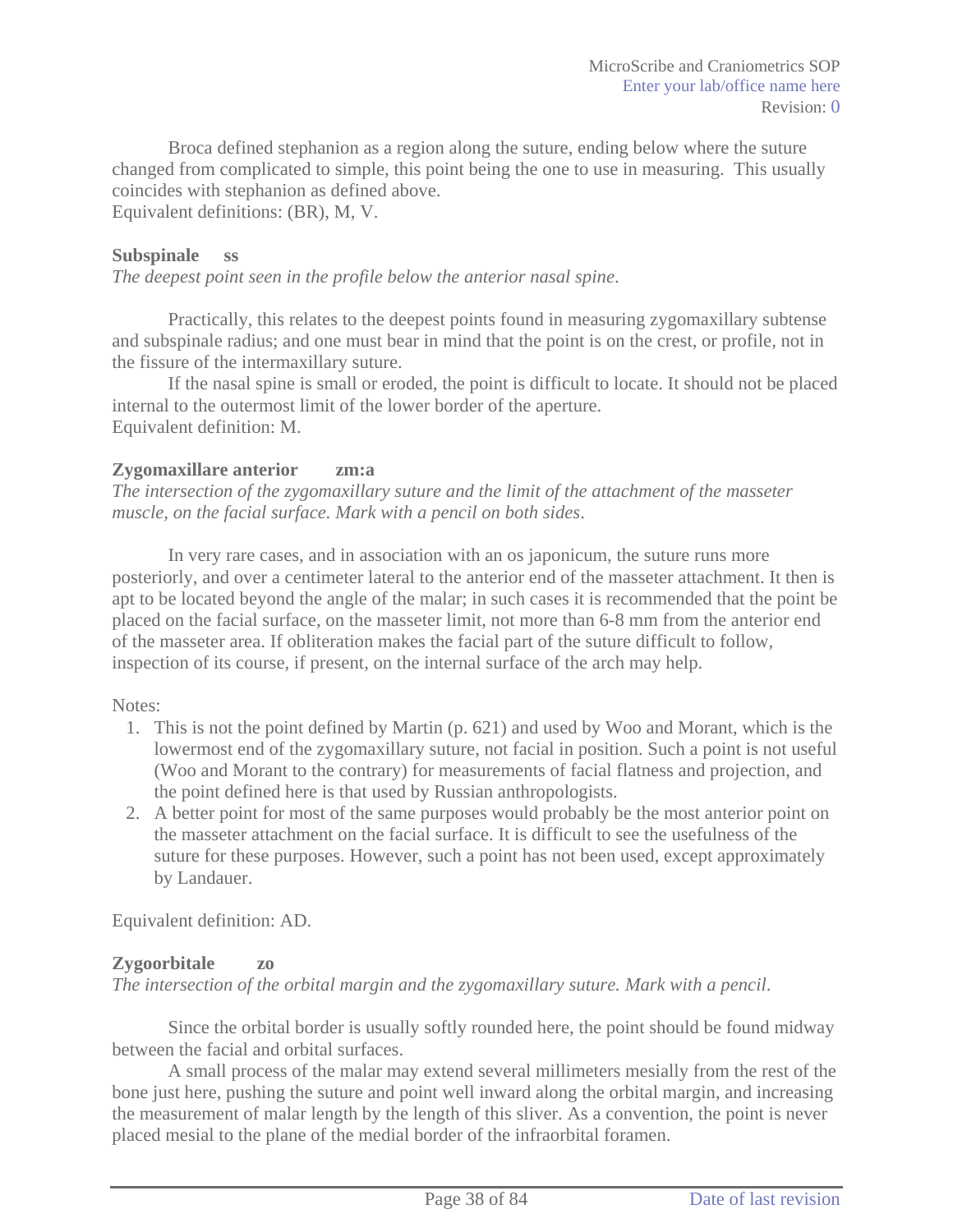Broca defined stephanion as a region along the suture, ending below where the suture changed from complicated to simple, this point being the one to use in measuring. This usually coincides with stephanion as defined above.
Equivalent definitions: (BR), M, V.

**Subspinale ss**
*The deepest point seen in the profile below the anterior nasal spine.*

Practically, this relates to the deepest points found in measuring zygomaxillary subtense and subspinale radius; and one must bear in mind that the point is on the crest, or profile, not in the fissure of the intermaxillary suture.

If the nasal spine is small or eroded, the point is difficult to locate. It should not be placed internal to the outermost limit of the lower border of the aperture.
Equivalent definition: M.

**Zygomaxillare anterior zm:a**
*The intersection of the zygomaxillary suture and the limit of the attachment of the masseter muscle, on the facial surface. Mark with a pencil on both sides.*

In very rare cases, and in association with an os japonicum, the suture runs more posteriorly, and over a centimeter lateral to the anterior end of the masseter attachment. It then is apt to be located beyond the angle of the malar; in such cases it is recommended that the point be placed on the facial surface, on the masseter limit, not more than 6-8 mm from the anterior end of the masseter area. If obliteration makes the facial part of the suture difficult to follow, inspection of its course, if present, on the internal surface of the arch may help.

Notes:

1. This is not the point defined by Martin (p. 621) and used by Woo and Morant, which is the lowermost end of the zygomaxillary suture, not facial in position. Such a point is not useful (Woo and Morant to the contrary) for measurements of facial flatness and projection, and the point defined here is that used by Russian anthropologists.
2. A better point for most of the same purposes would probably be the most anterior point on the masseter attachment on the facial surface. It is difficult to see the usefulness of the suture for these purposes. However, such a point has not been used, except approximately by Landauer.

Equivalent definition: AD.

**Zygoorbitale zo**
*The intersection of the orbital margin and the zygomaxillary suture. Mark with a pencil.*

Since the orbital border is usually softly rounded here, the point should be found midway between the facial and orbital surfaces.

A small process of the malar may extend several millimeters mesially from the rest of the bone just here, pushing the suture and point well inward along the orbital margin, and increasing the measurement of malar length by the length of this sliver. As a convention, the point is never placed mesial to the plane of the medial border of the infraorbital foramen.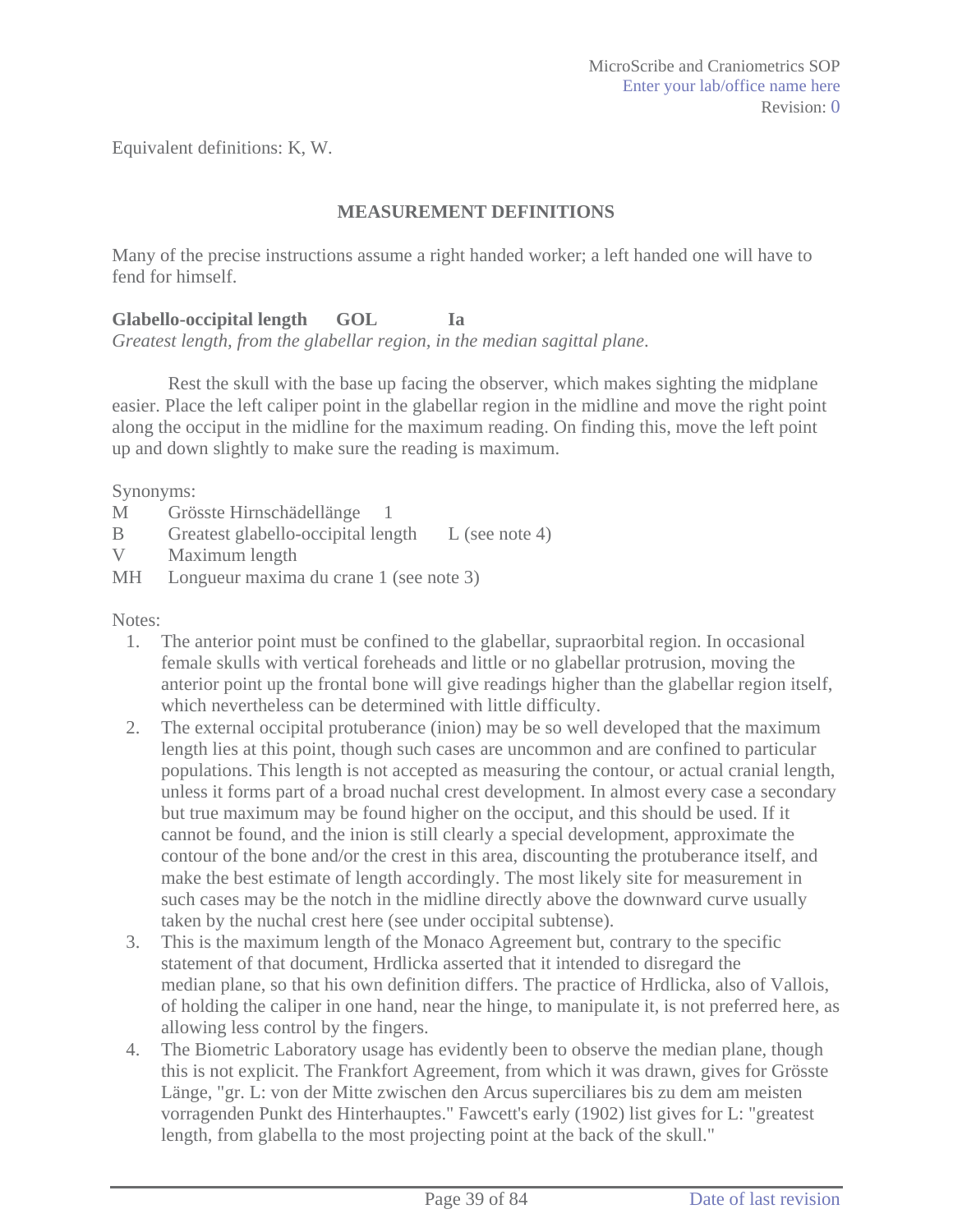Equivalent definitions: K, W.

## MEASUREMENT DEFINITIONS

Many of the precise instructions assume a right handed worker; a left handed one will have to fend for himself.

**Glabello-occipital length GOL Ia**

*Greatest length, from the glabellar region, in the median sagittal plane*.

Rest the skull with the base up facing the observer, which makes sighting the midplane easier. Place the left caliper point in the glabellar region in the midline and move the right point along the occiput in the midline for the maximum reading. On finding this, move the left point up and down slightly to make sure the reading is maximum.

Synonyms:

| | | |
|---|---|---|
| M | Grösste Hirnschädellänge | 1 |
| B | Greatest glabello-occipital length | L (see note 4) |
| V | Maximum length | |
| MH | Longueur maxima du crane 1 (see note 3) | |

Notes:

1. The anterior point must be confined to the glabellar, supraorbital region. In occasional female skulls with vertical foreheads and little or no glabellar protrusion, moving the anterior point up the frontal bone will give readings higher than the glabellar region itself, which nevertheless can be determined with little difficulty.
2. The external occipital protuberance (inion) may be so well developed that the maximum length lies at this point, though such cases are uncommon and are confined to particular populations. This length is not accepted as measuring the contour, or actual cranial length, unless it forms part of a broad nuchal crest development. In almost every case a secondary but true maximum may be found higher on the occiput, and this should be used. If it cannot be found, and the inion is still clearly a special development, approximate the contour of the bone and/or the crest in this area, discounting the protuberance itself, and make the best estimate of length accordingly. The most likely site for measurement in such cases may be the notch in the midline directly above the downward curve usually taken by the nuchal crest here (see under occipital subtense).
3. This is the maximum length of the Monaco Agreement but, contrary to the specific statement of that document, Hrdlicka asserted that it intended to disregard the median plane, so that his own definition differs. The practice of Hrdlicka, also of Vallois, of holding the caliper in one hand, near the hinge, to manipulate it, is not preferred here, as allowing less control by the fingers.
4. The Biometric Laboratory usage has evidently been to observe the median plane, though this is not explicit. The Frankfort Agreement, from which it was drawn, gives for Grösste Länge, "gr. L: von der Mitte zwischen den Arcus superciliares bis zu dem am meisten vorragenden Punkt des Hinterhauptes." Fawcett's early (1902) list gives for L: "greatest length, from glabella to the most projecting point at the back of the skull."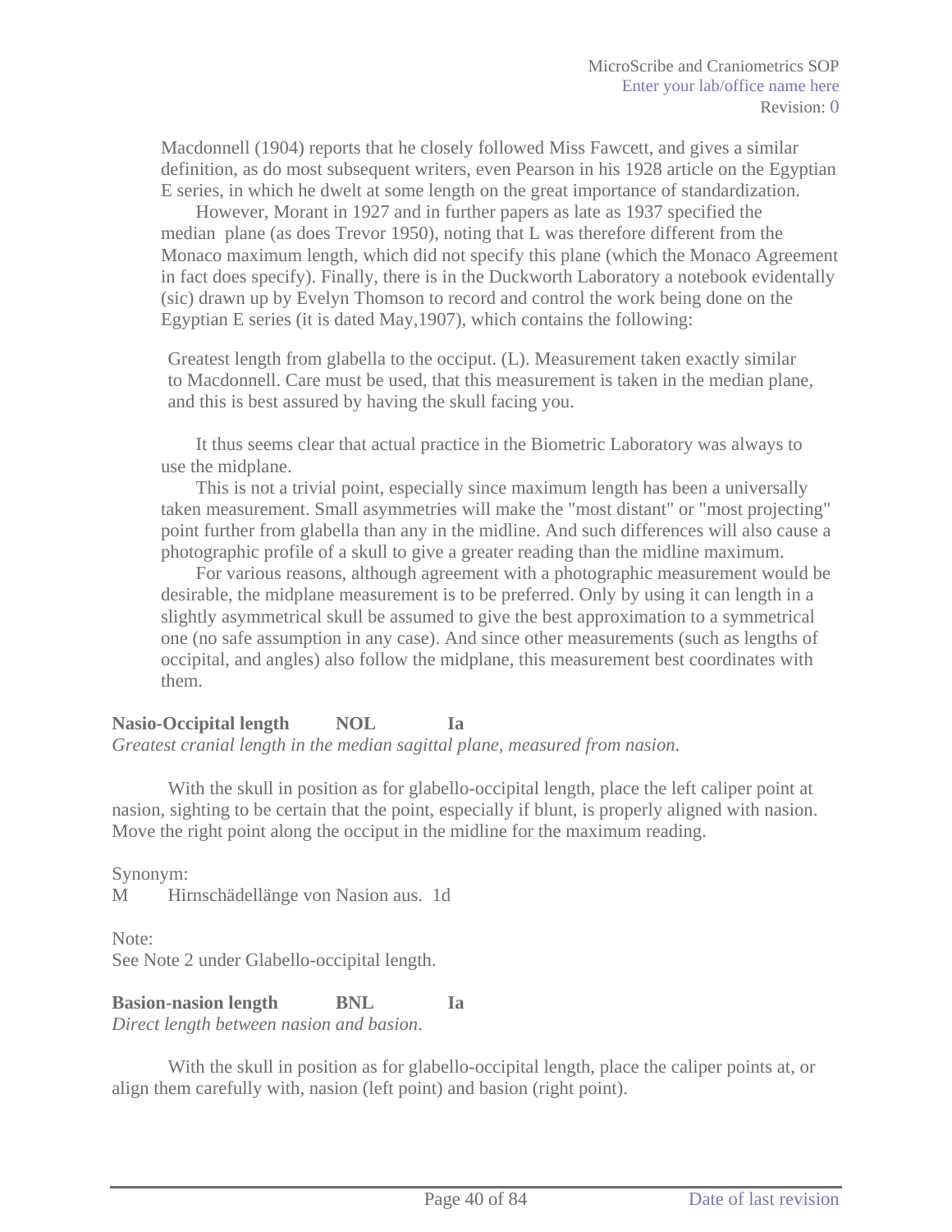Macdonnell (1904) reports that he closely followed Miss Fawcett, and gives a similar definition, as do most subsequent writers, even Pearson in his 1928 article on the Egyptian E series, in which he dwelt at some length on the great importance of standardization.

However, Morant in 1927 and in further papers as late as 1937 specified the median plane (as does Trevor 1950), noting that L was therefore different from the Monaco maximum length, which did not specify this plane (which the Monaco Agreement in fact does specify). Finally, there is in the Duckworth Laboratory a notebook evidentally (sic) drawn up by Evelyn Thomson to record and control the work being done on the Egyptian E series (it is dated May,1907), which contains the following:

> Greatest length from glabella to the occiput. (L). Measurement taken exactly similar to Macdonnell. Care must be used, that this measurement is taken in the median plane, and this is best assured by having the skull facing you.

It thus seems clear that actual practice in the Biometric Laboratory was always to use the midplane.

This is not a trivial point, especially since maximum length has been a universally taken measurement. Small asymmetries will make the "most distant" or "most projecting" point further from glabella than any in the midline. And such differences will also cause a photographic profile of a skull to give a greater reading than the midline maximum.

For various reasons, although agreement with a photographic measurement would be desirable, the midplane measurement is to be preferred. Only by using it can length in a slightly asymmetrical skull be assumed to give the best approximation to a symmetrical one (no safe assumption in any case). And since other measurements (such as lengths of occipital, and angles) also follow the midplane, this measurement best coordinates with them.

**Nasio-Occipital length NOL Ia**

*Greatest cranial length in the median sagittal plane, measured from nasion.*

With the skull in position as for glabello-occipital length, place the left caliper point at nasion, sighting to be certain that the point, especially if blunt, is properly aligned with nasion. Move the right point along the occiput in the midline for the maximum reading.

Synonym:

M Hirnschädellänge von Nasion aus. 1d

Note:

See Note 2 under Glabello-occipital length.

**Basion-nasion length BNL Ia**

*Direct length between nasion and basion.*

With the skull in position as for glabello-occipital length, place the caliper points at, or align them carefully with, nasion (left point) and basion (right point).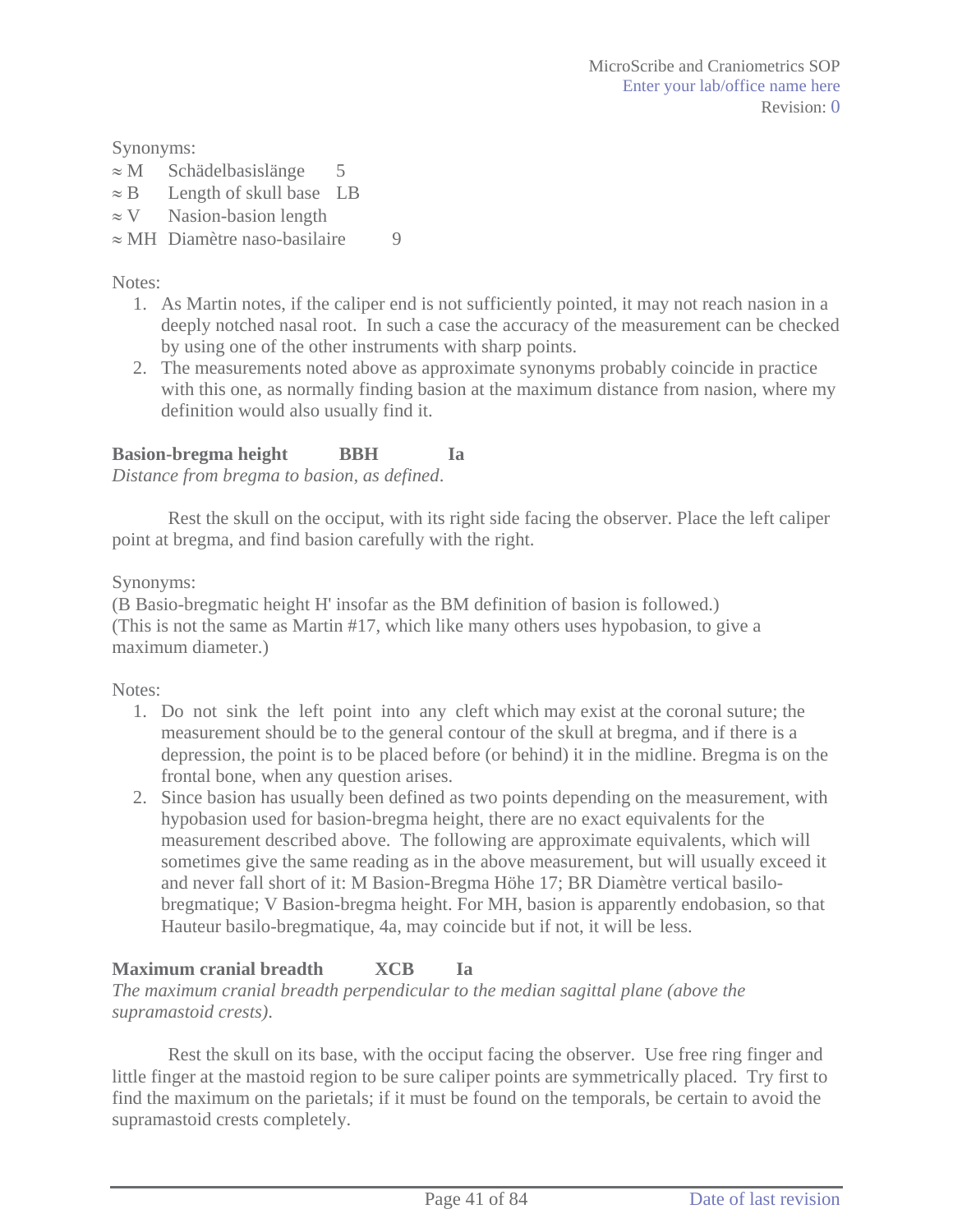Synonyms:

- ≈ M Schädelbasislänge 5
- ≈ B Length of skull base LB
- ≈ V Nasion-basion length
- ≈ MH Diamètre naso-basilaire 9

Notes:

1. As Martin notes, if the caliper end is not sufficiently pointed, it may not reach nasion in a deeply notched nasal root. In such a case the accuracy of the measurement can be checked by using one of the other instruments with sharp points.
2. The measurements noted above as approximate synonyms probably coincide in practice with this one, as normally finding basion at the maximum distance from nasion, where my definition would also usually find it.

**Basion-bregma height BBH Ia**

*Distance from bregma to basion, as defined.*

Rest the skull on the occiput, with its right side facing the observer. Place the left caliper point at bregma, and find basion carefully with the right.

Synonyms:

(B Basio-bregmatic height H' insofar as the BM definition of basion is followed.)
(This is not the same as Martin #17, which like many others uses hypobasion, to give a maximum diameter.)

Notes:

1. Do not sink the left point into any cleft which may exist at the coronal suture; the measurement should be to the general contour of the skull at bregma, and if there is a depression, the point is to be placed before (or behind) it in the midline. Bregma is on the frontal bone, when any question arises.
2. Since basion has usually been defined as two points depending on the measurement, with hypobasion used for basion-bregma height, there are no exact equivalents for the measurement described above. The following are approximate equivalents, which will sometimes give the same reading as in the above measurement, but will usually exceed it and never fall short of it: M Basion-Bregma Höhe 17; BR Diamètre vertical basilo-bregmatique; V Basion-bregma height. For MH, basion is apparently endobasion, so that Hauteur basilo-bregmatique, 4a, may coincide but if not, it will be less.

**Maximum cranial breadth XCB Ia**

*The maximum cranial breadth perpendicular to the median sagittal plane (above the supramastoid crests).*

Rest the skull on its base, with the occiput facing the observer. Use free ring finger and little finger at the mastoid region to be sure caliper points are symmetrically placed. Try first to find the maximum on the parietals; if it must be found on the temporals, be certain to avoid the supramastoid crests completely.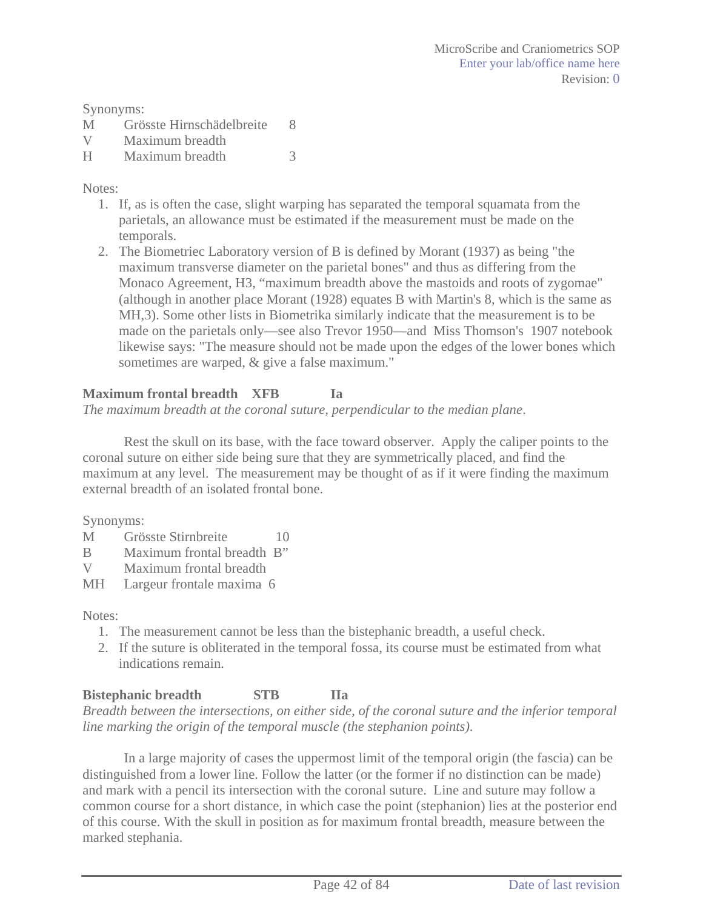Synonyms:

| | | |
|---|---|---|
| M | Grösste Hirnschädelbreite | 8 |
| V | Maximum breadth | |
| H | Maximum breadth | 3 |

Notes:

1. If, as is often the case, slight warping has separated the temporal squamata from the parietals, an allowance must be estimated if the measurement must be made on the temporals.
2. The Biometriec Laboratory version of B is defined by Morant (1937) as being "the maximum transverse diameter on the parietal bones" and thus as differing from the Monaco Agreement, H3, "maximum breadth above the mastoids and roots of zygomae" (although in another place Morant (1928) equates B with Martin's 8, which is the same as MH,3). Some other lists in Biometrika similarly indicate that the measurement is to be made on the parietals only—see also Trevor 1950—and Miss Thomson's 1907 notebook likewise says: "The measure should not be made upon the edges of the lower bones which sometimes are warped, & give a false maximum."

**Maximum frontal breadth XFB Ia**

*The maximum breadth at the coronal suture, perpendicular to the median plane*.

Rest the skull on its base, with the face toward observer. Apply the caliper points to the coronal suture on either side being sure that they are symmetrically placed, and find the maximum at any level. The measurement may be thought of as if it were finding the maximum external breadth of an isolated frontal bone.

Synonyms:

| | | |
|---|---|---|
| M | Grösste Stirnbreite | 10 |
| B | Maximum frontal breadth | B" |
| V | Maximum frontal breadth | |
| MH | Largeur frontale maxima | 6 |

Notes:

1. The measurement cannot be less than the bistephanic breadth, a useful check.
2. If the suture is obliterated in the temporal fossa, its course must be estimated from what indications remain.

**Bistephanic breadth STB IIa**

*Breadth between the intersections, on either side, of the coronal suture and the inferior temporal line marking the origin of the temporal muscle (the stephanion points).*

In a large majority of cases the uppermost limit of the temporal origin (the fascia) can be distinguished from a lower line. Follow the latter (or the former if no distinction can be made) and mark with a pencil its intersection with the coronal suture. Line and suture may follow a common course for a short distance, in which case the point (stephanion) lies at the posterior end of this course. With the skull in position as for maximum frontal breadth, measure between the marked stephania.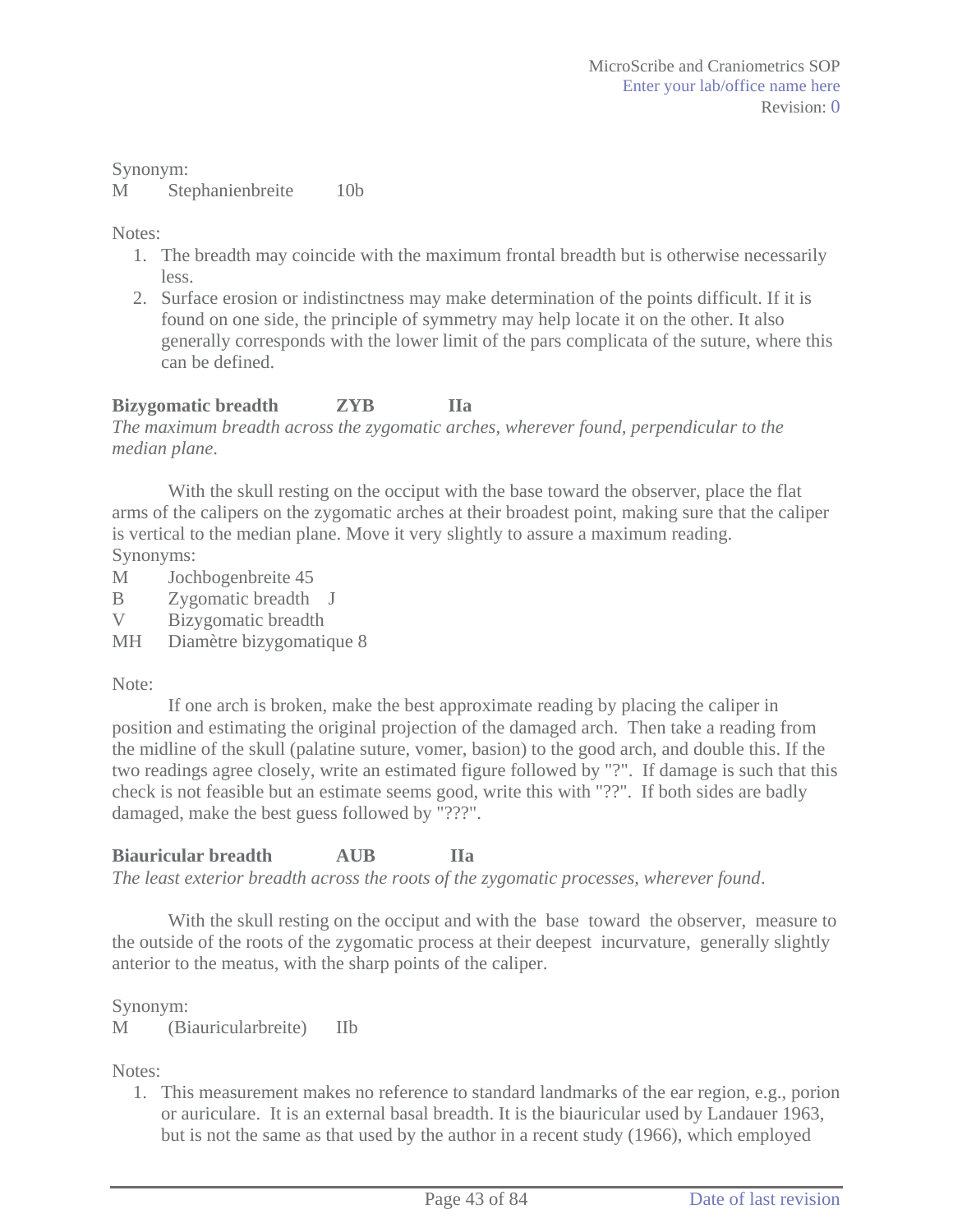Synonym:

M  Stephanienbreite  10b

Notes:

1. The breadth may coincide with the maximum frontal breadth but is otherwise necessarily less.
2. Surface erosion or indistinctness may make determination of the points difficult. If it is found on one side, the principle of symmetry may help locate it on the other. It also generally corresponds with the lower limit of the pars complicata of the suture, where this can be defined.

**Bizygomatic breadth  ZYB  IIa**

*The maximum breadth across the zygomatic arches, wherever found, perpendicular to the median plane.*

With the skull resting on the occiput with the base toward the observer, place the flat arms of the calipers on the zygomatic arches at their broadest point, making sure that the caliper is vertical to the median plane. Move it very slightly to assure a maximum reading.

Synonyms:

M  Jochbogenbreite 45
B  Zygomatic breadth  J
V  Bizygomatic breadth
MH  Diamètre bizygomatique 8

Note:

If one arch is broken, make the best approximate reading by placing the caliper in position and estimating the original projection of the damaged arch. Then take a reading from the midline of the skull (palatine suture, vomer, basion) to the good arch, and double this. If the two readings agree closely, write an estimated figure followed by "?". If damage is such that this check is not feasible but an estimate seems good, write this with "??". If both sides are badly damaged, make the best guess followed by "???".

**Biauricular breadth  AUB  IIa**

*The least exterior breadth across the roots of the zygomatic processes, wherever found.*

With the skull resting on the occiput and with the base toward the observer, measure to the outside of the roots of the zygomatic process at their deepest incurvature, generally slightly anterior to the meatus, with the sharp points of the caliper.

Synonym:

M  (Biauricularbreite)  IIb

Notes:

1. This measurement makes no reference to standard landmarks of the ear region, e.g., porion or auriculare. It is an external basal breadth. It is the biauricular used by Landauer 1963, but is not the same as that used by the author in a recent study (1966), which employed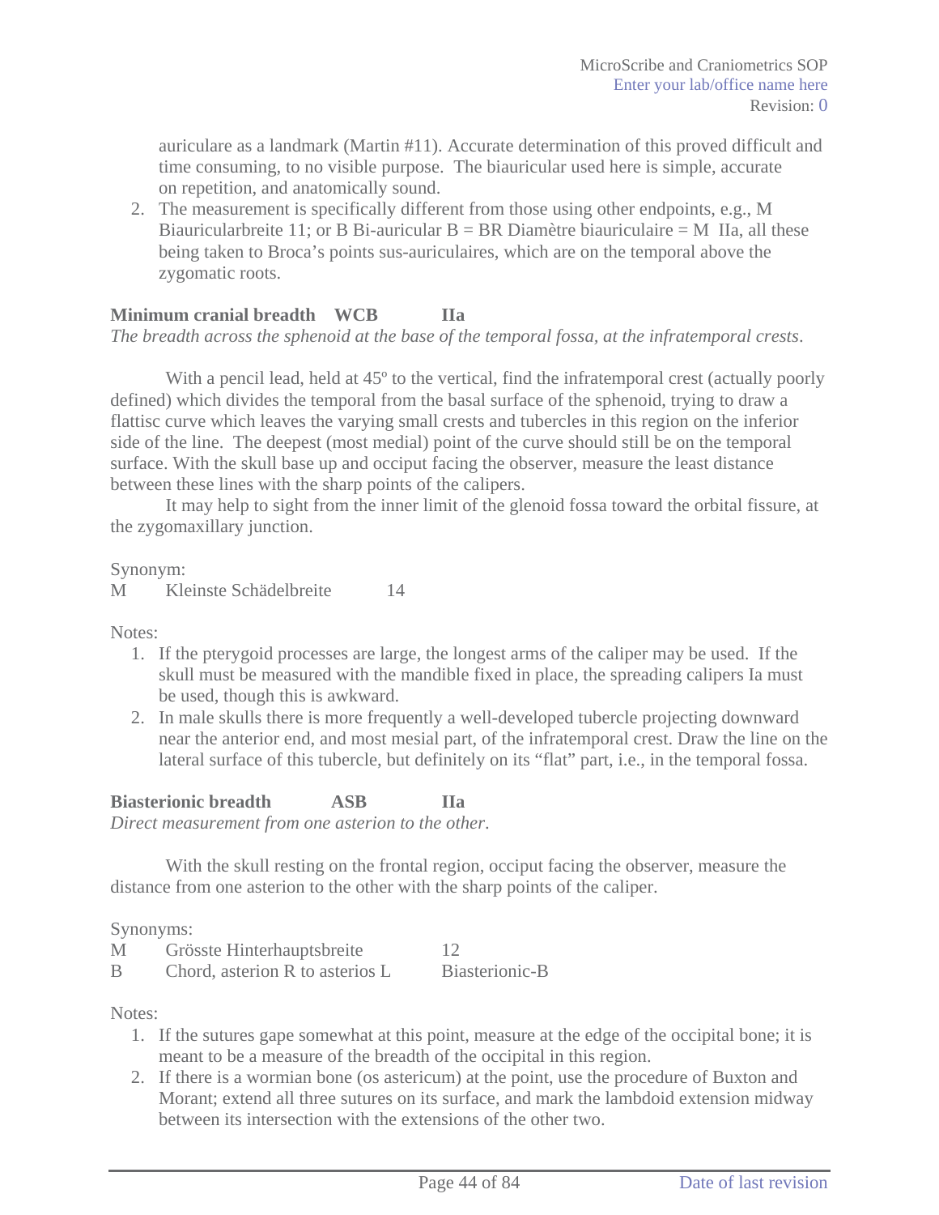auriculare as a landmark (Martin #11). Accurate determination of this proved difficult and time consuming, to no visible purpose. The biauricular used here is simple, accurate on repetition, and anatomically sound.

2. The measurement is specifically different from those using other endpoints, e.g., M Biauricularbreite 11; or B Bi-auricular B = BR Diamètre biauriculaire = M IIa, all these being taken to Broca's points sus-auriculaires, which are on the temporal above the zygomatic roots.

**Minimum cranial breadth  WCB  IIa**

*The breadth across the sphenoid at the base of the temporal fossa, at the infratemporal crests*.

With a pencil lead, held at 45º to the vertical, find the infratemporal crest (actually poorly defined) which divides the temporal from the basal surface of the sphenoid, trying to draw a flattisc curve which leaves the varying small crests and tubercles in this region on the inferior side of the line. The deepest (most medial) point of the curve should still be on the temporal surface. With the skull base up and occiput facing the observer, measure the least distance between these lines with the sharp points of the calipers.

It may help to sight from the inner limit of the glenoid fossa toward the orbital fissure, at the zygomaxillary junction.

Synonym:

| | | |
|---|---|---|
| M | Kleinste Schädelbreite | 14 |

Notes:

1. If the pterygoid processes are large, the longest arms of the caliper may be used. If the skull must be measured with the mandible fixed in place, the spreading calipers Ia must be used, though this is awkward.
2. In male skulls there is more frequently a well-developed tubercle projecting downward near the anterior end, and most mesial part, of the infratemporal crest. Draw the line on the lateral surface of this tubercle, but definitely on its "flat" part, i.e., in the temporal fossa.

**Biasterionic breadth  ASB  IIa**

*Direct measurement from one asterion to the other*.

With the skull resting on the frontal region, occiput facing the observer, measure the distance from one asterion to the other with the sharp points of the caliper.

Synonyms:

| | | |
|---|---|---|
| M | Grösste Hinterhauptsbreite | 12 |
| B | Chord, asterion R to asterios L | Biasterionic-B |

Notes:

1. If the sutures gape somewhat at this point, measure at the edge of the occipital bone; it is meant to be a measure of the breadth of the occipital in this region.
2. If there is a wormian bone (os astericum) at the point, use the procedure of Buxton and Morant; extend all three sutures on its surface, and mark the lambdoid extension midway between its intersection with the extensions of the other two.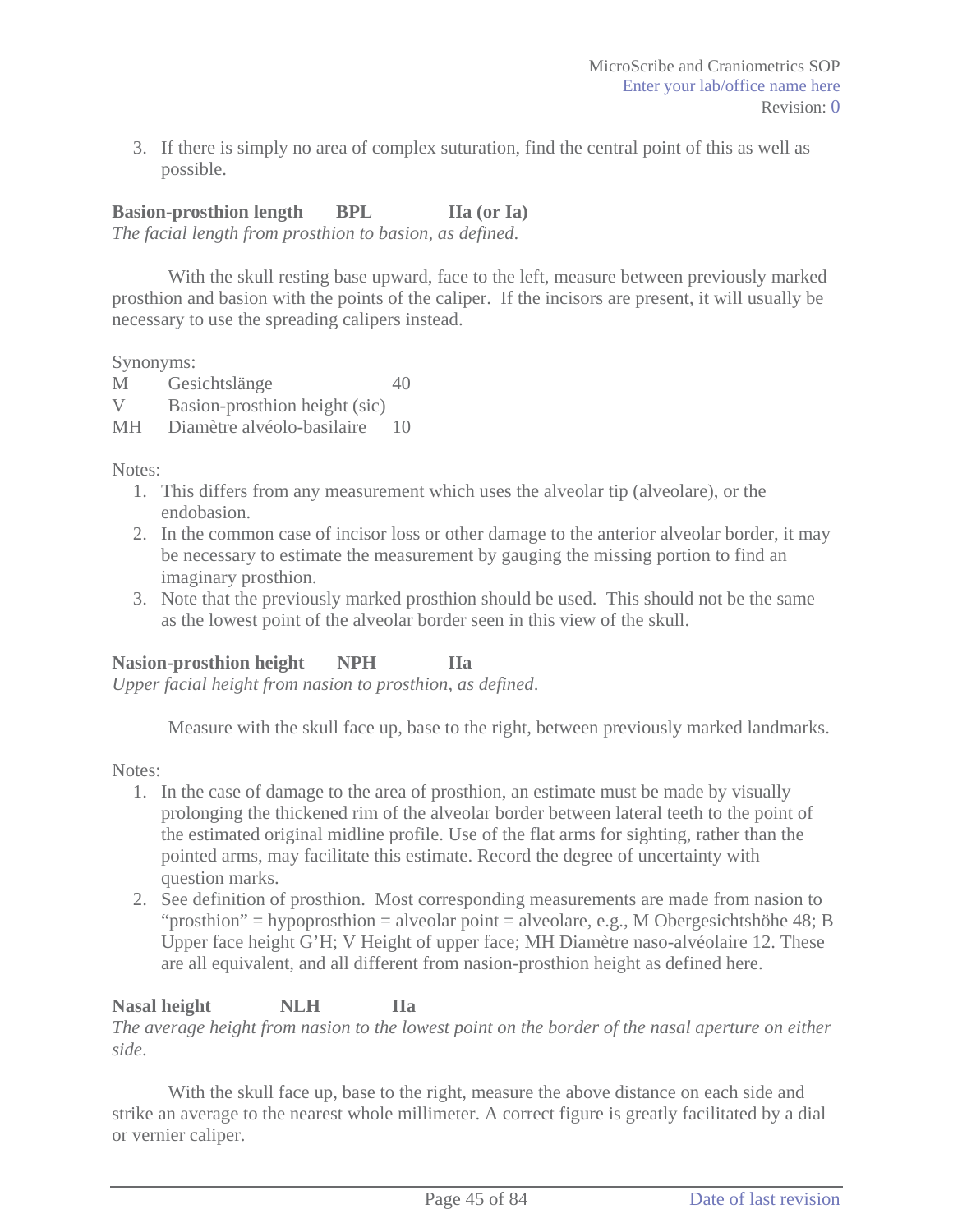3. If there is simply no area of complex suturation, find the central point of this as well as possible.

**Basion-prosthion length BPL IIa (or Ia)**
*The facial length from prosthion to basion, as defined.*

With the skull resting base upward, face to the left, measure between previously marked prosthion and basion with the points of the caliper. If the incisors are present, it will usually be necessary to use the spreading calipers instead.

Synonyms:

| | | |
|---|---|---|
| M | Gesichtslänge | 40 |
| V | Basion-prosthion height (sic) | |
| MH | Diamètre alvéolo-basilaire | 10 |

Notes:

1. This differs from any measurement which uses the alveolar tip (alveolare), or the endobasion.
2. In the common case of incisor loss or other damage to the anterior alveolar border, it may be necessary to estimate the measurement by gauging the missing portion to find an imaginary prosthion.
3. Note that the previously marked prosthion should be used. This should not be the same as the lowest point of the alveolar border seen in this view of the skull.

**Nasion-prosthion height NPH IIa**
*Upper facial height from nasion to prosthion, as defined.*

Measure with the skull face up, base to the right, between previously marked landmarks.

Notes:

1. In the case of damage to the area of prosthion, an estimate must be made by visually prolonging the thickened rim of the alveolar border between lateral teeth to the point of the estimated original midline profile. Use of the flat arms for sighting, rather than the pointed arms, may facilitate this estimate. Record the degree of uncertainty with question marks.
2. See definition of prosthion. Most corresponding measurements are made from nasion to "prosthion" = hypoprosthion = alveolar point = alveolare, e.g., M Obergesichtshöhe 48; B Upper face height G'H; V Height of upper face; MH Diamètre naso-alvéolaire 12. These are all equivalent, and all different from nasion-prosthion height as defined here.

**Nasal height NLH IIa**
*The average height from nasion to the lowest point on the border of the nasal aperture on either side.*

With the skull face up, base to the right, measure the above distance on each side and strike an average to the nearest whole millimeter. A correct figure is greatly facilitated by a dial or vernier caliper.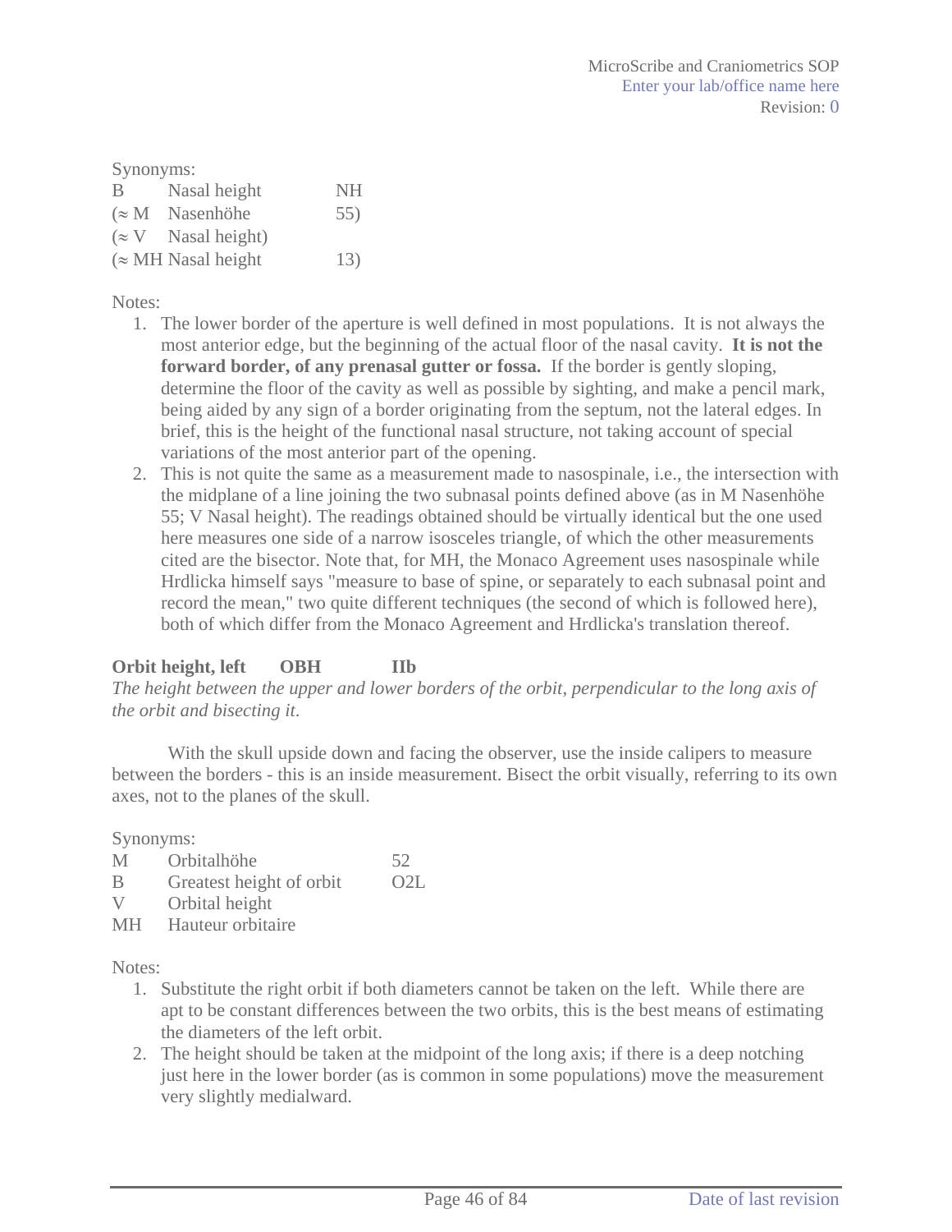Synonyms:

| | | |
|---|---|---|
| B | Nasal height | NH |
| (≈ M | Nasenhöhe | 55) |
| (≈ V | Nasal height) | |
| (≈ MH | Nasal height | 13) |

Notes:

1. The lower border of the aperture is well defined in most populations. It is not always the most anterior edge, but the beginning of the actual floor of the nasal cavity. **It is not the forward border, of any prenasal gutter or fossa.** If the border is gently sloping, determine the floor of the cavity as well as possible by sighting, and make a pencil mark, being aided by any sign of a border originating from the septum, not the lateral edges. In brief, this is the height of the functional nasal structure, not taking account of special variations of the most anterior part of the opening.
2. This is not quite the same as a measurement made to nasospinale, i.e., the intersection with the midplane of a line joining the two subnasal points defined above (as in M Nasenhöhe 55; V Nasal height). The readings obtained should be virtually identical but the one used here measures one side of a narrow isosceles triangle, of which the other measurements cited are the bisector. Note that, for MH, the Monaco Agreement uses nasospinale while Hrdlicka himself says "measure to base of spine, or separately to each subnasal point and record the mean," two quite different techniques (the second of which is followed here), both of which differ from the Monaco Agreement and Hrdlicka's translation thereof.

**Orbit height, left OBH IIb**

*The height between the upper and lower borders of the orbit, perpendicular to the long axis of the orbit and bisecting it.*

With the skull upside down and facing the observer, use the inside calipers to measure between the borders - this is an inside measurement. Bisect the orbit visually, referring to its own axes, not to the planes of the skull.

Synonyms:

| | | |
|---|---|---|
| M | Orbitalhöhe | 52 |
| B | Greatest height of orbit | O2L |
| V | Orbital height | |
| MH | Hauteur orbitaire | |

Notes:

1. Substitute the right orbit if both diameters cannot be taken on the left. While there are apt to be constant differences between the two orbits, this is the best means of estimating the diameters of the left orbit.
2. The height should be taken at the midpoint of the long axis; if there is a deep notching just here in the lower border (as is common in some populations) move the measurement very slightly medialward.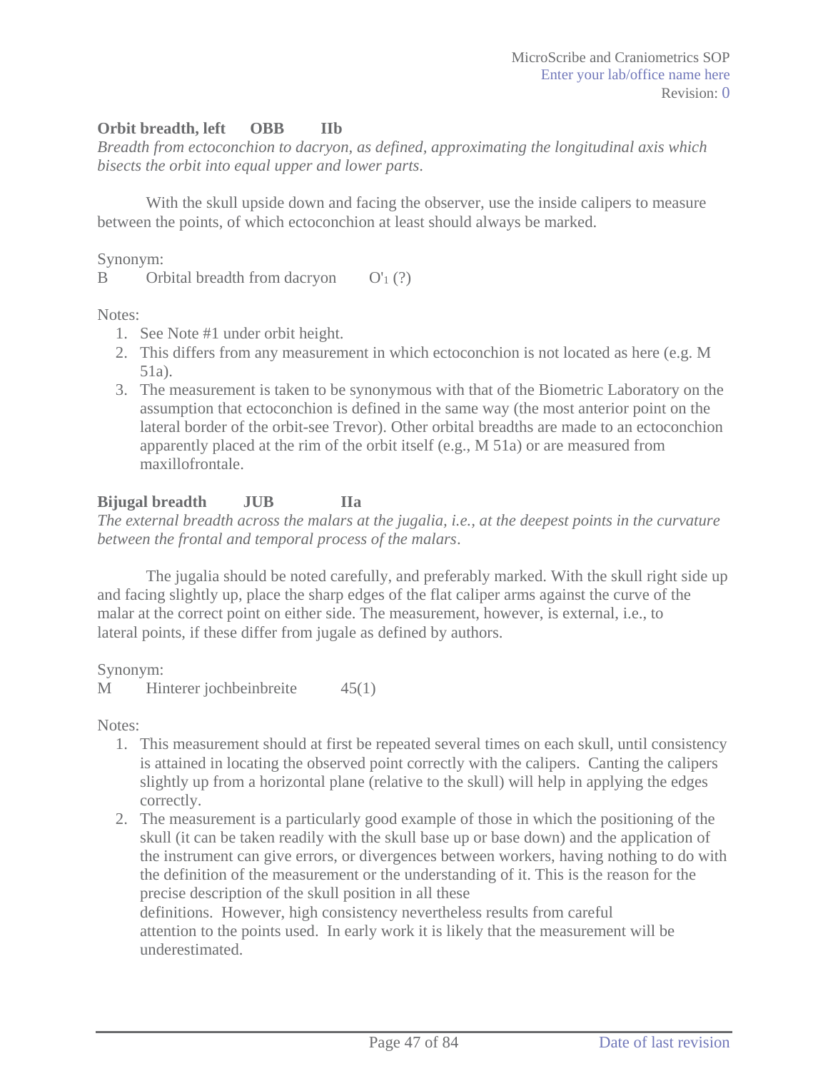**Orbit breadth, left OBB IIb**

*Breadth from ectoconchion to dacryon, as defined, approximating the longitudinal axis which bisects the orbit into equal upper and lower parts.*

With the skull upside down and facing the observer, use the inside calipers to measure between the points, of which ectoconchion at least should always be marked.

Synonym:

B Orbital breadth from dacryon $O'_1$ (?)

Notes:

1. See Note #1 under orbit height.
2. This differs from any measurement in which ectoconchion is not located as here (e.g. M 51a).
3. The measurement is taken to be synonymous with that of the Biometric Laboratory on the assumption that ectoconchion is defined in the same way (the most anterior point on the lateral border of the orbit-see Trevor). Other orbital breadths are made to an ectoconchion apparently placed at the rim of the orbit itself (e.g., M 51a) or are measured from maxillofrontale.

**Bijugal breadth JUB IIa**

*The external breadth across the malars at the jugalia, i.e., at the deepest points in the curvature between the frontal and temporal process of the malars.*

The jugalia should be noted carefully, and preferably marked. With the skull right side up and facing slightly up, place the sharp edges of the flat caliper arms against the curve of the malar at the correct point on either side. The measurement, however, is external, i.e., to lateral points, if these differ from jugale as defined by authors.

Synonym:

M Hinterer jochbeinbreite 45(1)

Notes:

1. This measurement should at first be repeated several times on each skull, until consistency is attained in locating the observed point correctly with the calipers. Canting the calipers slightly up from a horizontal plane (relative to the skull) will help in applying the edges correctly.
2. The measurement is a particularly good example of those in which the positioning of the skull (it can be taken readily with the skull base up or base down) and the application of the instrument can give errors, or divergences between workers, having nothing to do with the definition of the measurement or the understanding of it. This is the reason for the precise description of the skull position in all these definitions. However, high consistency nevertheless results from careful attention to the points used. In early work it is likely that the measurement will be underestimated.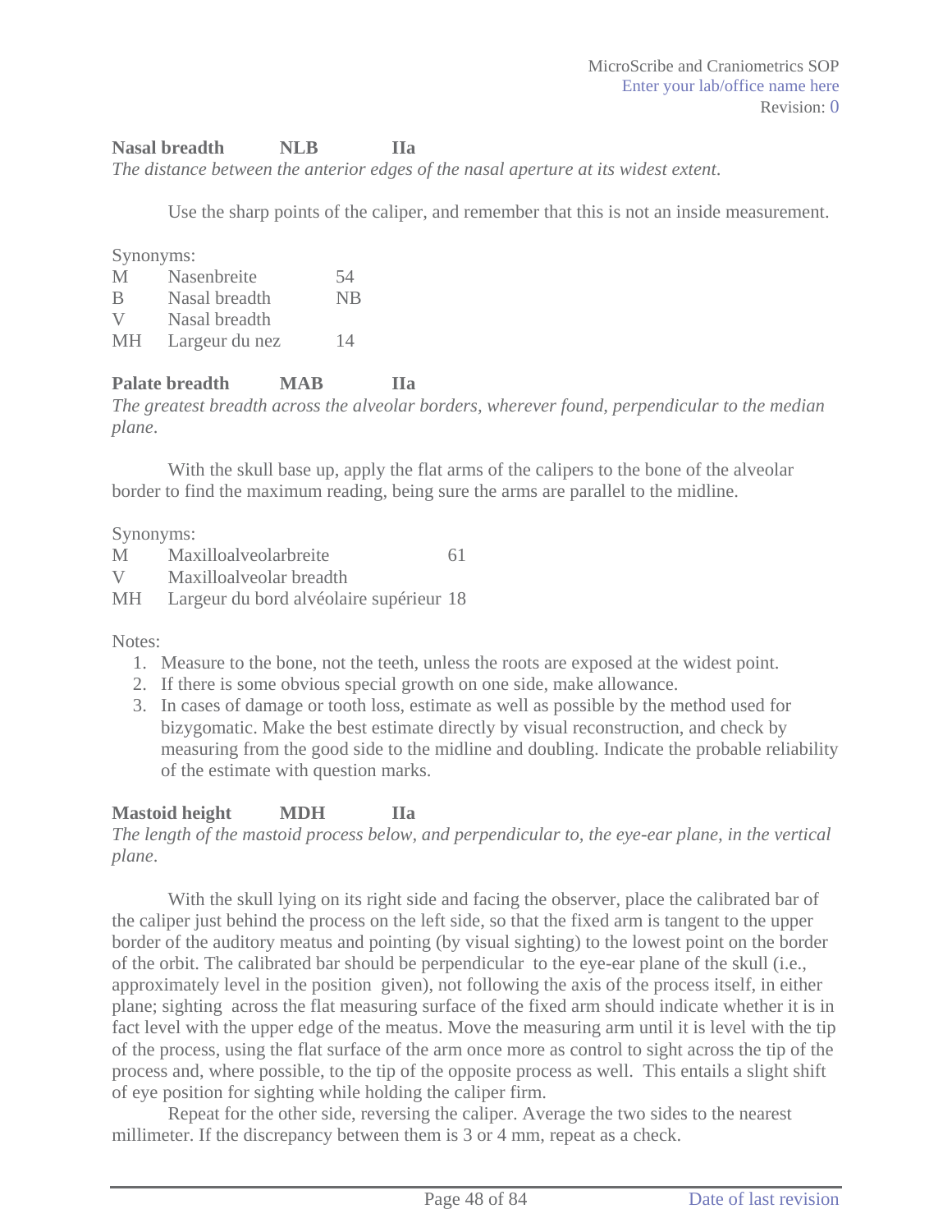**Nasal breadth NLB IIa**

*The distance between the anterior edges of the nasal aperture at its widest extent.*

Use the sharp points of the caliper, and remember that this is not an inside measurement.

Synonyms:

| | | |
|---|---|---|
| M | Nasenbreite | 54 |
| B | Nasal breadth | NB |
| V | Nasal breadth | |
| MH | Largeur du nez | 14 |

**Palate breadth MAB IIa**

*The greatest breadth across the alveolar borders, wherever found, perpendicular to the median plane.*

With the skull base up, apply the flat arms of the calipers to the bone of the alveolar border to find the maximum reading, being sure the arms are parallel to the midline.

Synonyms:

| | | |
|---|---|---|
| M | Maxilloalveolarbreite | 61 |
| V | Maxilloalveolar breadth | |
| MH | Largeur du bord alvéolaire supérieur | 18 |

Notes:

1. Measure to the bone, not the teeth, unless the roots are exposed at the widest point.
2. If there is some obvious special growth on one side, make allowance.
3. In cases of damage or tooth loss, estimate as well as possible by the method used for bizygomatic. Make the best estimate directly by visual reconstruction, and check by measuring from the good side to the midline and doubling. Indicate the probable reliability of the estimate with question marks.

**Mastoid height MDH IIa**

*The length of the mastoid process below, and perpendicular to, the eye-ear plane, in the vertical plane.*

With the skull lying on its right side and facing the observer, place the calibrated bar of the caliper just behind the process on the left side, so that the fixed arm is tangent to the upper border of the auditory meatus and pointing (by visual sighting) to the lowest point on the border of the orbit. The calibrated bar should be perpendicular to the eye-ear plane of the skull (i.e., approximately level in the position given), not following the axis of the process itself, in either plane; sighting across the flat measuring surface of the fixed arm should indicate whether it is in fact level with the upper edge of the meatus. Move the measuring arm until it is level with the tip of the process, using the flat surface of the arm once more as control to sight across the tip of the process and, where possible, to the tip of the opposite process as well. This entails a slight shift of eye position for sighting while holding the caliper firm.

Repeat for the other side, reversing the caliper. Average the two sides to the nearest millimeter. If the discrepancy between them is 3 or 4 mm, repeat as a check.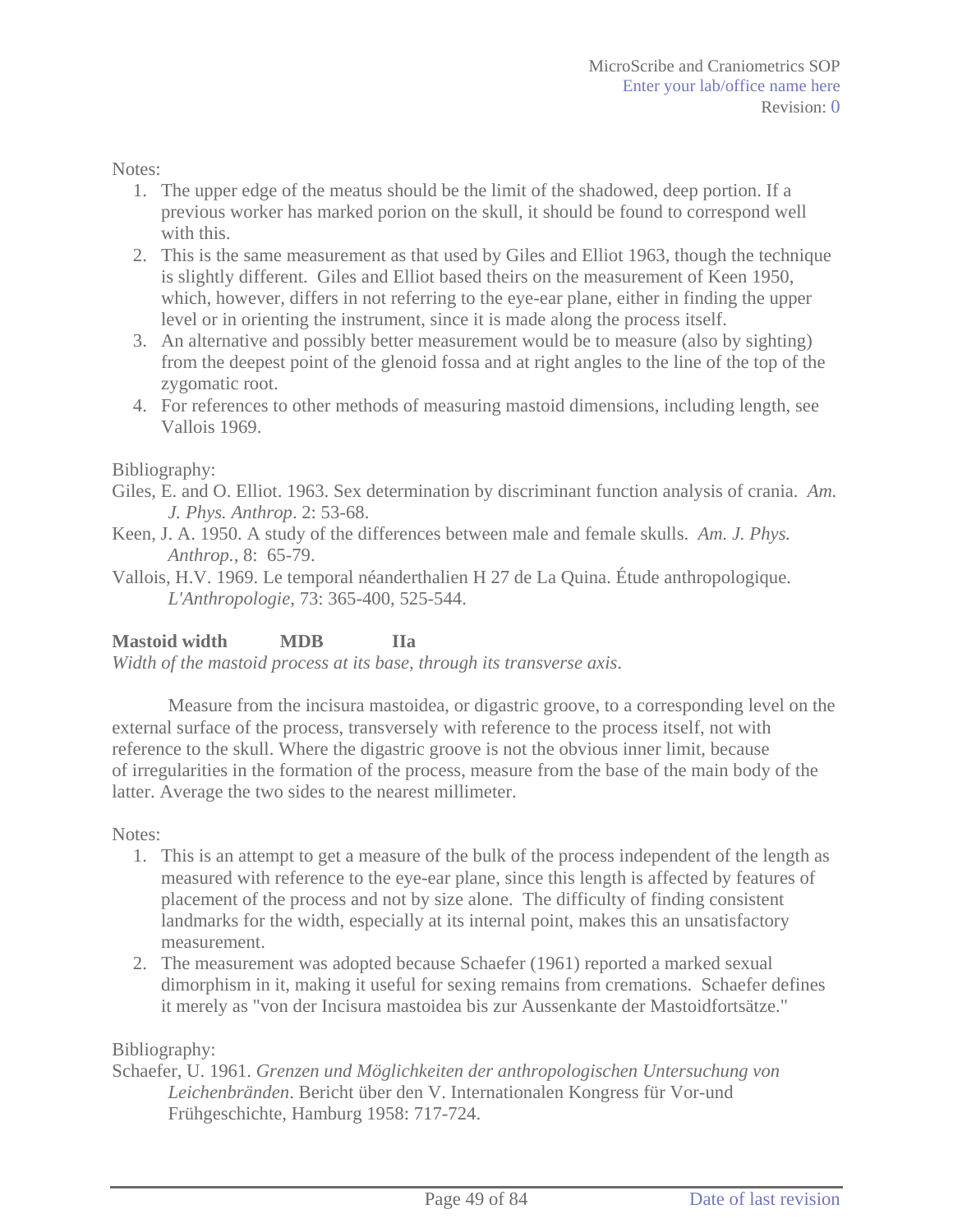Notes:

1. The upper edge of the meatus should be the limit of the shadowed, deep portion. If a previous worker has marked porion on the skull, it should be found to correspond well with this.
2. This is the same measurement as that used by Giles and Elliot 1963, though the technique is slightly different. Giles and Elliot based theirs on the measurement of Keen 1950, which, however, differs in not referring to the eye-ear plane, either in finding the upper level or in orienting the instrument, since it is made along the process itself.
3. An alternative and possibly better measurement would be to measure (also by sighting) from the deepest point of the glenoid fossa and at right angles to the line of the top of the zygomatic root.
4. For references to other methods of measuring mastoid dimensions, including length, see Vallois 1969.

Bibliography:

Giles, E. and O. Elliot. 1963. Sex determination by discriminant function analysis of crania. *Am. J. Phys. Anthrop*. 2: 53-68.

Keen, J. A. 1950. A study of the differences between male and female skulls. *Am. J. Phys. Anthrop.*, 8: 65-79.

Vallois, H.V. 1969. Le temporal néanderthalien H 27 de La Quina. Étude anthropologique. *L'Anthropologie*, 73: 365-400, 525-544.

**Mastoid width MDB IIa**

*Width of the mastoid process at its base, through its transverse axis.*

Measure from the incisura mastoidea, or digastric groove, to a corresponding level on the external surface of the process, transversely with reference to the process itself, not with reference to the skull. Where the digastric groove is not the obvious inner limit, because of irregularities in the formation of the process, measure from the base of the main body of the latter. Average the two sides to the nearest millimeter.

Notes:

1. This is an attempt to get a measure of the bulk of the process independent of the length as measured with reference to the eye-ear plane, since this length is affected by features of placement of the process and not by size alone. The difficulty of finding consistent landmarks for the width, especially at its internal point, makes this an unsatisfactory measurement.
2. The measurement was adopted because Schaefer (1961) reported a marked sexual dimorphism in it, making it useful for sexing remains from cremations. Schaefer defines it merely as "von der Incisura mastoidea bis zur Aussenkante der Mastoidfortsätze."

Bibliography:

Schaefer, U. 1961. *Grenzen und Möglichkeiten der anthropologischen Untersuchung von Leichenbränden*. Bericht über den V. Internationalen Kongress für Vor-und Frühgeschichte, Hamburg 1958: 717-724.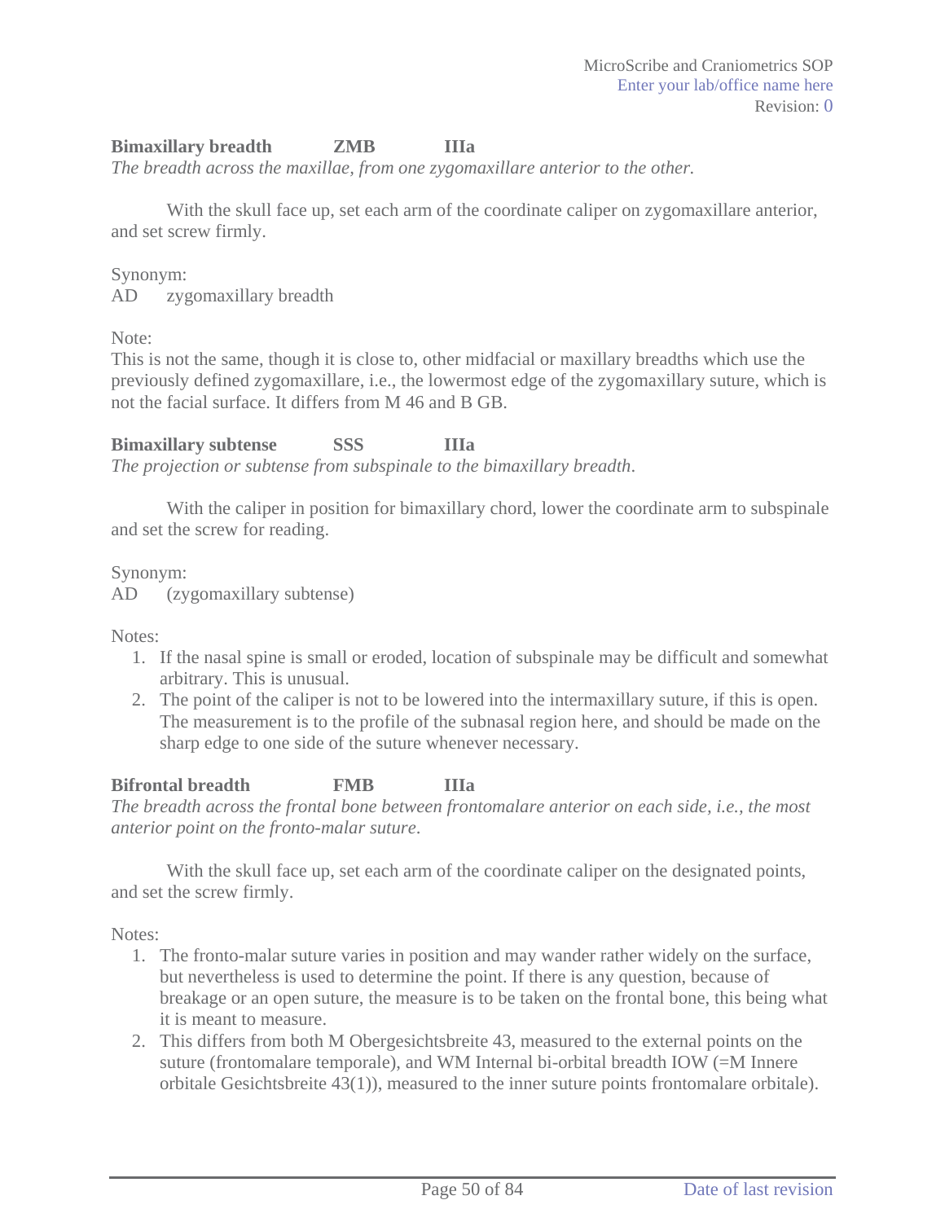**Bimaxillary breadth ZMB IIIa**

*The breadth across the maxillae, from one zygomaxillare anterior to the other.*

With the skull face up, set each arm of the coordinate caliper on zygomaxillare anterior, and set screw firmly.

Synonym:
AD zygomaxillary breadth

Note:
This is not the same, though it is close to, other midfacial or maxillary breadths which use the previously defined zygomaxillare, i.e., the lowermost edge of the zygomaxillary suture, which is not the facial surface. It differs from M 46 and B GB.

**Bimaxillary subtense SSS IIIa**

*The projection or subtense from subspinale to the bimaxillary breadth.*

With the caliper in position for bimaxillary chord, lower the coordinate arm to subspinale and set the screw for reading.

Synonym:
AD (zygomaxillary subtense)

Notes:

1. If the nasal spine is small or eroded, location of subspinale may be difficult and somewhat arbitrary. This is unusual.
2. The point of the caliper is not to be lowered into the intermaxillary suture, if this is open. The measurement is to the profile of the subnasal region here, and should be made on the sharp edge to one side of the suture whenever necessary.

**Bifrontal breadth FMB IIIa**

*The breadth across the frontal bone between frontomalare anterior on each side, i.e., the most anterior point on the fronto-malar suture.*

With the skull face up, set each arm of the coordinate caliper on the designated points, and set the screw firmly.

Notes:

1. The fronto-malar suture varies in position and may wander rather widely on the surface, but nevertheless is used to determine the point. If there is any question, because of breakage or an open suture, the measure is to be taken on the frontal bone, this being what it is meant to measure.
2. This differs from both M Obergesichtsbreite 43, measured to the external points on the suture (frontomalare temporale), and WM Internal bi-orbital breadth IOW (=M Innere orbitale Gesichtsbreite 43(1)), measured to the inner suture points frontomalare orbitale).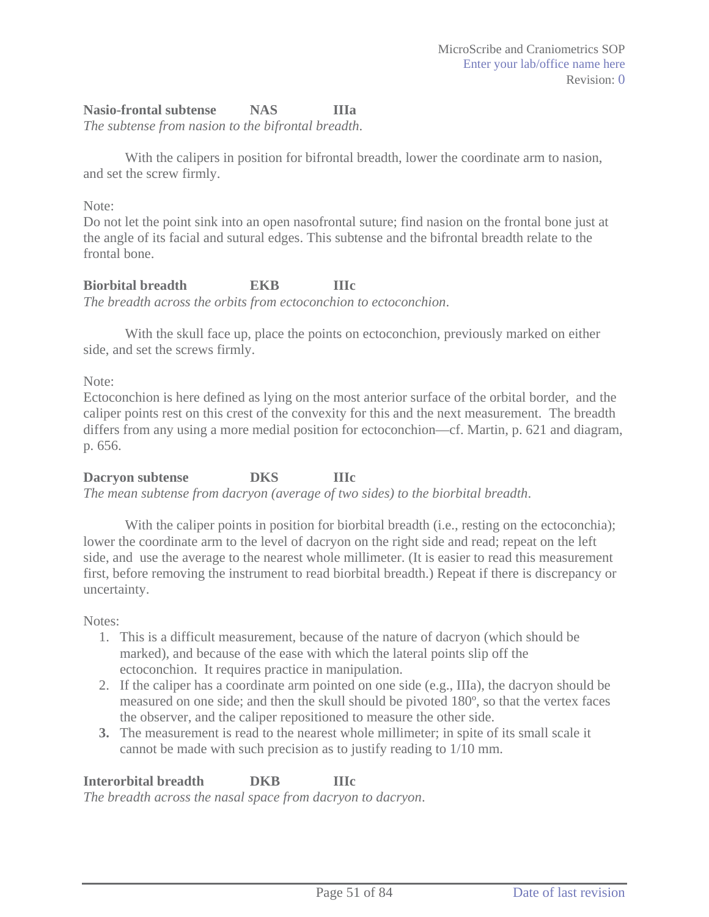**Nasio-frontal subtense NAS IIIa**

*The subtense from nasion to the bifrontal breadth.*

With the calipers in position for bifrontal breadth, lower the coordinate arm to nasion, and set the screw firmly.

Note:
Do not let the point sink into an open nasofrontal suture; find nasion on the frontal bone just at the angle of its facial and sutural edges. This subtense and the bifrontal breadth relate to the frontal bone.

**Biorbital breadth EKB IIIc**

*The breadth across the orbits from ectoconchion to ectoconchion.*

With the skull face up, place the points on ectoconchion, previously marked on either side, and set the screws firmly.

Note:
Ectoconchion is here defined as lying on the most anterior surface of the orbital border, and the caliper points rest on this crest of the convexity for this and the next measurement. The breadth differs from any using a more medial position for ectoconchion—cf. Martin, p. 621 and diagram, p. 656.

**Dacryon subtense DKS IIIc**

*The mean subtense from dacryon (average of two sides) to the biorbital breadth.*

With the caliper points in position for biorbital breadth (i.e., resting on the ectoconchia); lower the coordinate arm to the level of dacryon on the right side and read; repeat on the left side, and use the average to the nearest whole millimeter. (It is easier to read this measurement first, before removing the instrument to read biorbital breadth.) Repeat if there is discrepancy or uncertainty.

Notes:

1. This is a difficult measurement, because of the nature of dacryon (which should be marked), and because of the ease with which the lateral points slip off the ectoconchion. It requires practice in manipulation.
2. If the caliper has a coordinate arm pointed on one side (e.g., IIIa), the dacryon should be measured on one side; and then the skull should be pivoted 180º, so that the vertex faces the observer, and the caliper repositioned to measure the other side.
3. The measurement is read to the nearest whole millimeter; in spite of its small scale it cannot be made with such precision as to justify reading to 1/10 mm.

**Interorbital breadth DKB IIIc**

*The breadth across the nasal space from dacryon to dacryon.*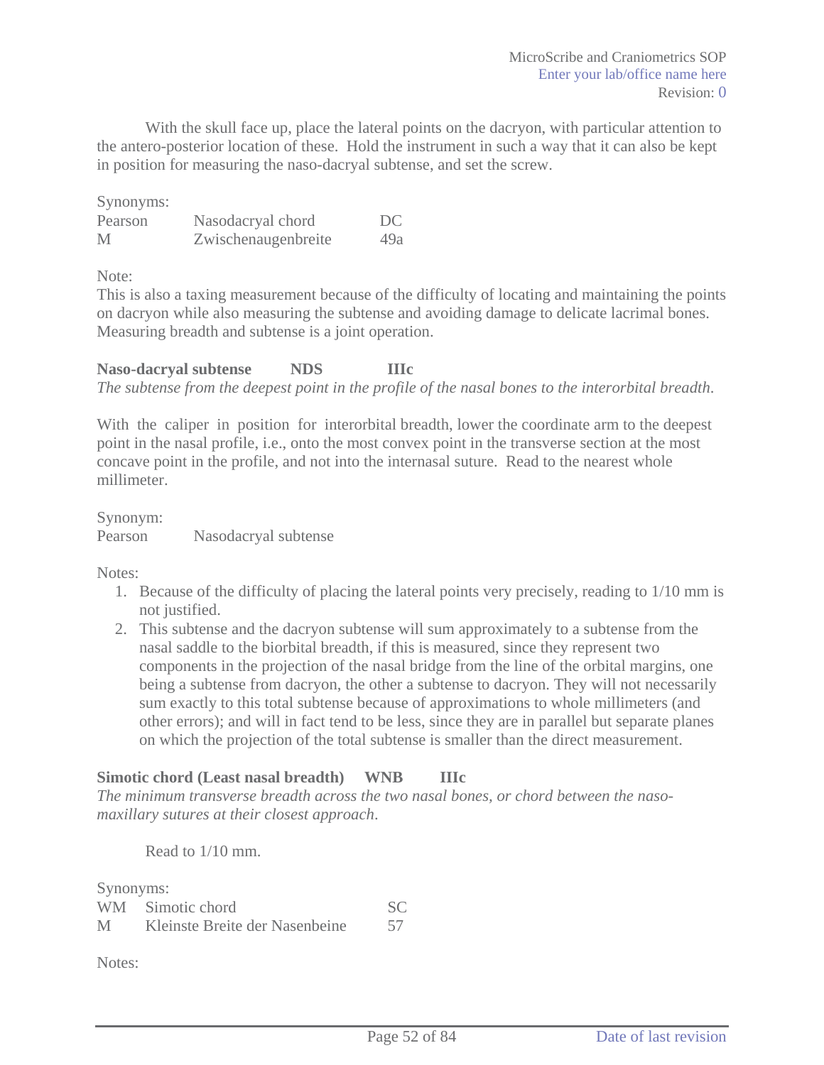With the skull face up, place the lateral points on the dacryon, with particular attention to the antero-posterior location of these. Hold the instrument in such a way that it can also be kept in position for measuring the naso-dacryal subtense, and set the screw.

Synonyms:

| | | |
|---|---|---|
| Pearson | Nasodacryal chord | DC |
| M | Zwischenaugenbreite | 49a |

Note:
This is also a taxing measurement because of the difficulty of locating and maintaining the points on dacryon while also measuring the subtense and avoiding damage to delicate lacrimal bones. Measuring breadth and subtense is a joint operation.

**Naso-dacryal subtense NDS IIIc**
*The subtense from the deepest point in the profile of the nasal bones to the interorbital breadth.*

With the caliper in position for interorbital breadth, lower the coordinate arm to the deepest point in the nasal profile, i.e., onto the most convex point in the transverse section at the most concave point in the profile, and not into the internasal suture. Read to the nearest whole millimeter.

Synonym:
Pearson Nasodacryal subtense

Notes:

1. Because of the difficulty of placing the lateral points very precisely, reading to 1/10 mm is not justified.
2. This subtense and the dacryon subtense will sum approximately to a subtense from the nasal saddle to the biorbital breadth, if this is measured, since they represent two components in the projection of the nasal bridge from the line of the orbital margins, one being a subtense from dacryon, the other a subtense to dacryon. They will not necessarily sum exactly to this total subtense because of approximations to whole millimeters (and other errors); and will in fact tend to be less, since they are in parallel but separate planes on which the projection of the total subtense is smaller than the direct measurement.

**Simotic chord (Least nasal breadth) WNB IIIc**
*The minimum transverse breadth across the two nasal bones, or chord between the naso-maxillary sutures at their closest approach.*

Read to 1/10 mm.

Synonyms:

| | | |
|---|---|---|
| WM | Simotic chord | SC |
| M | Kleinste Breite der Nasenbeine | 57 |

Notes: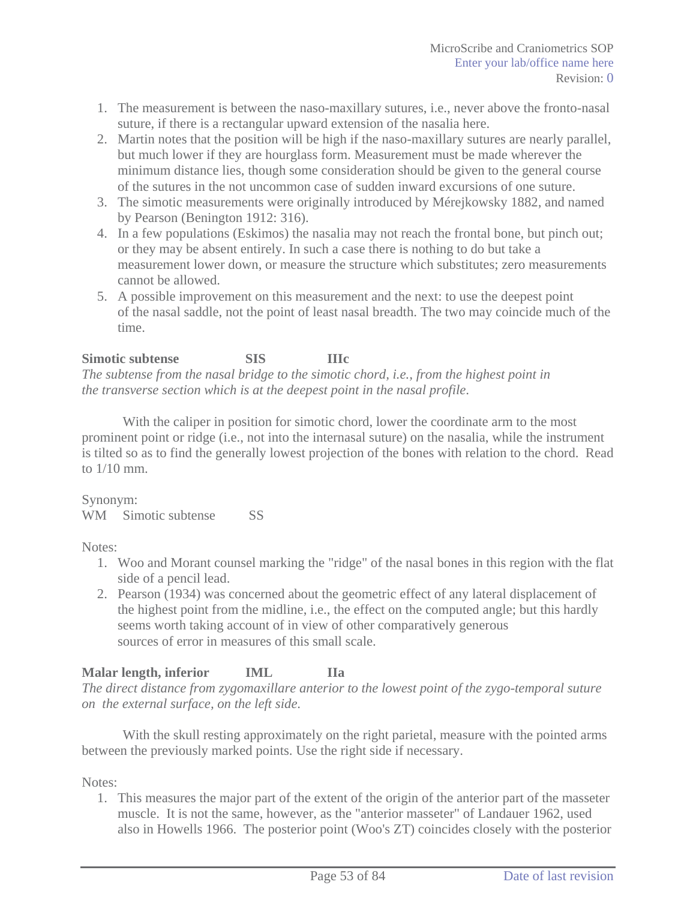1. The measurement is between the naso-maxillary sutures, i.e., never above the fronto-nasal suture, if there is a rectangular upward extension of the nasalia here.
2. Martin notes that the position will be high if the naso-maxillary sutures are nearly parallel, but much lower if they are hourglass form. Measurement must be made wherever the minimum distance lies, though some consideration should be given to the general course of the sutures in the not uncommon case of sudden inward excursions of one suture.
3. The simotic measurements were originally introduced by Mérejkowsky 1882, and named by Pearson (Benington 1912: 316).
4. In a few populations (Eskimos) the nasalia may not reach the frontal bone, but pinch out; or they may be absent entirely. In such a case there is nothing to do but take a measurement lower down, or measure the structure which substitutes; zero measurements cannot be allowed.
5. A possible improvement on this measurement and the next: to use the deepest point of the nasal saddle, not the point of least nasal breadth. The two may coincide much of the time.

**Simotic subtense  SIS  IIIc**

*The subtense from the nasal bridge to the simotic chord, i.e., from the highest point in the transverse section which is at the deepest point in the nasal profile.*

With the caliper in position for simotic chord, lower the coordinate arm to the most prominent point or ridge (i.e., not into the internasal suture) on the nasalia, while the instrument is tilted so as to find the generally lowest projection of the bones with relation to the chord. Read to 1/10 mm.

Synonym:

WM  Simotic subtense  SS

Notes:

1. Woo and Morant counsel marking the "ridge" of the nasal bones in this region with the flat side of a pencil lead.
2. Pearson (1934) was concerned about the geometric effect of any lateral displacement of the highest point from the midline, i.e., the effect on the computed angle; but this hardly seems worth taking account of in view of other comparatively generous sources of error in measures of this small scale.

**Malar length, inferior  IML  IIa**

*The direct distance from zygomaxillare anterior to the lowest point of the zygo-temporal suture on the external surface, on the left side.*

With the skull resting approximately on the right parietal, measure with the pointed arms between the previously marked points. Use the right side if necessary.

Notes:

1. This measures the major part of the extent of the origin of the anterior part of the masseter muscle. It is not the same, however, as the "anterior masseter" of Landauer 1962, used also in Howells 1966. The posterior point (Woo's ZT) coincides closely with the posterior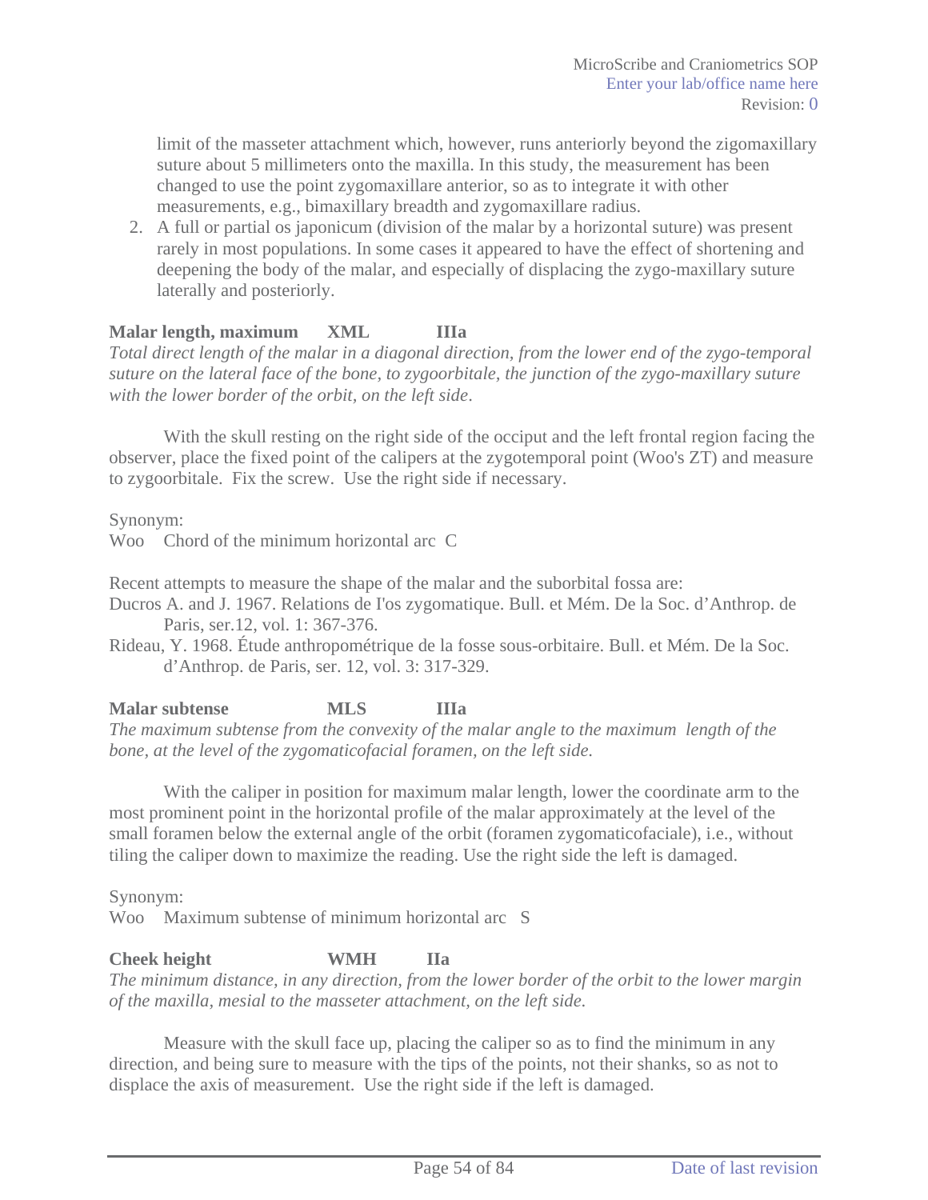limit of the masseter attachment which, however, runs anteriorly beyond the zigomaxillary suture about 5 millimeters onto the maxilla. In this study, the measurement has been changed to use the point zygomaxillare anterior, so as to integrate it with other measurements, e.g., bimaxillary breadth and zygomaxillare radius.

2. A full or partial os japonicum (division of the malar by a horizontal suture) was present rarely in most populations. In some cases it appeared to have the effect of shortening and deepening the body of the malar, and especially of displacing the zygo-maxillary suture laterally and posteriorly.

**Malar length, maximum XML IIIa**

*Total direct length of the malar in a diagonal direction, from the lower end of the zygo-temporal suture on the lateral face of the bone, to zygoorbitale, the junction of the zygo-maxillary suture with the lower border of the orbit, on the left side.*

With the skull resting on the right side of the occiput and the left frontal region facing the observer, place the fixed point of the calipers at the zygotemporal point (Woo's ZT) and measure to zygoorbitale. Fix the screw. Use the right side if necessary.

Synonym:
Woo Chord of the minimum horizontal arc C

Recent attempts to measure the shape of the malar and the suborbital fossa are:
Ducros A. and J. 1967. Relations de I'os zygomatique. Bull. et Mém. De la Soc. d'Anthrop. de Paris, ser.12, vol. 1: 367-376.
Rideau, Y. 1968. Étude anthropométrique de la fosse sous-orbitaire. Bull. et Mém. De la Soc. d'Anthrop. de Paris, ser. 12, vol. 3: 317-329.

**Malar subtense MLS IIIa**

*The maximum subtense from the convexity of the malar angle to the maximum length of the bone, at the level of the zygomaticofacial foramen, on the left side.*

With the caliper in position for maximum malar length, lower the coordinate arm to the most prominent point in the horizontal profile of the malar approximately at the level of the small foramen below the external angle of the orbit (foramen zygomaticofaciale), i.e., without tiling the caliper down to maximize the reading. Use the right side the left is damaged.

Synonym:
Woo Maximum subtense of minimum horizontal arc S

**Cheek height WMH IIa**

*The minimum distance, in any direction, from the lower border of the orbit to the lower margin of the maxilla, mesial to the masseter attachment, on the left side.*

Measure with the skull face up, placing the caliper so as to find the minimum in any direction, and being sure to measure with the tips of the points, not their shanks, so as not to displace the axis of measurement. Use the right side if the left is damaged.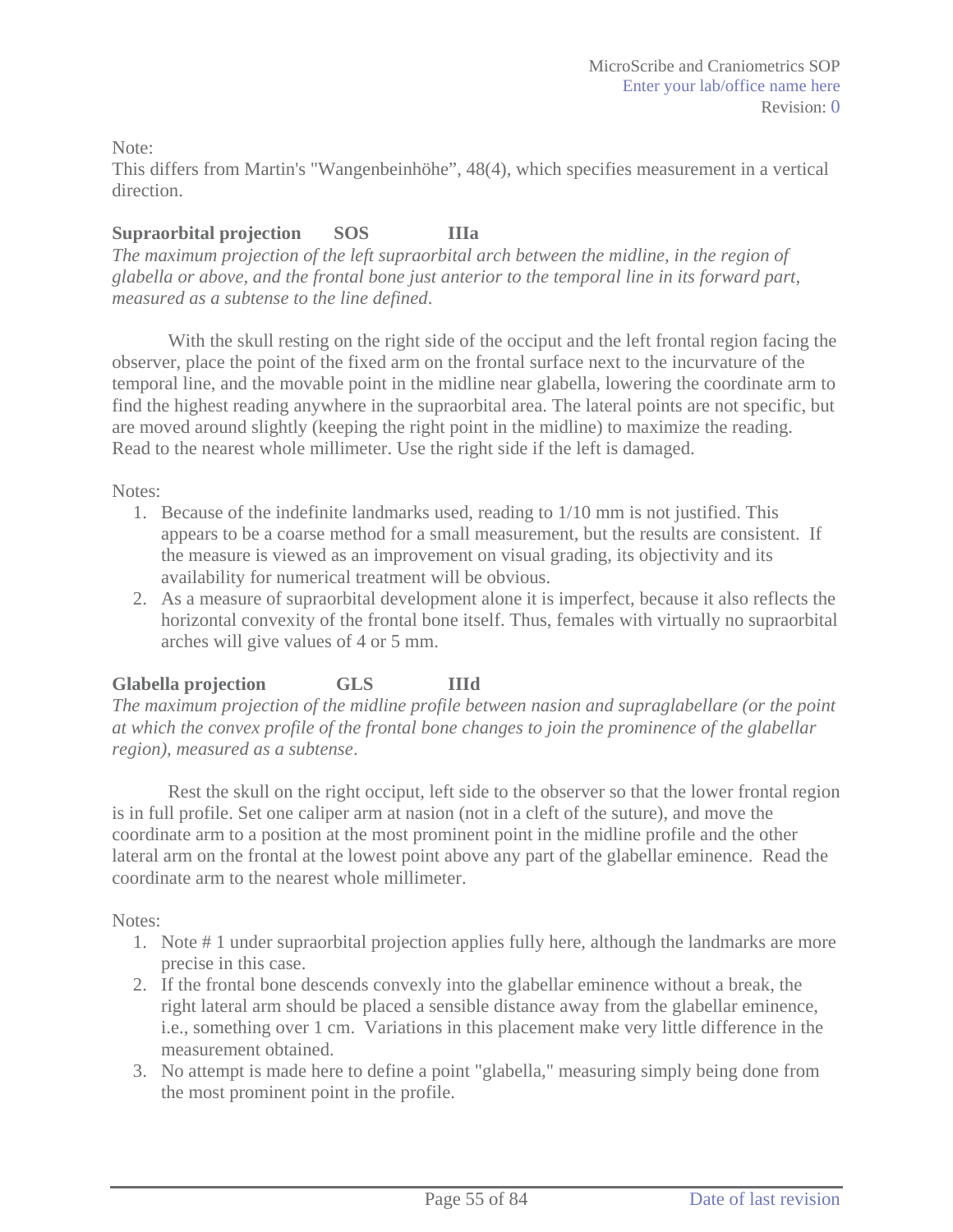Note:
This differs from Martin's "Wangenbeinhöhe", 48(4), which specifies measurement in a vertical direction.

**Supraorbital projection SOS IIIa**

*The maximum projection of the left supraorbital arch between the midline, in the region of glabella or above, and the frontal bone just anterior to the temporal line in its forward part, measured as a subtense to the line defined*.

With the skull resting on the right side of the occiput and the left frontal region facing the observer, place the point of the fixed arm on the frontal surface next to the incurvature of the temporal line, and the movable point in the midline near glabella, lowering the coordinate arm to find the highest reading anywhere in the supraorbital area. The lateral points are not specific, but are moved around slightly (keeping the right point in the midline) to maximize the reading. Read to the nearest whole millimeter. Use the right side if the left is damaged.

Notes:

1. Because of the indefinite landmarks used, reading to 1/10 mm is not justified. This appears to be a coarse method for a small measurement, but the results are consistent. If the measure is viewed as an improvement on visual grading, its objectivity and its availability for numerical treatment will be obvious.
2. As a measure of supraorbital development alone it is imperfect, because it also reflects the horizontal convexity of the frontal bone itself. Thus, females with virtually no supraorbital arches will give values of 4 or 5 mm.

**Glabella projection GLS IIId**

*The maximum projection of the midline profile between nasion and supraglabellare (or the point at which the convex profile of the frontal bone changes to join the prominence of the glabellar region), measured as a subtense*.

Rest the skull on the right occiput, left side to the observer so that the lower frontal region is in full profile. Set one caliper arm at nasion (not in a cleft of the suture), and move the coordinate arm to a position at the most prominent point in the midline profile and the other lateral arm on the frontal at the lowest point above any part of the glabellar eminence. Read the coordinate arm to the nearest whole millimeter.

Notes:

1. Note # 1 under supraorbital projection applies fully here, although the landmarks are more precise in this case.
2. If the frontal bone descends convexly into the glabellar eminence without a break, the right lateral arm should be placed a sensible distance away from the glabellar eminence, i.e., something over 1 cm. Variations in this placement make very little difference in the measurement obtained.
3. No attempt is made here to define a point "glabella," measuring simply being done from the most prominent point in the profile.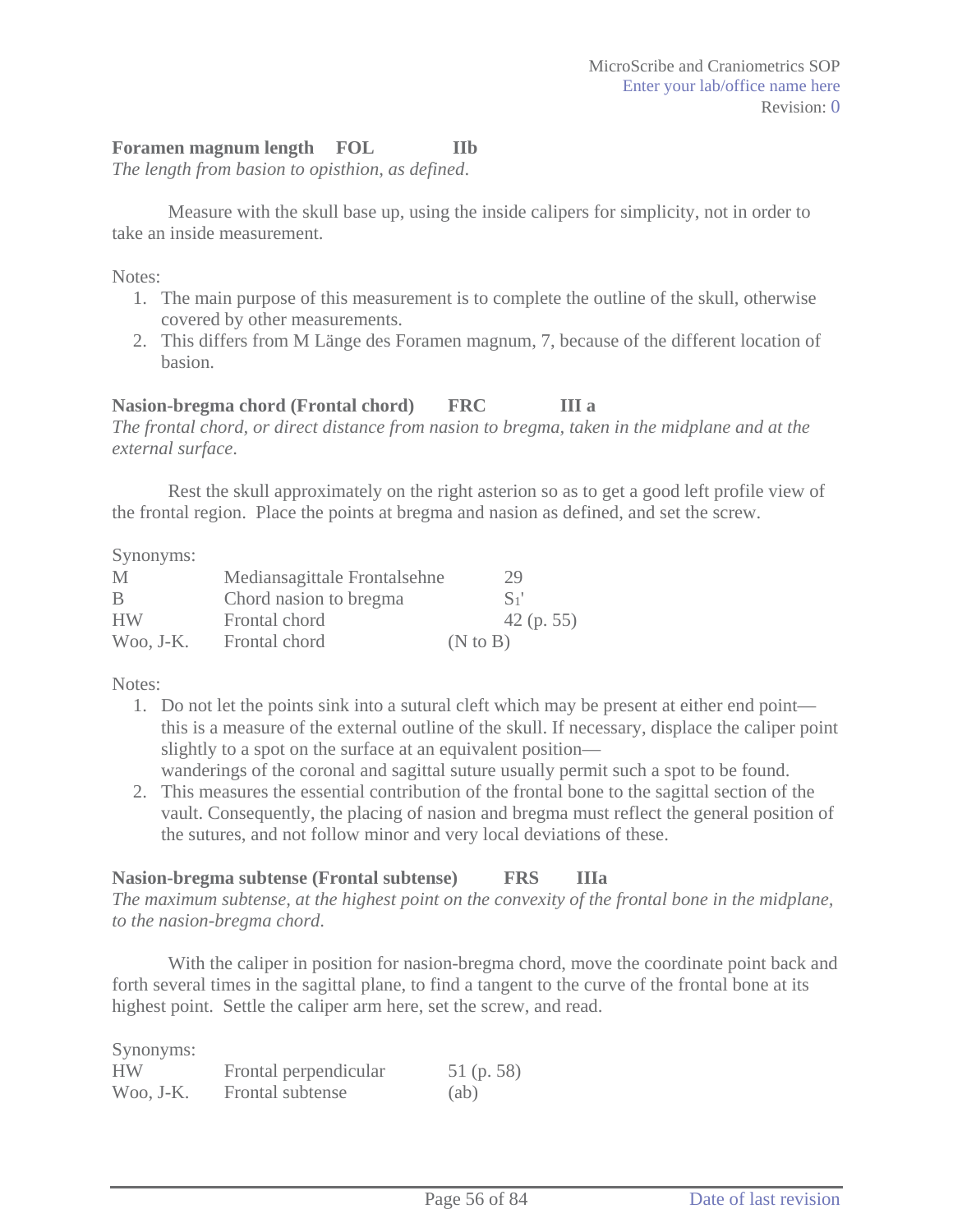**Foramen magnum length  FOL  IIb**

*The length from basion to opisthion, as defined.*

Measure with the skull base up, using the inside calipers for simplicity, not in order to take an inside measurement.

Notes:

1. The main purpose of this measurement is to complete the outline of the skull, otherwise covered by other measurements.
2. This differs from M Länge des Foramen magnum, 7, because of the different location of basion.

**Nasion-bregma chord (Frontal chord)  FRC  III a**

*The frontal chord, or direct distance from nasion to bregma, taken in the midplane and at the external surface.*

Rest the skull approximately on the right asterion so as to get a good left profile view of the frontal region. Place the points at bregma and nasion as defined, and set the screw.

Synonyms:

| | | |
|---|---|---|
| M | Mediansagittale Frontalsehne | 29 |
| B | Chord nasion to bregma | $S_1$' |
| HW | Frontal chord | 42 (p. 55) |
| Woo, J-K. | Frontal chord | (N to B) |

Notes:

1. Do not let the points sink into a sutural cleft which may be present at either end point—this is a measure of the external outline of the skull. If necessary, displace the caliper point slightly to a spot on the surface at an equivalent position—
   wanderings of the coronal and sagittal suture usually permit such a spot to be found.
2. This measures the essential contribution of the frontal bone to the sagittal section of the vault. Consequently, the placing of nasion and bregma must reflect the general position of the sutures, and not follow minor and very local deviations of these.

**Nasion-bregma subtense (Frontal subtense)  FRS  IIIa**

*The maximum subtense, at the highest point on the convexity of the frontal bone in the midplane, to the nasion-bregma chord.*

With the caliper in position for nasion-bregma chord, move the coordinate point back and forth several times in the sagittal plane, to find a tangent to the curve of the frontal bone at its highest point. Settle the caliper arm here, set the screw, and read.

Synonyms:

| | | |
|---|---|---|
| HW | Frontal perpendicular | 51 (p. 58) |
| Woo, J-K. | Frontal subtense | (ab) |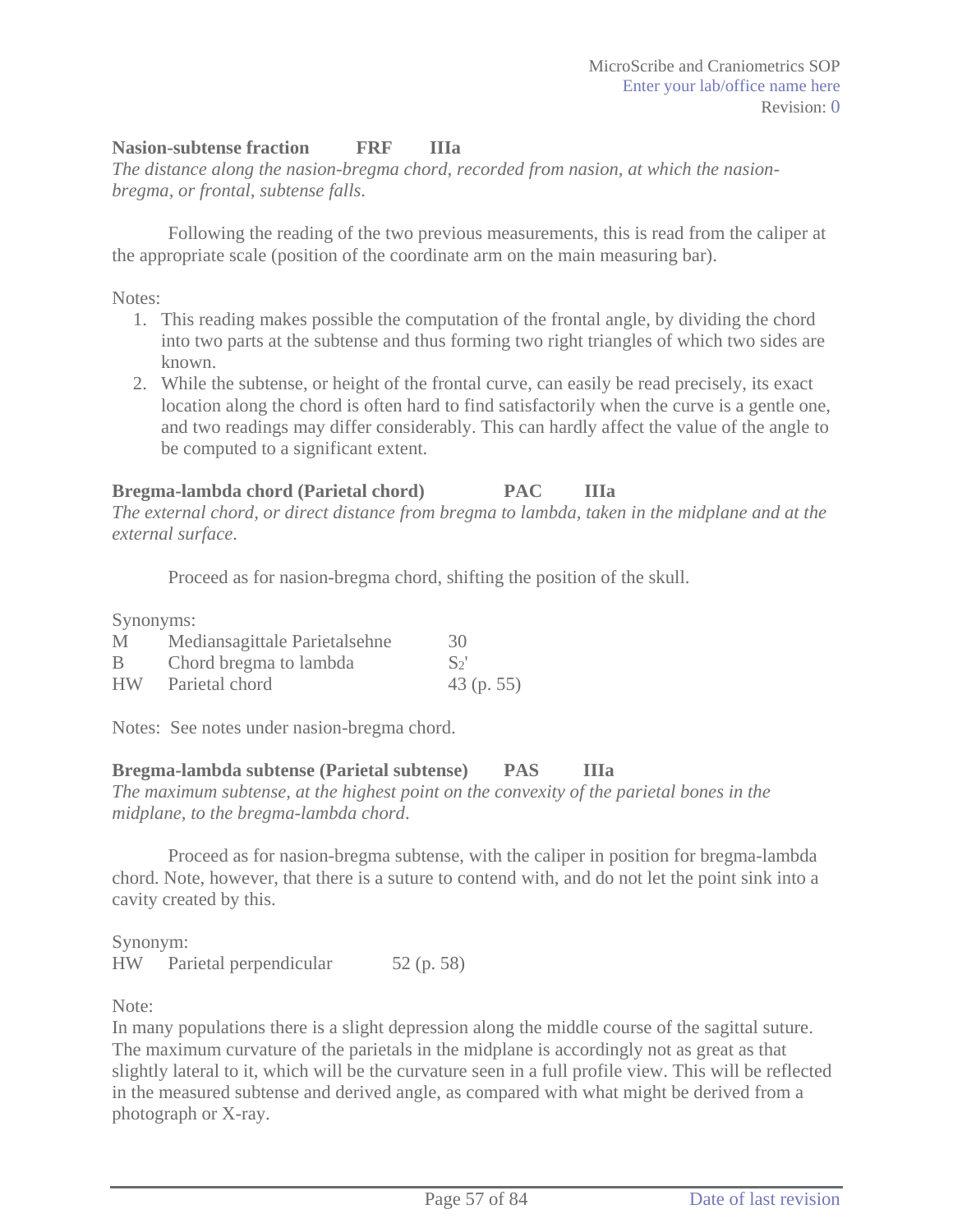**Nasion-subtense fraction FRF IIIa**

*The distance along the nasion-bregma chord, recorded from nasion, at which the nasion-bregma, or frontal, subtense falls.*

Following the reading of the two previous measurements, this is read from the caliper at the appropriate scale (position of the coordinate arm on the main measuring bar).

Notes:

1. This reading makes possible the computation of the frontal angle, by dividing the chord into two parts at the subtense and thus forming two right triangles of which two sides are known.
2. While the subtense, or height of the frontal curve, can easily be read precisely, its exact location along the chord is often hard to find satisfactorily when the curve is a gentle one, and two readings may differ considerably. This can hardly affect the value of the angle to be computed to a significant extent.

**Bregma-lambda chord (Parietal chord) PAC IIIa**

*The external chord, or direct distance from bregma to lambda, taken in the midplane and at the external surface.*

Proceed as for nasion-bregma chord, shifting the position of the skull.

Synonyms:

| | | |
|---|---|---|
| M | Mediansagittale Parietalsehne | 30 |
| B | Chord bregma to lambda | $S_2'$ |
| HW | Parietal chord | 43 (p. 55) |

Notes: See notes under nasion-bregma chord.

**Bregma-lambda subtense (Parietal subtense) PAS IIIa**

*The maximum subtense, at the highest point on the convexity of the parietal bones in the midplane, to the bregma-lambda chord.*

Proceed as for nasion-bregma subtense, with the caliper in position for bregma-lambda chord. Note, however, that there is a suture to contend with, and do not let the point sink into a cavity created by this.

Synonym:

| | | |
|---|---|---|
| HW | Parietal perpendicular | 52 (p. 58) |

Note:

In many populations there is a slight depression along the middle course of the sagittal suture. The maximum curvature of the parietals in the midplane is accordingly not as great as that slightly lateral to it, which will be the curvature seen in a full profile view. This will be reflected in the measured subtense and derived angle, as compared with what might be derived from a photograph or X-ray.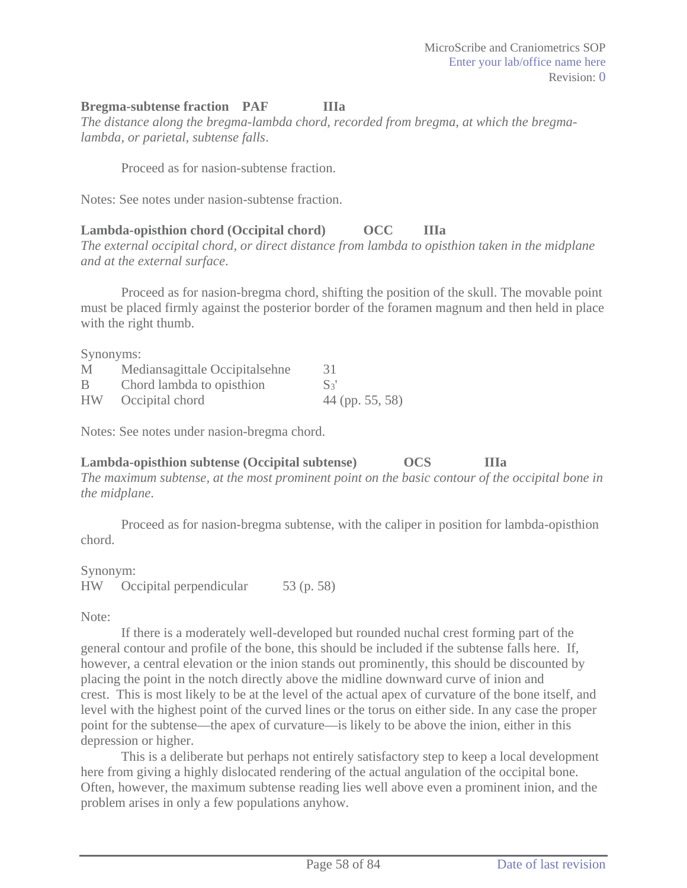**Bregma-subtense fraction PAF IIIa**

*The distance along the bregma-lambda chord, recorded from bregma, at which the bregma-lambda, or parietal, subtense falls.*

Proceed as for nasion-subtense fraction.

Notes: See notes under nasion-subtense fraction.

**Lambda-opisthion chord (Occipital chord) OCC IIIa**

*The external occipital chord, or direct distance from lambda to opisthion taken in the midplane and at the external surface.*

Proceed as for nasion-bregma chord, shifting the position of the skull. The movable point must be placed firmly against the posterior border of the foramen magnum and then held in place with the right thumb.

Synonyms:

| | | |
|---|---|---|
| M | Mediansagittale Occipitalsehne | 31 |
| B | Chord lambda to opisthion | $S_3$' |
| HW | Occipital chord | 44 (pp. 55, 58) |

Notes: See notes under nasion-bregma chord.

**Lambda-opisthion subtense (Occipital subtense) OCS IIIa**

*The maximum subtense, at the most prominent point on the basic contour of the occipital bone in the midplane.*

Proceed as for nasion-bregma subtense, with the caliper in position for lambda-opisthion chord.

Synonym:

| | | |
|---|---|---|
| HW | Occipital perpendicular | 53 (p. 58) |

Note:

If there is a moderately well-developed but rounded nuchal crest forming part of the general contour and profile of the bone, this should be included if the subtense falls here. If, however, a central elevation or the inion stands out prominently, this should be discounted by placing the point in the notch directly above the midline downward curve of inion and crest. This is most likely to be at the level of the actual apex of curvature of the bone itself, and level with the highest point of the curved lines or the torus on either side. In any case the proper point for the subtense—the apex of curvature—is likely to be above the inion, either in this depression or higher.

This is a deliberate but perhaps not entirely satisfactory step to keep a local development here from giving a highly dislocated rendering of the actual angulation of the occipital bone. Often, however, the maximum subtense reading lies well above even a prominent inion, and the problem arises in only a few populations anyhow.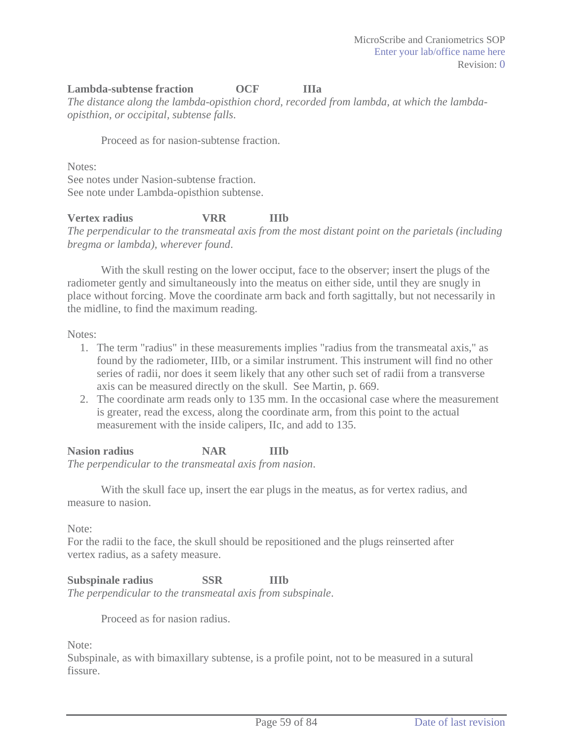**Lambda-subtense fraction OCF IIIa**

*The distance along the lambda-opisthion chord, recorded from lambda, at which the lambda-opisthion, or occipital, subtense falls.*

Proceed as for nasion-subtense fraction.

Notes:
See notes under Nasion-subtense fraction.
See note under Lambda-opisthion subtense.

**Vertex radius VRR IIIb**

*The perpendicular to the transmeatal axis from the most distant point on the parietals (including bregma or lambda), wherever found.*

With the skull resting on the lower occiput, face to the observer; insert the plugs of the radiometer gently and simultaneously into the meatus on either side, until they are snugly in place without forcing. Move the coordinate arm back and forth sagittally, but not necessarily in the midline, to find the maximum reading.

Notes:

1. The term "radius" in these measurements implies "radius from the transmeatal axis," as found by the radiometer, IIIb, or a similar instrument. This instrument will find no other series of radii, nor does it seem likely that any other such set of radii from a transverse axis can be measured directly on the skull. See Martin, p. 669.
2. The coordinate arm reads only to 135 mm. In the occasional case where the measurement is greater, read the excess, along the coordinate arm, from this point to the actual measurement with the inside calipers, IIc, and add to 135.

**Nasion radius NAR IIIb**

*The perpendicular to the transmeatal axis from nasion.*

With the skull face up, insert the ear plugs in the meatus, as for vertex radius, and measure to nasion.

Note:
For the radii to the face, the skull should be repositioned and the plugs reinserted after vertex radius, as a safety measure.

**Subspinale radius SSR IIIb**

*The perpendicular to the transmeatal axis from subspinale.*

Proceed as for nasion radius.

Note:
Subspinale, as with bimaxillary subtense, is a profile point, not to be measured in a sutural fissure.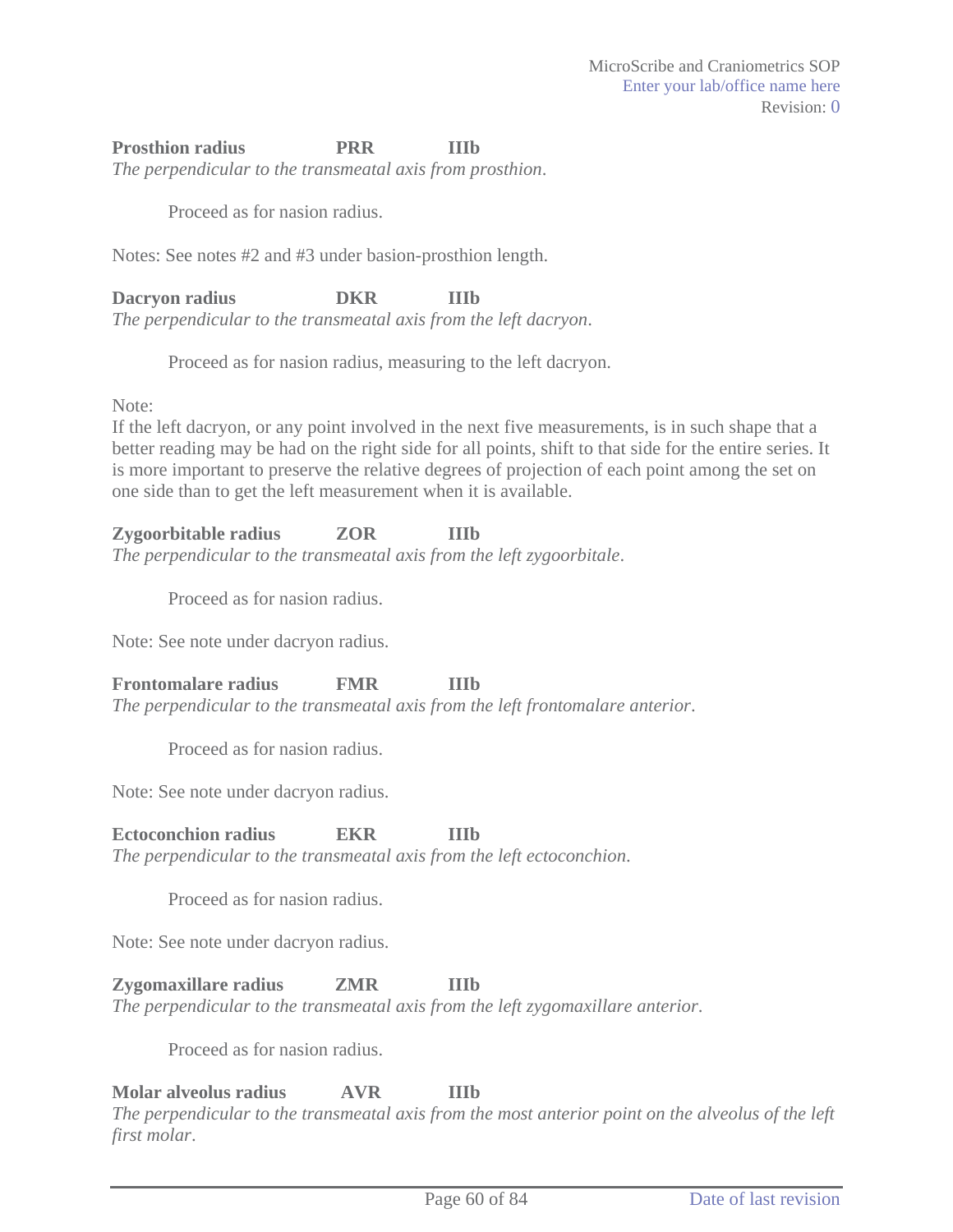**Prosthion radius PRR IIIb**

*The perpendicular to the transmeatal axis from prosthion.*

Proceed as for nasion radius.

Notes: See notes #2 and #3 under basion-prosthion length.

**Dacryon radius DKR IIIb**

*The perpendicular to the transmeatal axis from the left dacryon.*

Proceed as for nasion radius, measuring to the left dacryon.

Note:

If the left dacryon, or any point involved in the next five measurements, is in such shape that a better reading may be had on the right side for all points, shift to that side for the entire series. It is more important to preserve the relative degrees of projection of each point among the set on one side than to get the left measurement when it is available.

**Zygoorbitable radius ZOR IIIb**

*The perpendicular to the transmeatal axis from the left zygoorbitale.*

Proceed as for nasion radius.

Note: See note under dacryon radius.

**Frontomalare radius FMR IIIb**

*The perpendicular to the transmeatal axis from the left frontomalare anterior.*

Proceed as for nasion radius.

Note: See note under dacryon radius.

**Ectoconchion radius EKR IIIb**

*The perpendicular to the transmeatal axis from the left ectoconchion.*

Proceed as for nasion radius.

Note: See note under dacryon radius.

**Zygomaxillare radius ZMR IIIb**

*The perpendicular to the transmeatal axis from the left zygomaxillare anterior.*

Proceed as for nasion radius.

**Molar alveolus radius AVR IIIb**

*The perpendicular to the transmeatal axis from the most anterior point on the alveolus of the left first molar.*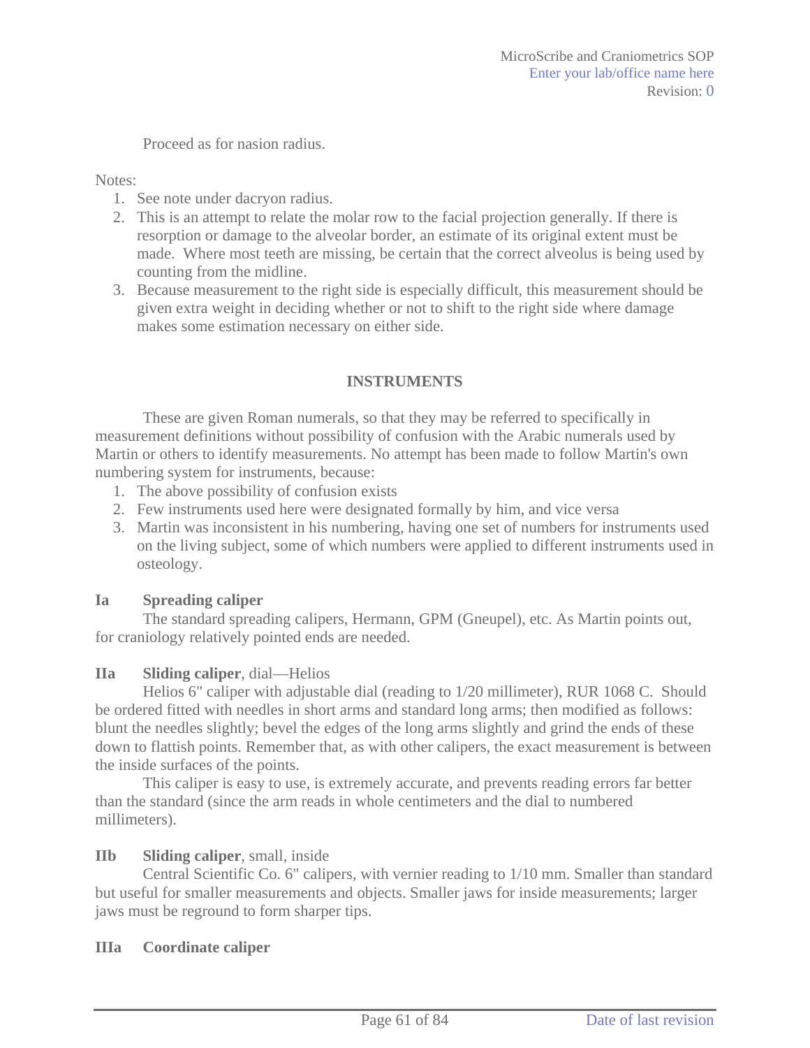Proceed as for nasion radius.

Notes:

1. See note under dacryon radius.
2. This is an attempt to relate the molar row to the facial projection generally. If there is resorption or damage to the alveolar border, an estimate of its original extent must be made. Where most teeth are missing, be certain that the correct alveolus is being used by counting from the midline.
3. Because measurement to the right side is especially difficult, this measurement should be given extra weight in deciding whether or not to shift to the right side where damage makes some estimation necessary on either side.

## INSTRUMENTS

These are given Roman numerals, so that they may be referred to specifically in measurement definitions without possibility of confusion with the Arabic numerals used by Martin or others to identify measurements. No attempt has been made to follow Martin's own numbering system for instruments, because:

1. The above possibility of confusion exists
2. Few instruments used here were designated formally by him, and vice versa
3. Martin was inconsistent in his numbering, having one set of numbers for instruments used on the living subject, some of which numbers were applied to different instruments used in osteology.

**Ia Spreading caliper**

The standard spreading calipers, Hermann, GPM (Gneupel), etc. As Martin points out, for craniology relatively pointed ends are needed.

**IIa Sliding caliper**, dial—Helios

Helios 6" caliper with adjustable dial (reading to 1/20 millimeter), RUR 1068 C. Should be ordered fitted with needles in short arms and standard long arms; then modified as follows: blunt the needles slightly; bevel the edges of the long arms slightly and grind the ends of these down to flattish points. Remember that, as with other calipers, the exact measurement is between the inside surfaces of the points.

This caliper is easy to use, is extremely accurate, and prevents reading errors far better than the standard (since the arm reads in whole centimeters and the dial to numbered millimeters).

**IIb Sliding caliper**, small, inside

Central Scientific Co. 6" calipers, with vernier reading to 1/10 mm. Smaller than standard but useful for smaller measurements and objects. Smaller jaws for inside measurements; larger jaws must be reground to form sharper tips.

**IIIa Coordinate caliper**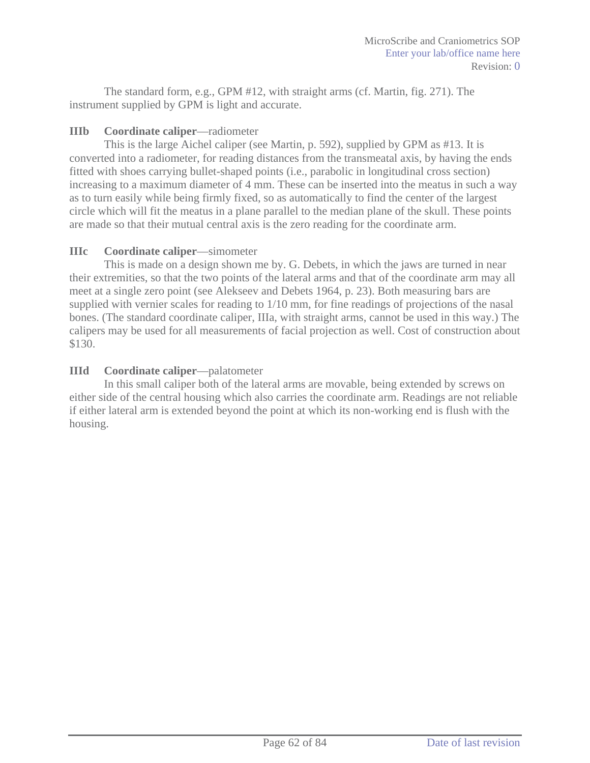The standard form, e.g., GPM #12, with straight arms (cf. Martin, fig. 271). The instrument supplied by GPM is light and accurate.

**IIIb Coordinate caliper**—radiometer

This is the large Aichel caliper (see Martin, p. 592), supplied by GPM as #13. It is converted into a radiometer, for reading distances from the transmeatal axis, by having the ends fitted with shoes carrying bullet-shaped points (i.e., parabolic in longitudinal cross section) increasing to a maximum diameter of 4 mm. These can be inserted into the meatus in such a way as to turn easily while being firmly fixed, so as automatically to find the center of the largest circle which will fit the meatus in a plane parallel to the median plane of the skull. These points are made so that their mutual central axis is the zero reading for the coordinate arm.

**IIIc Coordinate caliper**—simometer

This is made on a design shown me by. G. Debets, in which the jaws are turned in near their extremities, so that the two points of the lateral arms and that of the coordinate arm may all meet at a single zero point (see Alekseev and Debets 1964, p. 23). Both measuring bars are supplied with vernier scales for reading to 1/10 mm, for fine readings of projections of the nasal bones. (The standard coordinate caliper, IIIa, with straight arms, cannot be used in this way.) The calipers may be used for all measurements of facial projection as well. Cost of construction about $130.

**IIId Coordinate caliper**—palatometer

In this small caliper both of the lateral arms are movable, being extended by screws on either side of the central housing which also carries the coordinate arm. Readings are not reliable if either lateral arm is extended beyond the point at which its non-working end is flush with the housing.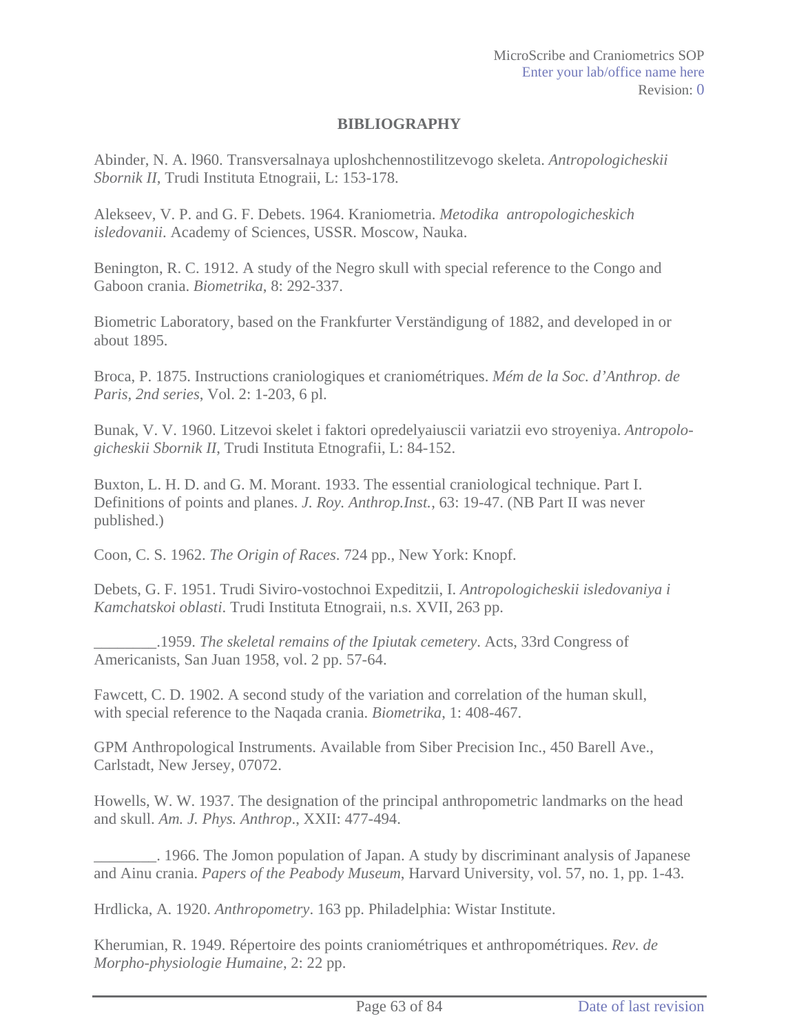**BIBLIOGRAPHY**

Abinder, N. A. l960. Transversalnaya uploshchennostilitzevogo skeleta. *Antropologicheskii Sbornik II*, Trudi Instituta Etnograii, L: 153-178.

Alekseev, V. P. and G. F. Debets. 1964. Kraniometria. *Metodika antropologicheskich isledovanii*. Academy of Sciences, USSR. Moscow, Nauka.

Benington, R. C. 1912. A study of the Negro skull with special reference to the Congo and Gaboon crania. *Biometrika*, 8: 292-337.

Biometric Laboratory, based on the Frankfurter Verständigung of 1882, and developed in or about 1895.

Broca, P. 1875. Instructions craniologiques et craniométriques. *Mém de la Soc. d'Anthrop. de Paris, 2nd series*, Vol. 2: 1-203, 6 pl.

Bunak, V. V. 1960. Litzevoi skelet i faktori opredelyaiuscii variatzii evo stroyeniya. *Antropologicheskii Sbornik II*, Trudi Instituta Etnografii, L: 84-152.

Buxton, L. H. D. and G. M. Morant. 1933. The essential craniological technique. Part I. Definitions of points and planes. *J. Roy. Anthrop.Inst.*, 63: 19-47. (NB Part II was never published.)

Coon, C. S. 1962. *The Origin of Races*. 724 pp., New York: Knopf.

Debets, G. F. 1951. Trudi Siviro-vostochnoi Expeditzii, I. *Antropologicheskii isledovaniya i Kamchatskoi oblasti*. Trudi Instituta Etnograii, n.s. XVII, 263 pp.

________.1959. *The skeletal remains of the Ipiutak cemetery*. Acts, 33rd Congress of Americanists, San Juan 1958, vol. 2 pp. 57-64.

Fawcett, C. D. 1902. A second study of the variation and correlation of the human skull, with special reference to the Naqada crania. *Biometrika*, 1: 408-467.

GPM Anthropological Instruments. Available from Siber Precision Inc., 450 Barell Ave., Carlstadt, New Jersey, 07072.

Howells, W. W. 1937. The designation of the principal anthropometric landmarks on the head and skull. *Am. J. Phys. Anthrop.*, XXII: 477-494.

________. 1966. The Jomon population of Japan. A study by discriminant analysis of Japanese and Ainu crania. *Papers of the Peabody Museum*, Harvard University, vol. 57, no. 1, pp. 1-43.

Hrdlicka, A. 1920. *Anthropometry*. 163 pp. Philadelphia: Wistar Institute.

Kherumian, R. 1949. Répertoire des points craniométriques et anthropométriques. *Rev. de Morpho-physiologie Humaine*, 2: 22 pp.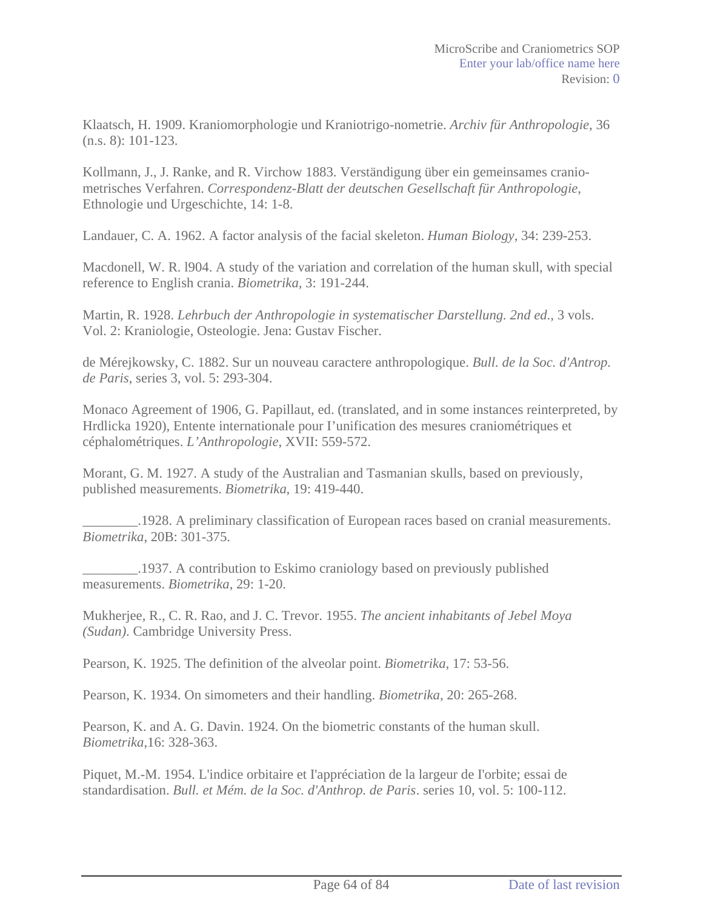Klaatsch, H. 1909. Kraniomorphologie und Kraniotrigo-nometrie. *Archiv für Anthropologie*, 36 (n.s. 8): 101-123.

Kollmann, J., J. Ranke, and R. Virchow 1883. Verständigung über ein gemeinsames cranio-metrisches Verfahren. *Correspondenz-Blatt der deutschen Gesellschaft für Anthropologie*, Ethnologie und Urgeschichte, 14: 1-8.

Landauer, C. A. 1962. A factor analysis of the facial skeleton. *Human Biology*, 34: 239-253.

Macdonell, W. R. l904. A study of the variation and correlation of the human skull, with special reference to English crania. *Biometrika*, 3: 191-244.

Martin, R. 1928. *Lehrbuch der Anthropologie in systematischer Darstellung. 2nd ed.*, 3 vols. Vol. 2: Kraniologie, Osteologie. Jena: Gustav Fischer.

de Mérejkowsky, C. 1882. Sur un nouveau caractere anthropologique. *Bull. de la Soc. d'Antrop. de Paris*, series 3, vol. 5: 293-304.

Monaco Agreement of 1906, G. Papillaut, ed. (translated, and in some instances reinterpreted, by Hrdlicka 1920), Entente internationale pour I'unification des mesures craniométriques et céphalométriques. *L'Anthropologie*, XVII: 559-572.

Morant, G. M. 1927. A study of the Australian and Tasmanian skulls, based on previously, published measurements. *Biometrika*, 19: 419-440.

________.1928. A preliminary classification of European races based on cranial measurements. *Biometrika*, 20B: 301-375.

________.1937. A contribution to Eskimo craniology based on previously published measurements. *Biometrika*, 29: 1-20.

Mukherjee, R., C. R. Rao, and J. C. Trevor. 1955. *The ancient inhabitants of Jebel Moya (Sudan)*. Cambridge University Press.

Pearson, K. 1925. The definition of the alveolar point. *Biometrika*, 17: 53-56.

Pearson, K. 1934. On simometers and their handling. *Biometrika*, 20: 265-268.

Pearson, K. and A. G. Davin. 1924. On the biometric constants of the human skull. *Biometrika*,16: 328-363.

Piquet, M.-M. 1954. L'indice orbitaire et I'appréciatìon de la largeur de I'orbite; essai de standardisation. *Bull. et Mém. de la Soc. d'Anthrop. de Paris*. series 10, vol. 5: 100-112.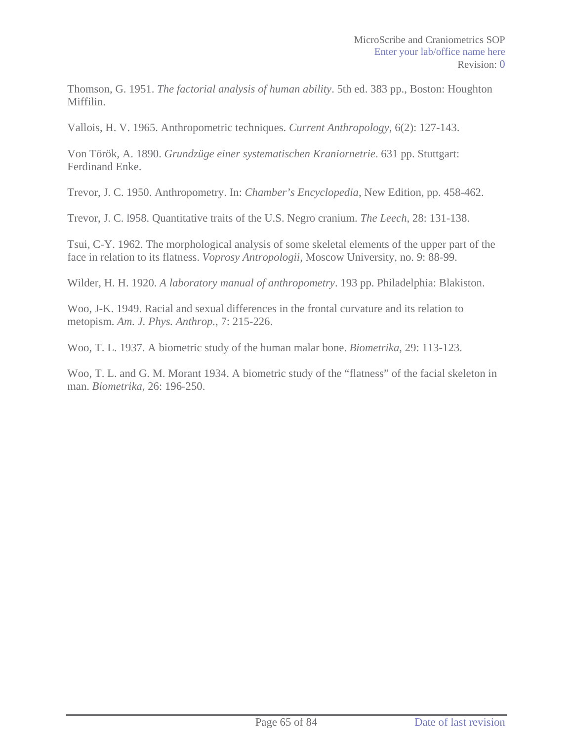Thomson, G. 1951. *The factorial analysis of human ability*. 5th ed. 383 pp., Boston: Houghton Miffilin.

Vallois, H. V. 1965. Anthropometric techniques. *Current Anthropology*, 6(2): 127-143.

Von Török, A. 1890. *Grundzüge einer systematischen Kraniornetrie*. 631 pp. Stuttgart: Ferdinand Enke.

Trevor, J. C. 1950. Anthropometry. In: *Chamber's Encyclopedia*, New Edition, pp. 458-462.

Trevor, J. C. l958. Quantitative traits of the U.S. Negro cranium. *The Leech*, 28: 131-138.

Tsui, C-Y. 1962. The morphological analysis of some skeletal elements of the upper part of the face in relation to its flatness. *Voprosy Antropologii*, Moscow University, no. 9: 88-99.

Wilder, H. H. 1920. *A laboratory manual of anthropometry*. 193 pp. Philadelphia: Blakiston.

Woo, J-K. 1949. Racial and sexual differences in the frontal curvature and its relation to metopism. *Am. J. Phys. Anthrop.*, 7: 215-226.

Woo, T. L. 1937. A biometric study of the human malar bone. *Biometrika*, 29: 113-123.

Woo, T. L. and G. M. Morant 1934. A biometric study of the "flatness" of the facial skeleton in man. *Biometrika*, 26: 196-250.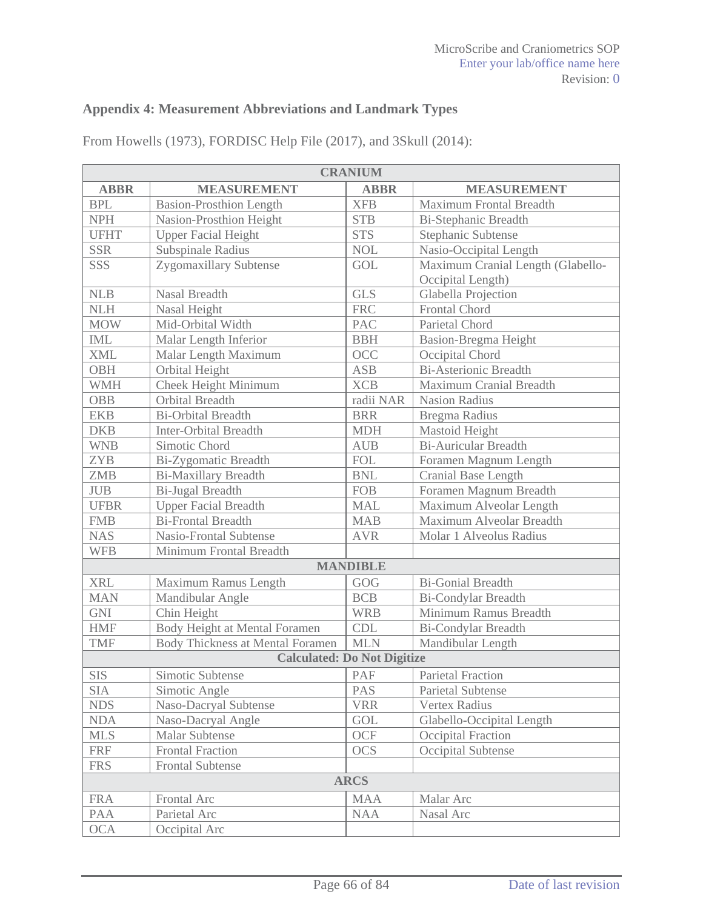## Appendix 4: Measurement Abbreviations and Landmark Types

From Howells (1973), FORDISC Help File (2017), and 3Skull (2014):

| CRANIUM | | | |
|---|---|---|---|
| **ABBR** | **MEASUREMENT** | **ABBR** | **MEASUREMENT** |
| BPL | Basion-Prosthion Length | XFB | Maximum Frontal Breadth |
| NPH | Nasion-Prosthion Height | STB | Bi-Stephanic Breadth |
| UFHT | Upper Facial Height | STS | Stephanic Subtense |
| SSR | Subspinale Radius | NOL | Nasio-Occipital Length |
| SSS | Zygomaxillary Subtense | GOL | Maximum Cranial Length (Glabello-Occipital Length) |
| NLB | Nasal Breadth | GLS | Glabella Projection |
| NLH | Nasal Height | FRC | Frontal Chord |
| MOW | Mid-Orbital Width | PAC | Parietal Chord |
| IML | Malar Length Inferior | BBH | Basion-Bregma Height |
| XML | Malar Length Maximum | OCC | Occipital Chord |
| OBH | Orbital Height | ASB | Bi-Asterionic Breadth |
| WMH | Cheek Height Minimum | XCB | Maximum Cranial Breadth |
| OBB | Orbital Breadth | radii NAR | Nasion Radius |
| EKB | Bi-Orbital Breadth | BRR | Bregma Radius |
| DKB | Inter-Orbital Breadth | MDH | Mastoid Height |
| WNB | Simotic Chord | AUB | Bi-Auricular Breadth |
| ZYB | Bi-Zygomatic Breadth | FOL | Foramen Magnum Length |
| ZMB | Bi-Maxillary Breadth | BNL | Cranial Base Length |
| JUB | Bi-Jugal Breadth | FOB | Foramen Magnum Breadth |
| UFBR | Upper Facial Breadth | MAL | Maximum Alveolar Length |
| FMB | Bi-Frontal Breadth | MAB | Maximum Alveolar Breadth |
| NAS | Nasio-Frontal Subtense | AVR | Molar 1 Alveolus Radius |
| WFB | Minimum Frontal Breadth | | |
| **MANDIBLE** | | | |
| XRL | Maximum Ramus Length | GOG | Bi-Gonial Breadth |
| MAN | Mandibular Angle | BCB | Bi-Condylar Breadth |
| GNI | Chin Height | WRB | Minimum Ramus Breadth |
| HMF | Body Height at Mental Foramen | CDL | Bi-Condylar Breadth |
| TMF | Body Thickness at Mental Foramen | MLN | Mandibular Length |
| **Calculated: Do Not Digitize** | | | |
| SIS | Simotic Subtense | PAF | Parietal Fraction |
| SIA | Simotic Angle | PAS | Parietal Subtense |
| NDS | Naso-Dacryal Subtense | VRR | Vertex Radius |
| NDA | Naso-Dacryal Angle | GOL | Glabello-Occipital Length |
| MLS | Malar Subtense | OCF | Occipital Fraction |
| FRF | Frontal Fraction | OCS | Occipital Subtense |
| FRS | Frontal Subtense | | |
| **ARCS** | | | |
| FRA | Frontal Arc | MAA | Malar Arc |
| PAA | Parietal Arc | NAA | Nasal Arc |
| OCA | Occipital Arc | | |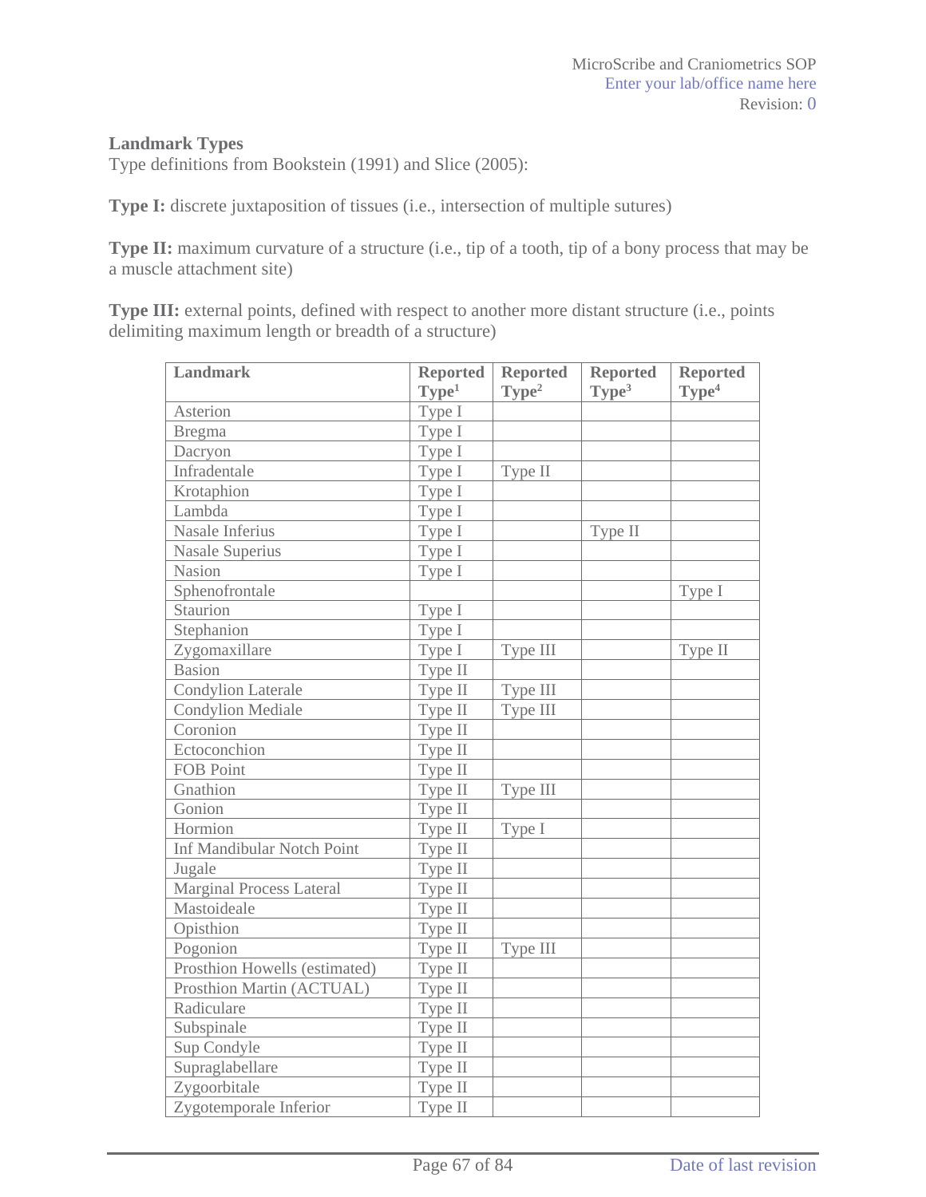**Landmark Types**

Type definitions from Bookstein (1991) and Slice (2005):

**Type I:** discrete juxtaposition of tissues (i.e., intersection of multiple sutures)

**Type II:** maximum curvature of a structure (i.e., tip of a tooth, tip of a bony process that may be a muscle attachment site)

**Type III:** external points, defined with respect to another more distant structure (i.e., points delimiting maximum length or breadth of a structure)

| Landmark | Reported Type[1] | Reported Type[2] | Reported Type[3] | Reported Type[4] |
|---|---|---|---|---|
| Asterion | Type I | | | |
| Bregma | Type I | | | |
| Dacryon | Type I | | | |
| Infradentale | Type I | Type II | | |
| Krotaphion | Type I | | | |
| Lambda | Type I | | | |
| Nasale Inferius | Type I | | Type II | |
| Nasale Superius | Type I | | | |
| Nasion | Type I | | | |
| Sphenofrontale | | | | Type I |
| Staurion | Type I | | | |
| Stephanion | Type I | | | |
| Zygomaxillare | Type I | Type III | | Type II |
| Basion | Type II | | | |
| Condylion Laterale | Type II | Type III | | |
| Condylion Mediale | Type II | Type III | | |
| Coronion | Type II | | | |
| Ectoconchion | Type II | | | |
| FOB Point | Type II | | | |
| Gnathion | Type II | Type III | | |
| Gonion | Type II | | | |
| Hormion | Type II | Type I | | |
| Inf Mandibular Notch Point | Type II | | | |
| Jugale | Type II | | | |
| Marginal Process Lateral | Type II | | | |
| Mastoideale | Type II | | | |
| Opisthion | Type II | | | |
| Pogonion | Type II | Type III | | |
| Prosthion Howells (estimated) | Type II | | | |
| Prosthion Martin (ACTUAL) | Type II | | | |
| Radiculare | Type II | | | |
| Subspinale | Type II | | | |
| Sup Condyle | Type II | | | |
| Supraglabellare | Type II | | | |
| Zygoorbitale | Type II | | | |
| Zygotemporale Inferior | Type II | | | |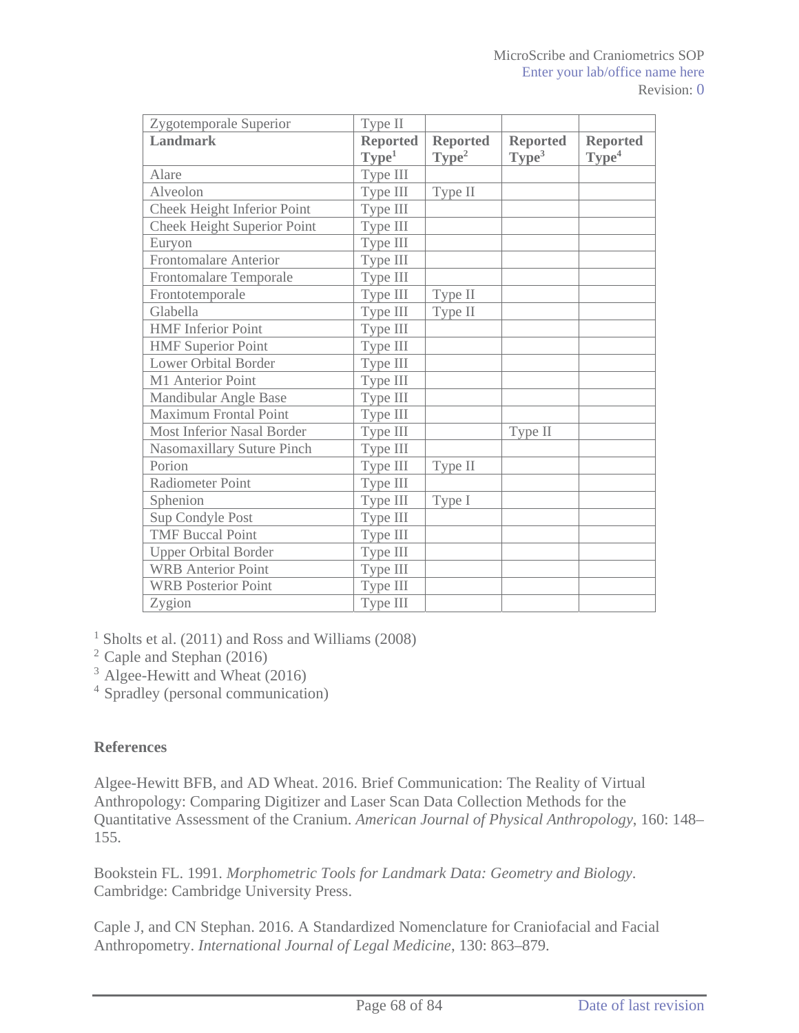| Zygotemporale Superior | Type II | | | |
|---|---|---|---|---|
| **Landmark** | **Reported Type[1]** | **Reported Type[2]** | **Reported Type[3]** | **Reported Type[4]** |
| Alare | Type III | | | |
| Alveolon | Type III | Type II | | |
| Cheek Height Inferior Point | Type III | | | |
| Cheek Height Superior Point | Type III | | | |
| Euryon | Type III | | | |
| Frontomalare Anterior | Type III | | | |
| Frontomalare Temporale | Type III | | | |
| Frontotemporale | Type III | Type II | | |
| Glabella | Type III | Type II | | |
| HMF Inferior Point | Type III | | | |
| HMF Superior Point | Type III | | | |
| Lower Orbital Border | Type III | | | |
| M1 Anterior Point | Type III | | | |
| Mandibular Angle Base | Type III | | | |
| Maximum Frontal Point | Type III | | | |
| Most Inferior Nasal Border | Type III | | Type II | |
| Nasomaxillary Suture Pinch | Type III | | | |
| Porion | Type III | Type II | | |
| Radiometer Point | Type III | | | |
| Sphenion | Type III | Type I | | |
| Sup Condyle Post | Type III | | | |
| TMF Buccal Point | Type III | | | |
| Upper Orbital Border | Type III | | | |
| WRB Anterior Point | Type III | | | |
| WRB Posterior Point | Type III | | | |
| Zygion | Type III | | | |

[1] Sholts et al. (2011) and Ross and Williams (2008)
[2] Caple and Stephan (2016)
[3] Algee-Hewitt and Wheat (2016)
[4] Spradley (personal communication)

**References**

Algee-Hewitt BFB, and AD Wheat. 2016. Brief Communication: The Reality of Virtual Anthropology: Comparing Digitizer and Laser Scan Data Collection Methods for the Quantitative Assessment of the Cranium. *American Journal of Physical Anthropology*, 160: 148–155.

Bookstein FL. 1991. *Morphometric Tools for Landmark Data: Geometry and Biology*. Cambridge: Cambridge University Press.

Caple J, and CN Stephan. 2016. A Standardized Nomenclature for Craniofacial and Facial Anthropometry. *International Journal of Legal Medicine*, 130: 863–879.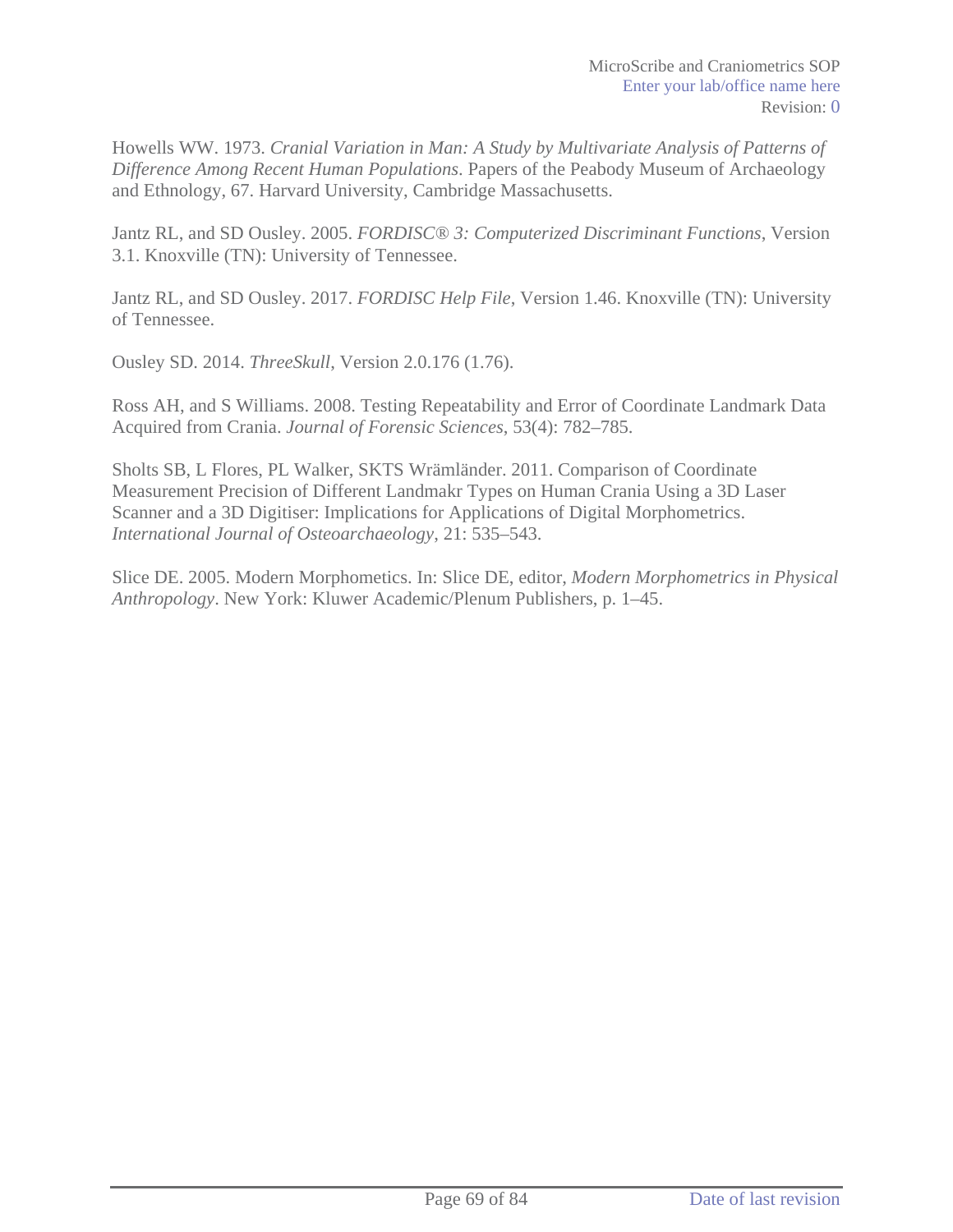Howells WW. 1973. *Cranial Variation in Man: A Study by Multivariate Analysis of Patterns of Difference Among Recent Human Populations*. Papers of the Peabody Museum of Archaeology and Ethnology, 67. Harvard University, Cambridge Massachusetts.

Jantz RL, and SD Ousley. 2005. *FORDISC® 3: Computerized Discriminant Functions*, Version 3.1. Knoxville (TN): University of Tennessee.

Jantz RL, and SD Ousley. 2017. *FORDISC Help File*, Version 1.46. Knoxville (TN): University of Tennessee.

Ousley SD. 2014. *ThreeSkull*, Version 2.0.176 (1.76).

Ross AH, and S Williams. 2008. Testing Repeatability and Error of Coordinate Landmark Data Acquired from Crania. *Journal of Forensic Sciences*, 53(4): 782–785.

Sholts SB, L Flores, PL Walker, SKTS Wrämländer. 2011. Comparison of Coordinate Measurement Precision of Different Landmakr Types on Human Crania Using a 3D Laser Scanner and a 3D Digitiser: Implications for Applications of Digital Morphometrics. *International Journal of Osteoarchaeology*, 21: 535–543.

Slice DE. 2005. Modern Morphometics. In: Slice DE, editor, *Modern Morphometrics in Physical Anthropology*. New York: Kluwer Academic/Plenum Publishers, p. 1–45.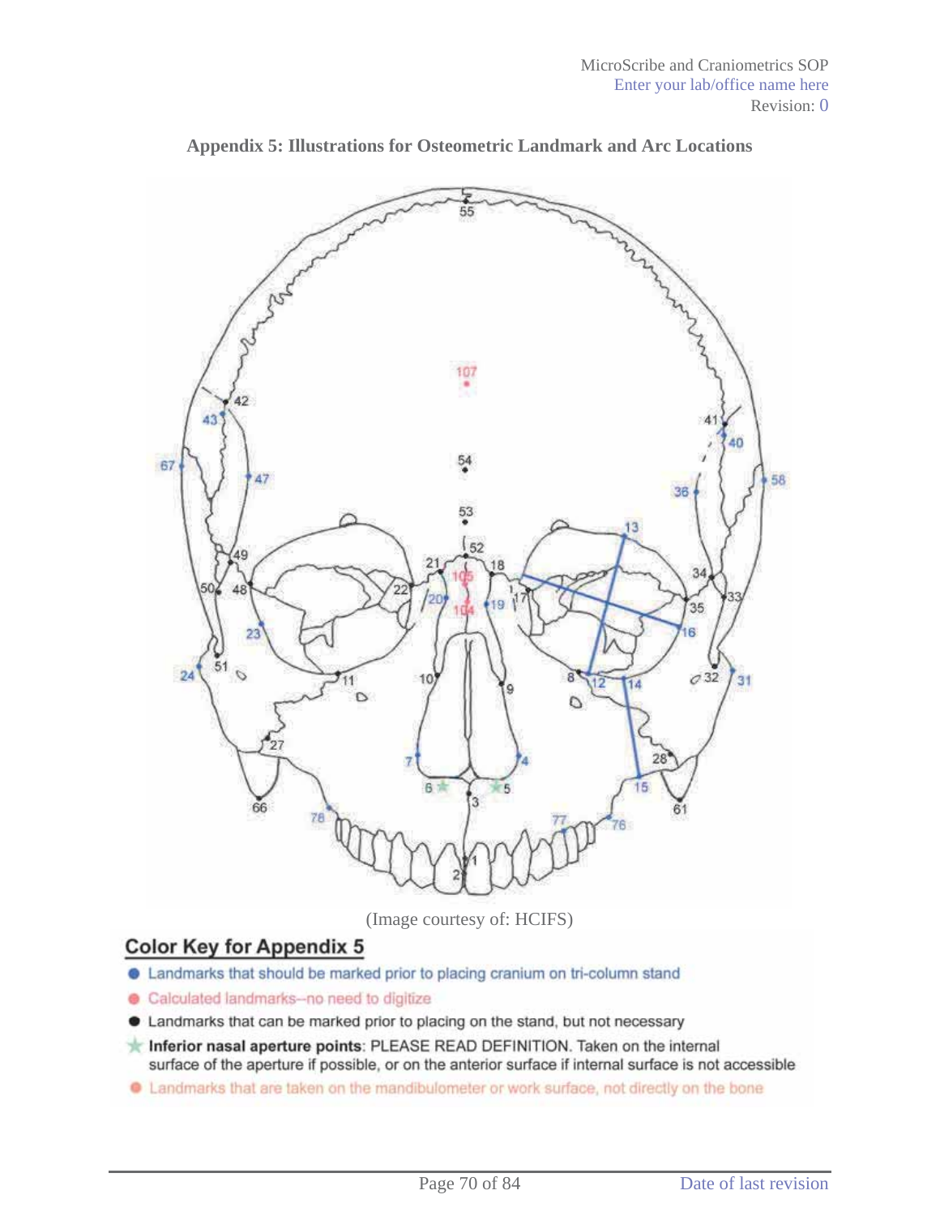## Appendix 5: Illustrations for Osteometric Landmark and Arc Locations

(Image courtesy of: HCIFS)

### Color Key for Appendix 5

- Landmarks that should be marked prior to placing cranium on tri-column stand
- Calculated landmarks--no need to digitize
- Landmarks that can be marked prior to placing on the stand, but not necessary
- **Inferior nasal aperture points**: PLEASE READ DEFINITION. Taken on the internal surface of the aperture if possible, or on the anterior surface if internal surface is not accessible
- Landmarks that are taken on the mandibulometer or work surface, not directly on the bone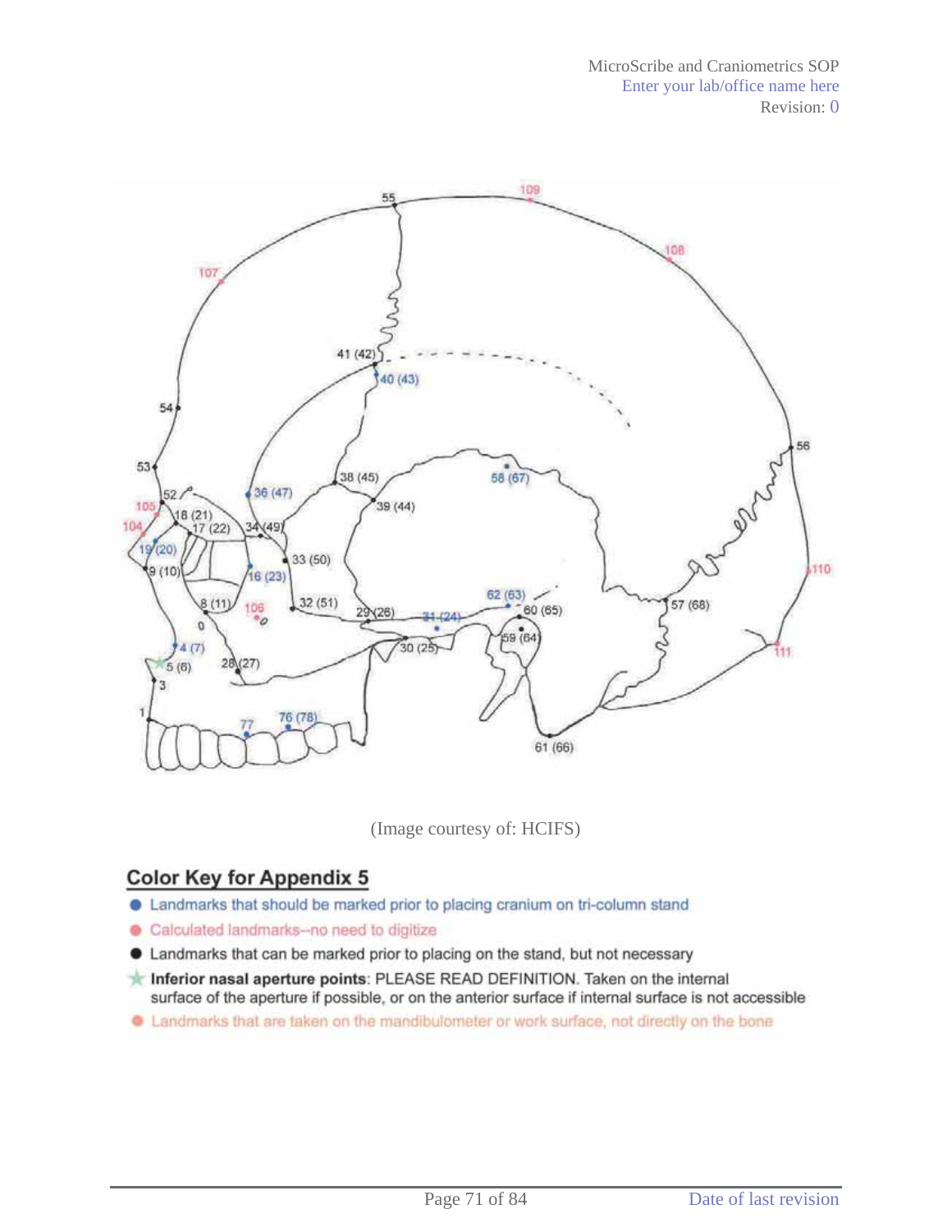(Image courtesy of: HCIFS)

## Color Key for Appendix 5

- Landmarks that should be marked prior to placing cranium on tri-column stand
- Calculated landmarks--no need to digitize
- Landmarks that can be marked prior to placing on the stand, but not necessary
- **Inferior nasal aperture points**: PLEASE READ DEFINITION. Taken on the internal surface of the aperture if possible, or on the anterior surface if internal surface is not accessible
- Landmarks that are taken on the mandibulometer or work surface, not directly on the bone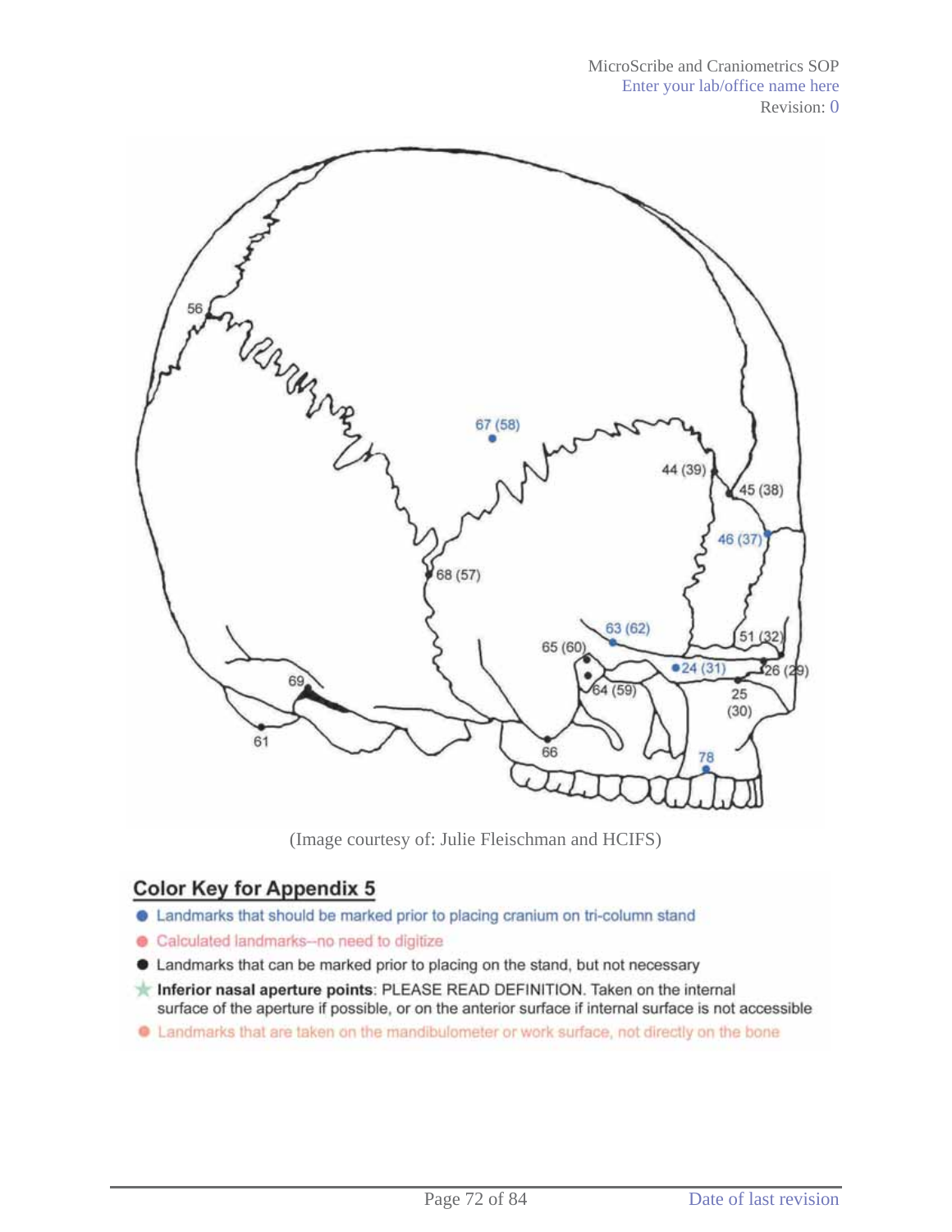(Image courtesy of: Julie Fleischman and HCIFS)

## Color Key for Appendix 5

- Landmarks that should be marked prior to placing cranium on tri-column stand
- Calculated landmarks--no need to digitize
- Landmarks that can be marked prior to placing on the stand, but not necessary
- **Inferior nasal aperture points**: PLEASE READ DEFINITION. Taken on the internal surface of the aperture if possible, or on the anterior surface if internal surface is not accessible
- Landmarks that are taken on the mandibulometer or work surface, not directly on the bone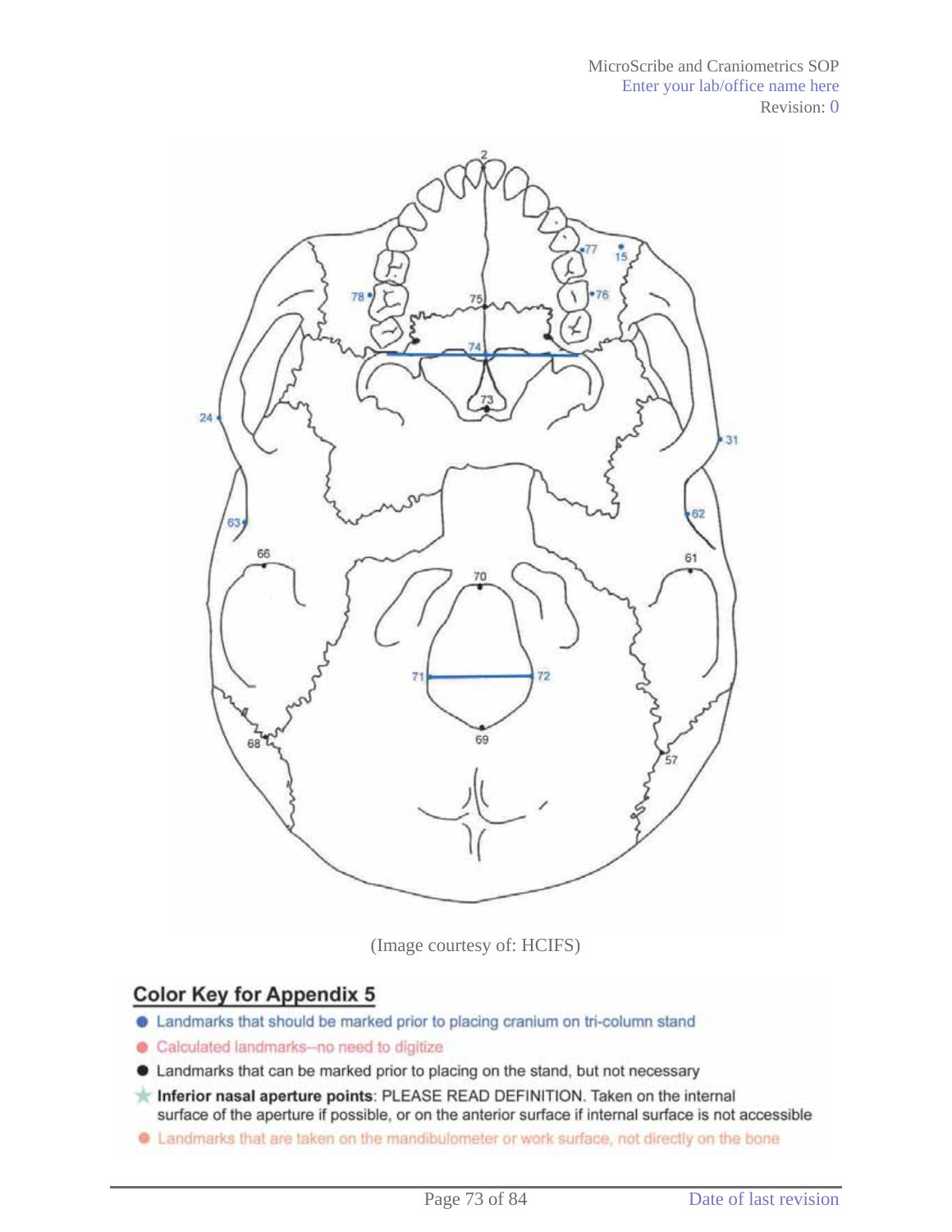(Image courtesy of: HCIFS)

## Color Key for Appendix 5

- Landmarks that should be marked prior to placing cranium on tri-column stand
- Calculated landmarks--no need to digitize
- Landmarks that can be marked prior to placing on the stand, but not necessary
- **Inferior nasal aperture points**: PLEASE READ DEFINITION. Taken on the internal surface of the aperture if possible, or on the anterior surface if internal surface is not accessible
- Landmarks that are taken on the mandibulometer or work surface, not directly on the bone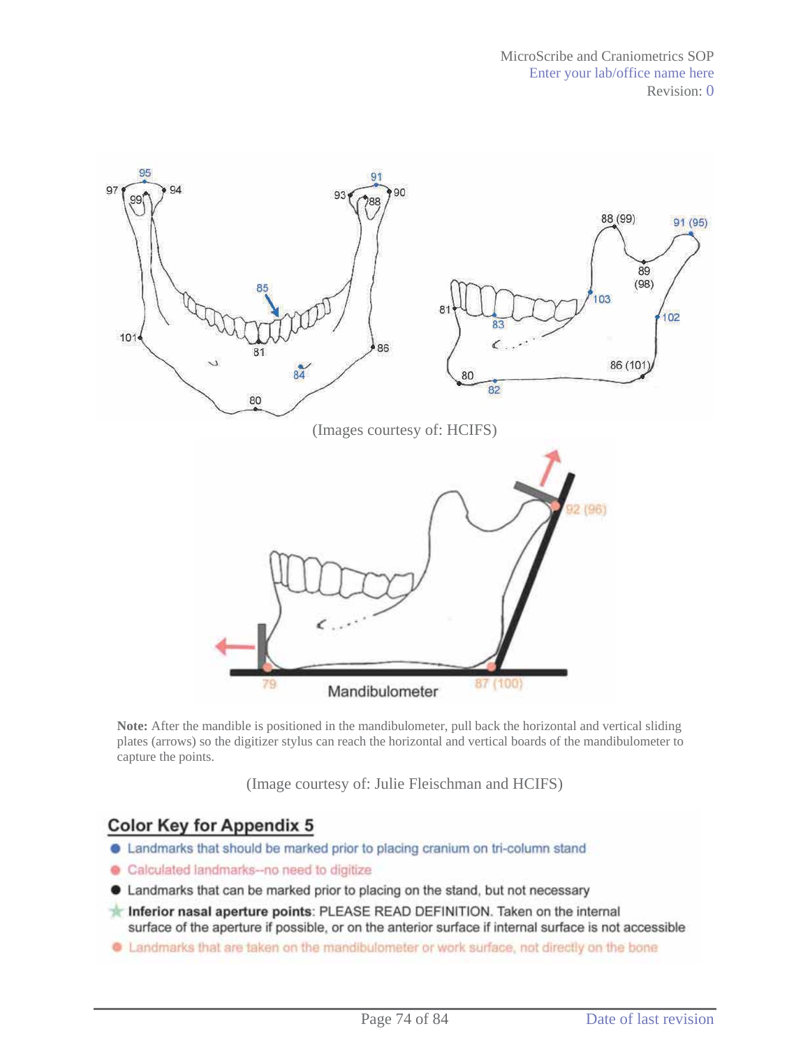(Images courtesy of: HCIFS)

**Note:** After the mandible is positioned in the mandibulometer, pull back the horizontal and vertical sliding plates (arrows) so the digitizer stylus can reach the horizontal and vertical boards of the mandibulometer to capture the points.

(Image courtesy of: Julie Fleischman and HCIFS)

## Color Key for Appendix 5

- Landmarks that should be marked prior to placing cranium on tri-column stand
- Calculated landmarks--no need to digitize
- Landmarks that can be marked prior to placing on the stand, but not necessary
- **Inferior nasal aperture points**: PLEASE READ DEFINITION. Taken on the internal surface of the aperture if possible, or on the anterior surface if internal surface is not accessible
- Landmarks that are taken on the mandibulometer or work surface, not directly on the bone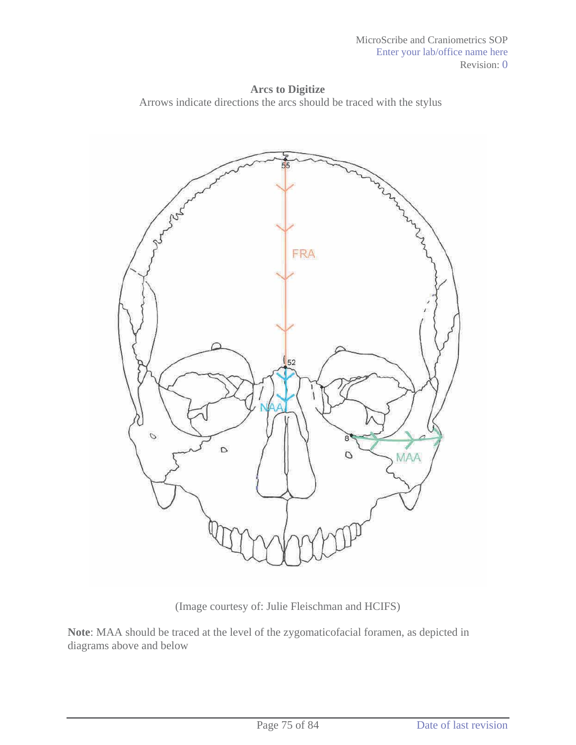**Arcs to Digitize**

Arrows indicate directions the arcs should be traced with the stylus

(Image courtesy of: Julie Fleischman and HCIFS)

**Note**: MAA should be traced at the level of the zygomaticofacial foramen, as depicted in diagrams above and below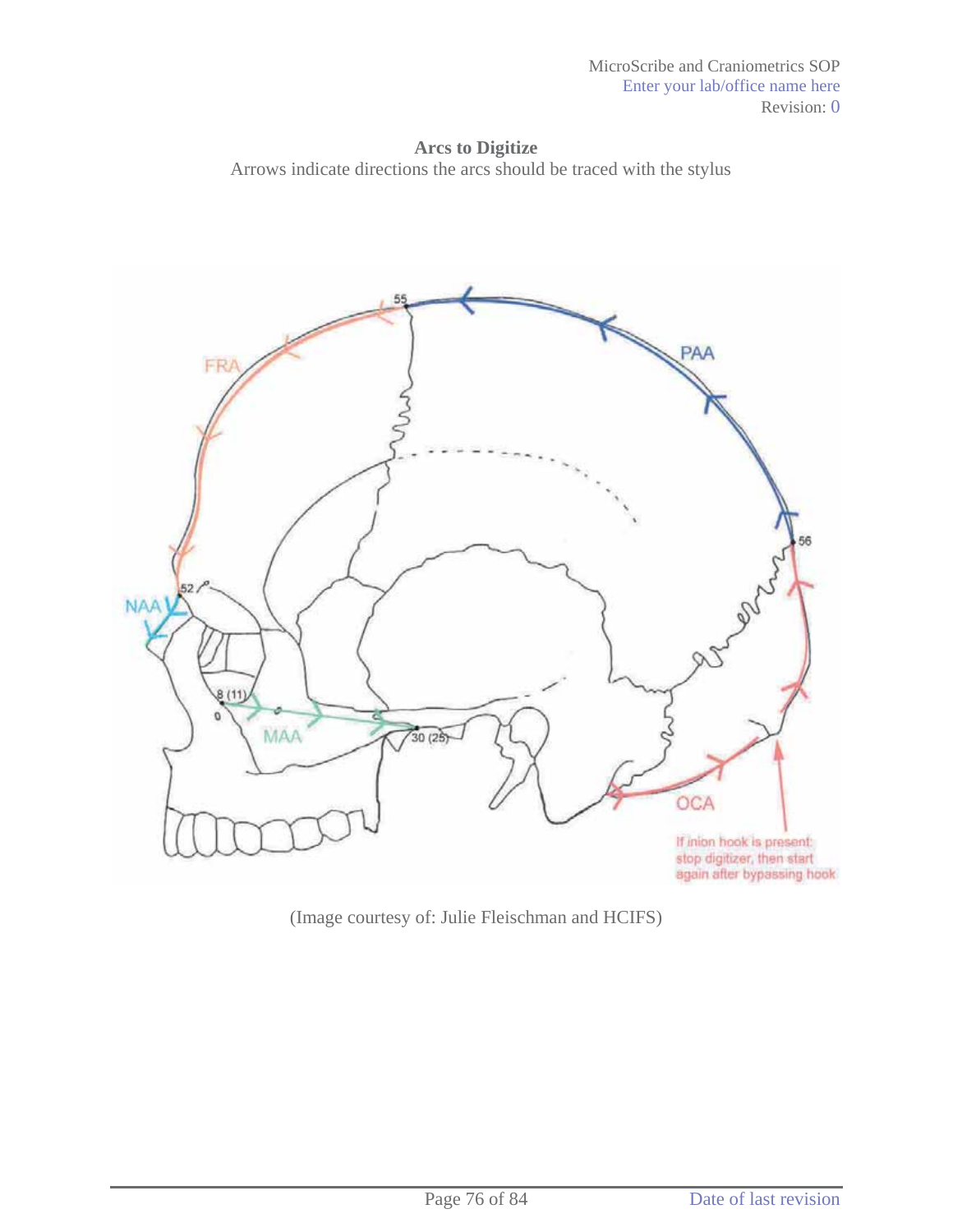**Arcs to Digitize**

Arrows indicate directions the arcs should be traced with the stylus

(Image courtesy of: Julie Fleischman and HCIFS)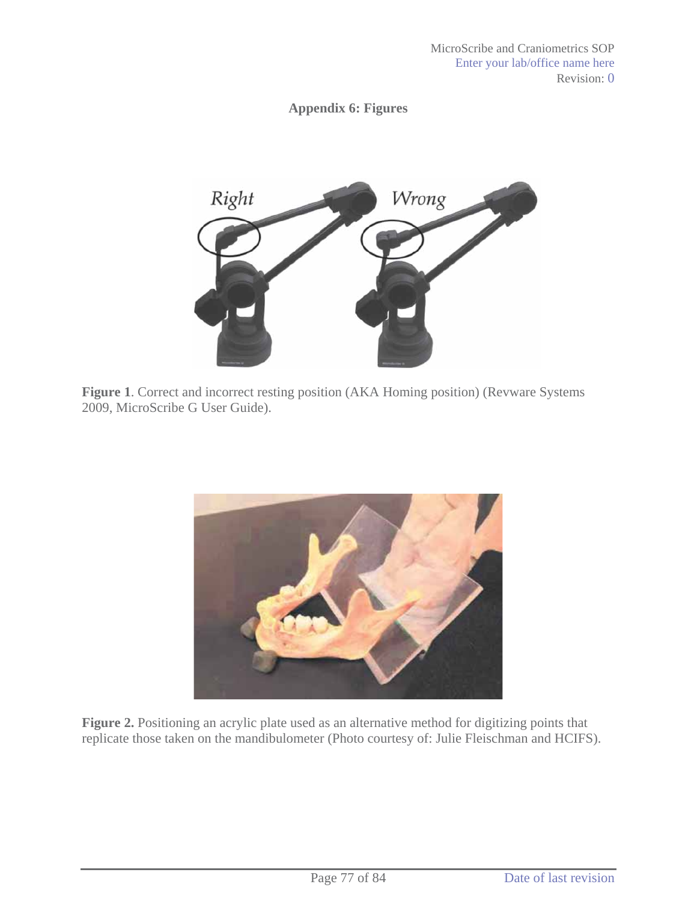## Appendix 6: Figures

**Figure 1**. Correct and incorrect resting position (AKA Homing position) (Revware Systems 2009, MicroScribe G User Guide).

**Figure 2.** Positioning an acrylic plate used as an alternative method for digitizing points that replicate those taken on the mandibulometer (Photo courtesy of: Julie Fleischman and HCIFS).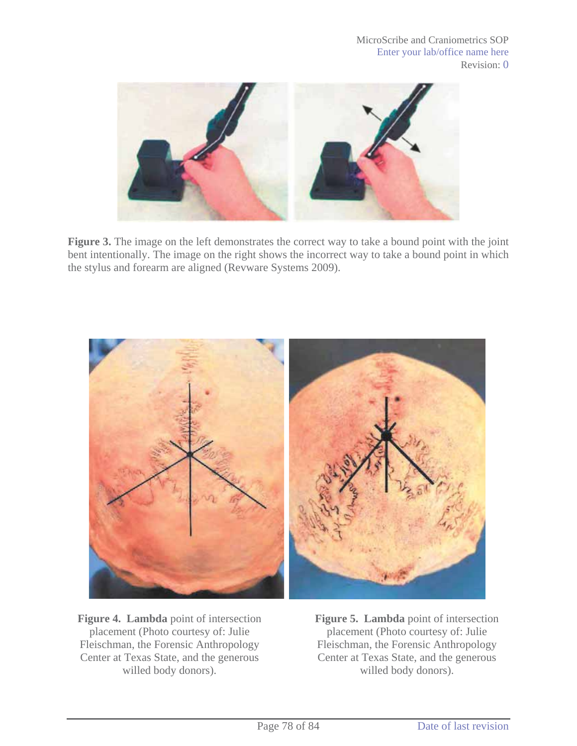**Figure 3.** The image on the left demonstrates the correct way to take a bound point with the joint bent intentionally. The image on the right shows the incorrect way to take a bound point in which the stylus and forearm are aligned (Revware Systems 2009).

**Figure 4. Lambda** point of intersection placement (Photo courtesy of: Julie Fleischman, the Forensic Anthropology Center at Texas State, and the generous willed body donors).

**Figure 5. Lambda** point of intersection placement (Photo courtesy of: Julie Fleischman, the Forensic Anthropology Center at Texas State, and the generous willed body donors).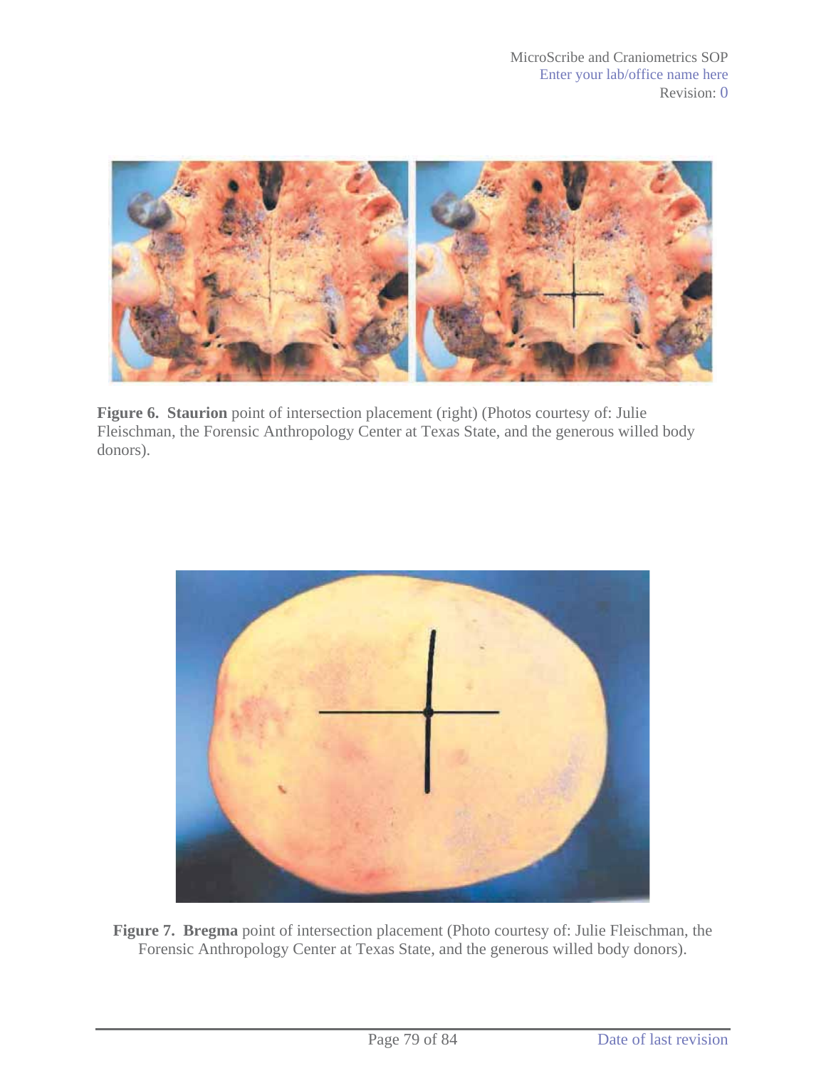**Figure 6. Staurion** point of intersection placement (right) (Photos courtesy of: Julie Fleischman, the Forensic Anthropology Center at Texas State, and the generous willed body donors).

**Figure 7. Bregma** point of intersection placement (Photo courtesy of: Julie Fleischman, the Forensic Anthropology Center at Texas State, and the generous willed body donors).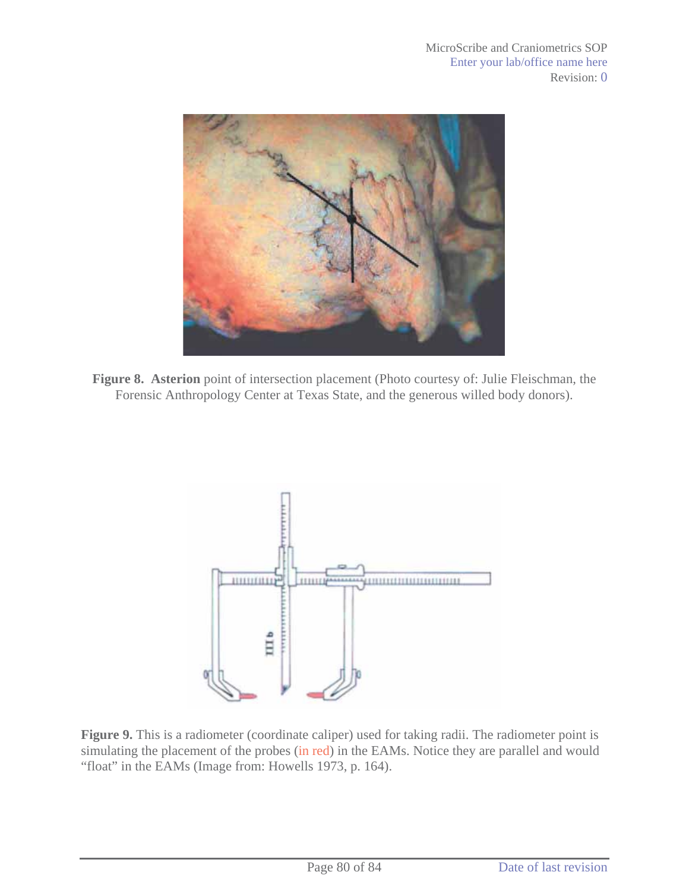**Figure 8. Asterion** point of intersection placement (Photo courtesy of: Julie Fleischman, the Forensic Anthropology Center at Texas State, and the generous willed body donors).

**Figure 9.** This is a radiometer (coordinate caliper) used for taking radii. The radiometer point is simulating the placement of the probes (in red) in the EAMs. Notice they are parallel and would "float" in the EAMs (Image from: Howells 1973, p. 164).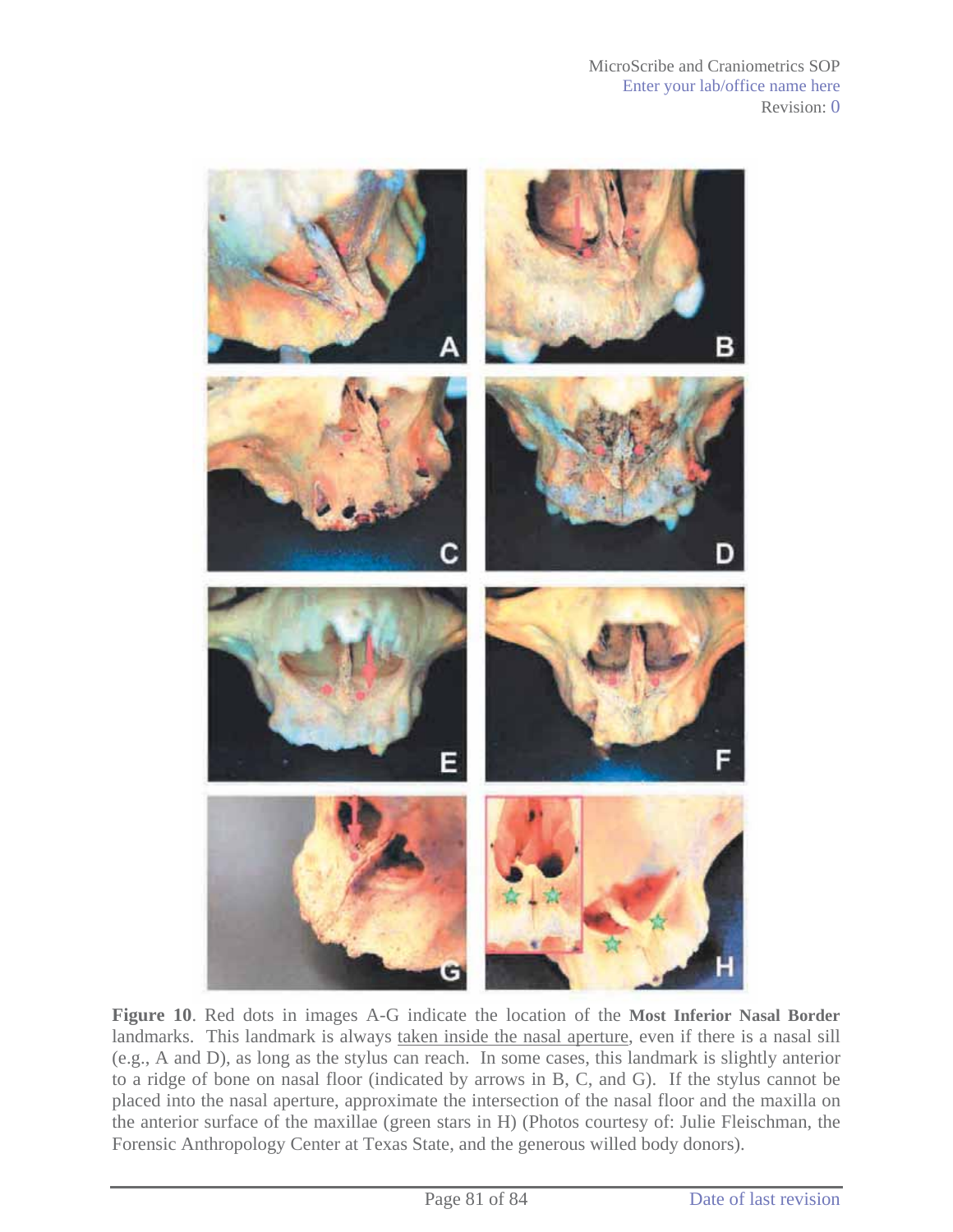**Figure 10**. Red dots in images A-G indicate the location of the **Most Inferior Nasal Border** landmarks. This landmark is always taken inside the nasal aperture, even if there is a nasal sill (e.g., A and D), as long as the stylus can reach. In some cases, this landmark is slightly anterior to a ridge of bone on nasal floor (indicated by arrows in B, C, and G). If the stylus cannot be placed into the nasal aperture, approximate the intersection of the nasal floor and the maxilla on the anterior surface of the maxillae (green stars in H) (Photos courtesy of: Julie Fleischman, the Forensic Anthropology Center at Texas State, and the generous willed body donors).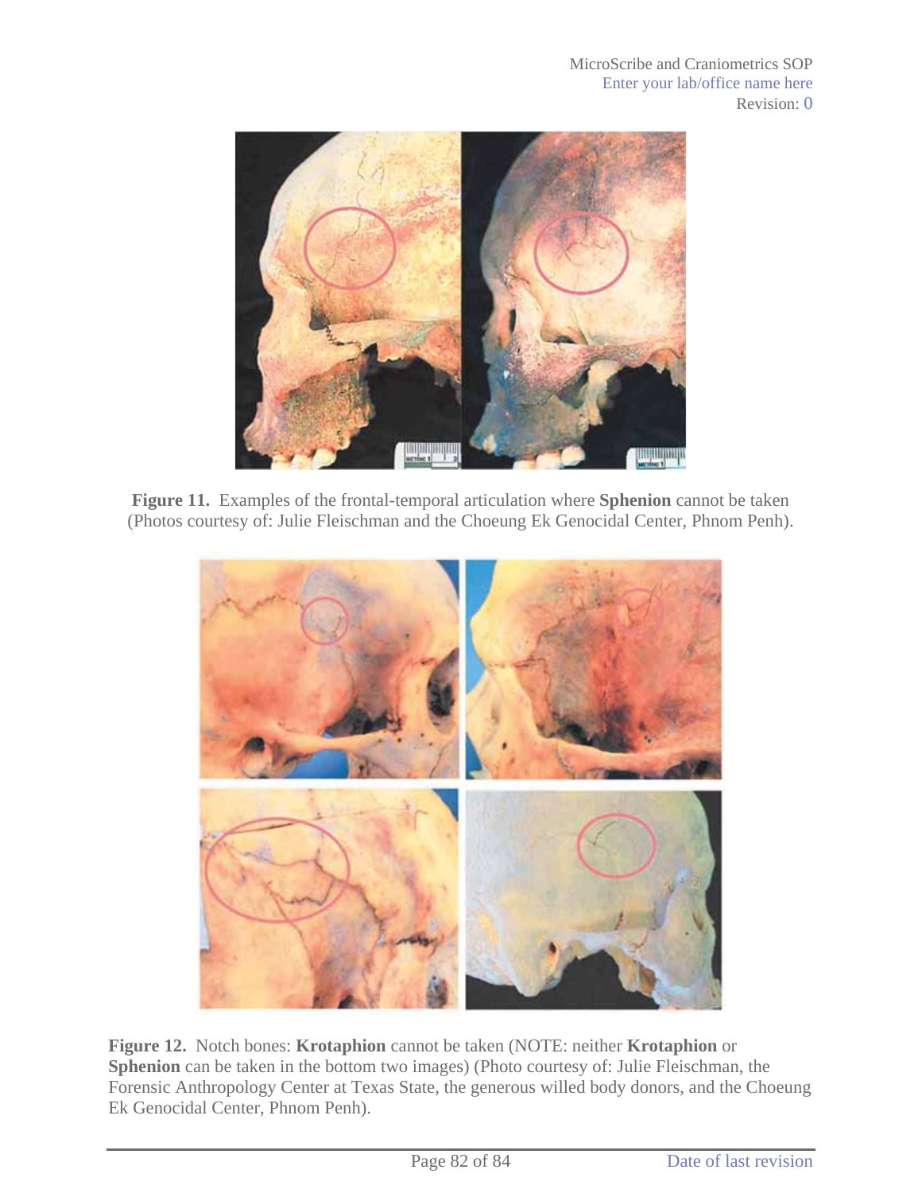**Figure 11.** Examples of the frontal-temporal articulation where **Sphenion** cannot be taken (Photos courtesy of: Julie Fleischman and the Choeung Ek Genocidal Center, Phnom Penh).

**Figure 12.** Notch bones: **Krotaphion** cannot be taken (NOTE: neither **Krotaphion** or **Sphenion** can be taken in the bottom two images) (Photo courtesy of: Julie Fleischman, the Forensic Anthropology Center at Texas State, the generous willed body donors, and the Choeung Ek Genocidal Center, Phnom Penh).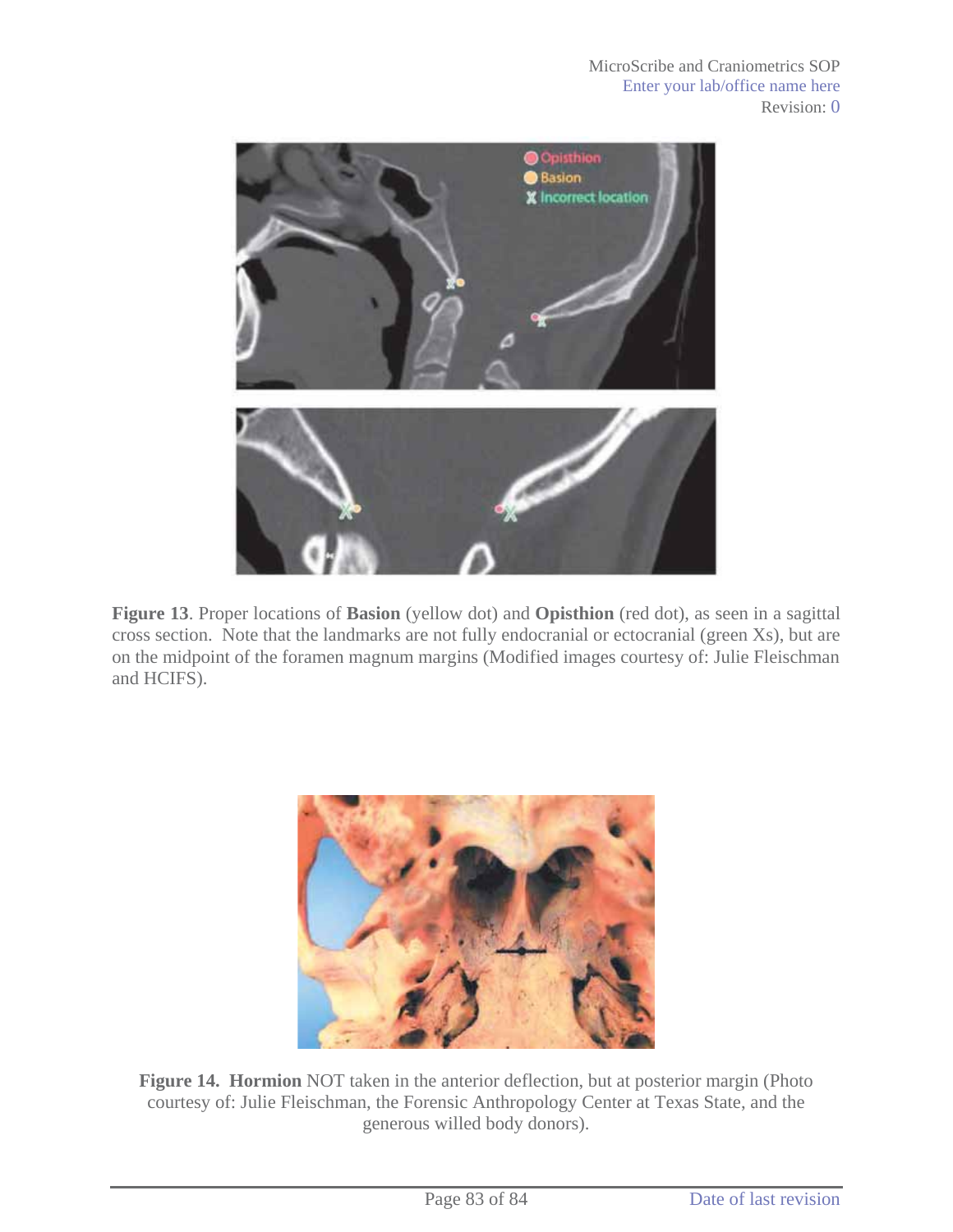**Figure 13**. Proper locations of **Basion** (yellow dot) and **Opisthion** (red dot), as seen in a sagittal cross section. Note that the landmarks are not fully endocranial or ectocranial (green Xs), but are on the midpoint of the foramen magnum margins (Modified images courtesy of: Julie Fleischman and HCIFS).

**Figure 14. Hormion** NOT taken in the anterior deflection, but at posterior margin (Photo courtesy of: Julie Fleischman, the Forensic Anthropology Center at Texas State, and the generous willed body donors).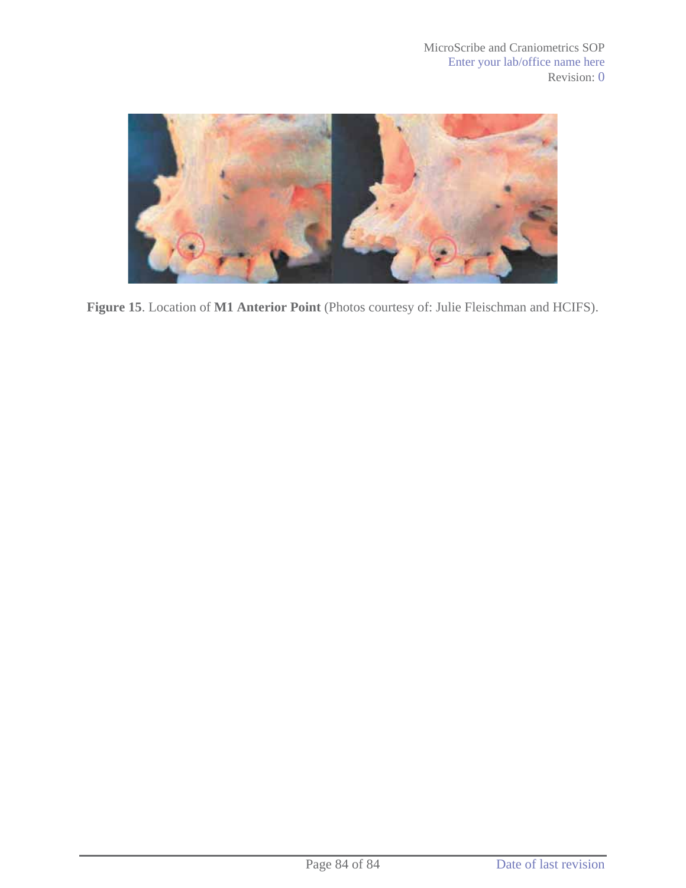**Figure 15**. Location of **M1 Anterior Point** (Photos courtesy of: Julie Fleischman and HCIFS).